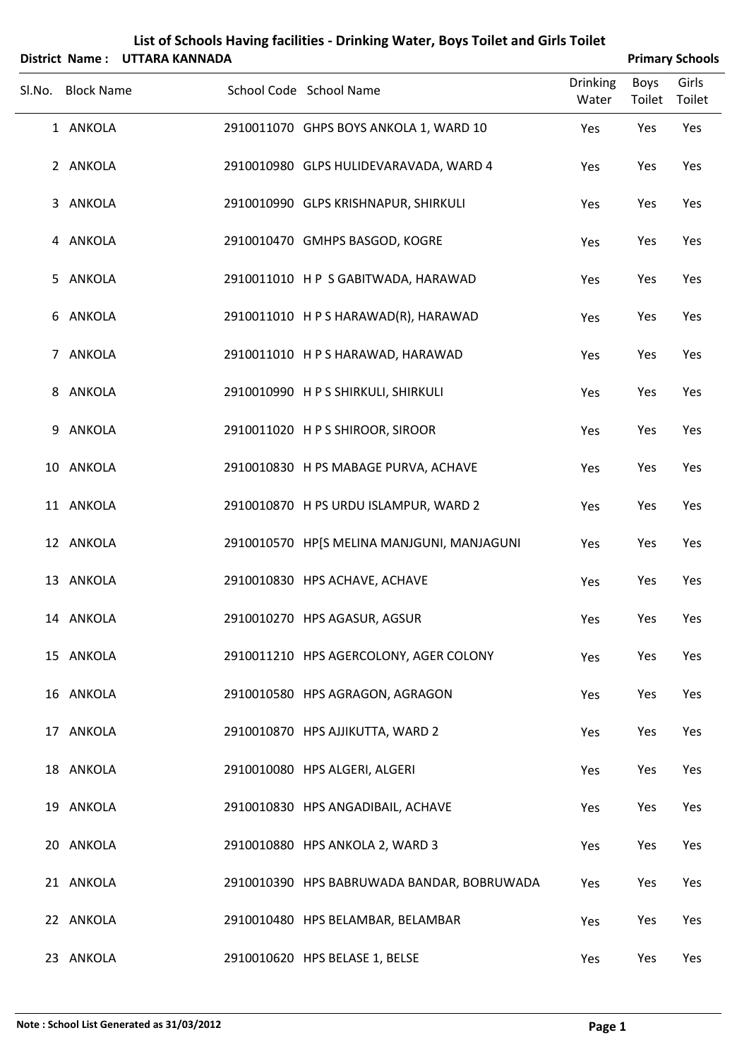# List of Schools Having facilities - Drinking Water, Boys Toilet and Girls Toilet

**District Name : UTTARA KANNADA** **Primary Schools**

| Sl.No. | Block Name | School Code | School Name | Drinking Water | Boys Toilet | Girls Toilet |
|---|---|---|---|---|---|---|
| 1 | ANKOLA | 2910011070 | GHPS BOYS ANKOLA 1, WARD 10 | Yes | Yes | Yes |
| 2 | ANKOLA | 2910010980 | GLPS HULIDEVARAVADA, WARD 4 | Yes | Yes | Yes |
| 3 | ANKOLA | 2910010990 | GLPS KRISHNAPUR, SHIRKULI | Yes | Yes | Yes |
| 4 | ANKOLA | 2910010470 | GMHPS BASGOD, KOGRE | Yes | Yes | Yes |
| 5 | ANKOLA | 2910011010 | H P S GABITWADA, HARAWAD | Yes | Yes | Yes |
| 6 | ANKOLA | 2910011010 | H P S HARAWAD(R), HARAWAD | Yes | Yes | Yes |
| 7 | ANKOLA | 2910011010 | H P S HARAWAD, HARAWAD | Yes | Yes | Yes |
| 8 | ANKOLA | 2910010990 | H P S SHIRKULI, SHIRKULI | Yes | Yes | Yes |
| 9 | ANKOLA | 2910011020 | H P S SHIROOR, SIROOR | Yes | Yes | Yes |
| 10 | ANKOLA | 2910010830 | H PS MABAGE PURVA, ACHAVE | Yes | Yes | Yes |
| 11 | ANKOLA | 2910010870 | H PS URDU ISLAMPUR, WARD 2 | Yes | Yes | Yes |
| 12 | ANKOLA | 2910010570 | HP[S MELINA MANJGUNI, MANJAGUNI | Yes | Yes | Yes |
| 13 | ANKOLA | 2910010830 | HPS ACHAVE, ACHAVE | Yes | Yes | Yes |
| 14 | ANKOLA | 2910010270 | HPS AGASUR, AGSUR | Yes | Yes | Yes |
| 15 | ANKOLA | 2910011210 | HPS AGERCOLONY, AGER COLONY | Yes | Yes | Yes |
| 16 | ANKOLA | 2910010580 | HPS AGRAGON, AGRAGON | Yes | Yes | Yes |
| 17 | ANKOLA | 2910010870 | HPS AJJIKUTTA, WARD 2 | Yes | Yes | Yes |
| 18 | ANKOLA | 2910010080 | HPS ALGERI, ALGERI | Yes | Yes | Yes |
| 19 | ANKOLA | 2910010830 | HPS ANGADIBAIL, ACHAVE | Yes | Yes | Yes |
| 20 | ANKOLA | 2910010880 | HPS ANKOLA 2, WARD 3 | Yes | Yes | Yes |
| 21 | ANKOLA | 2910010390 | HPS BABRUWADA BANDAR, BOBRUWADA | Yes | Yes | Yes |
| 22 | ANKOLA | 2910010480 | HPS BELAMBAR, BELAMBAR | Yes | Yes | Yes |
| 23 | ANKOLA | 2910010620 | HPS BELASE 1, BELSE | Yes | Yes | Yes |

**Note : School List Generated as 31/03/2012**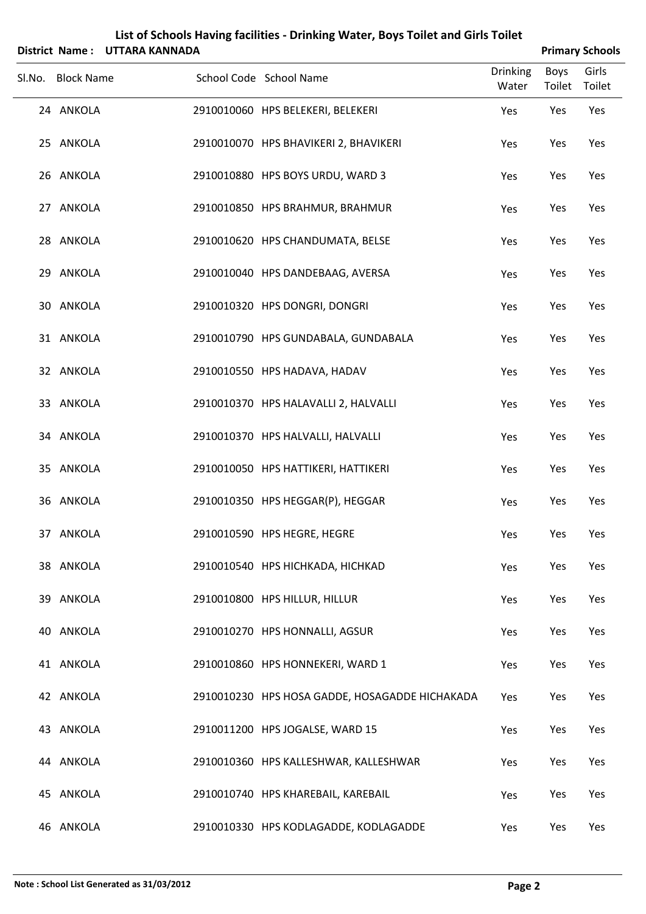# List of Schools Having facilities - Drinking Water, Boys Toilet and Girls Toilet

**District Name : UTTARA KANNADA** **Primary Schools**

| Sl.No. | Block Name | School Code | School Name | Drinking Water | Boys Toilet | Girls Toilet |
|---|---|---|---|---|---|---|
| 24 | ANKOLA | 2910010060 | HPS BELEKERI, BELEKERI | Yes | Yes | Yes |
| 25 | ANKOLA | 2910010070 | HPS BHAVIKERI 2, BHAVIKERI | Yes | Yes | Yes |
| 26 | ANKOLA | 2910010880 | HPS BOYS URDU, WARD 3 | Yes | Yes | Yes |
| 27 | ANKOLA | 2910010850 | HPS BRAHMUR, BRAHMUR | Yes | Yes | Yes |
| 28 | ANKOLA | 2910010620 | HPS CHANDUMATA, BELSE | Yes | Yes | Yes |
| 29 | ANKOLA | 2910010040 | HPS DANDEBAAG, AVERSA | Yes | Yes | Yes |
| 30 | ANKOLA | 2910010320 | HPS DONGRI, DONGRI | Yes | Yes | Yes |
| 31 | ANKOLA | 2910010790 | HPS GUNDABALA, GUNDABALA | Yes | Yes | Yes |
| 32 | ANKOLA | 2910010550 | HPS HADAVA, HADAV | Yes | Yes | Yes |
| 33 | ANKOLA | 2910010370 | HPS HALAVALLI 2, HALVALLI | Yes | Yes | Yes |
| 34 | ANKOLA | 2910010370 | HPS HALVALLI, HALVALLI | Yes | Yes | Yes |
| 35 | ANKOLA | 2910010050 | HPS HATTIKERI, HATTIKERI | Yes | Yes | Yes |
| 36 | ANKOLA | 2910010350 | HPS HEGGAR(P), HEGGAR | Yes | Yes | Yes |
| 37 | ANKOLA | 2910010590 | HPS HEGRE, HEGRE | Yes | Yes | Yes |
| 38 | ANKOLA | 2910010540 | HPS HICHKADA, HICHKAD | Yes | Yes | Yes |
| 39 | ANKOLA | 2910010800 | HPS HILLUR, HILLUR | Yes | Yes | Yes |
| 40 | ANKOLA | 2910010270 | HPS HONNALLI, AGSUR | Yes | Yes | Yes |
| 41 | ANKOLA | 2910010860 | HPS HONNEKERI, WARD 1 | Yes | Yes | Yes |
| 42 | ANKOLA | 2910010230 | HPS HOSA GADDE, HOSAGADDE HICHAKADA | Yes | Yes | Yes |
| 43 | ANKOLA | 2910011200 | HPS JOGALSE, WARD 15 | Yes | Yes | Yes |
| 44 | ANKOLA | 2910010360 | HPS KALLESHWAR, KALLESHWAR | Yes | Yes | Yes |
| 45 | ANKOLA | 2910010740 | HPS KHAREBAIL, KAREBAIL | Yes | Yes | Yes |
| 46 | ANKOLA | 2910010330 | HPS KODLAGADDE, KODLAGADDE | Yes | Yes | Yes |

**Note : School List Generated as 31/03/2012**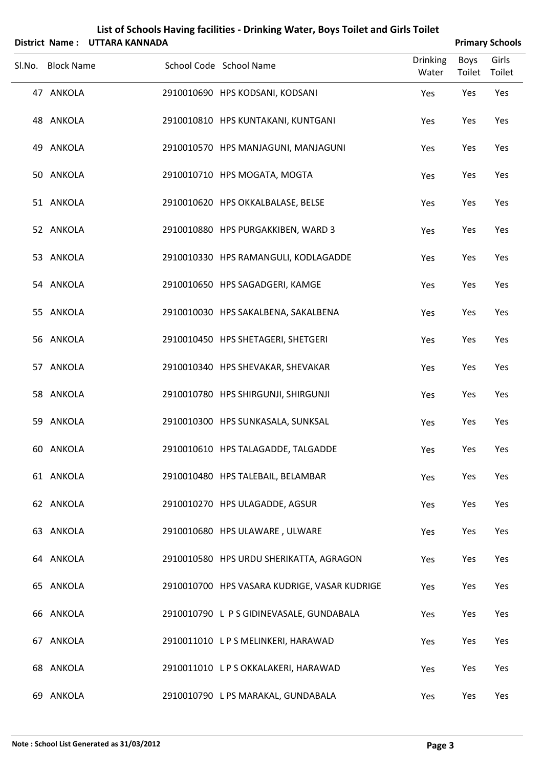# List of Schools Having facilities - Drinking Water, Boys Toilet and Girls Toilet

**District Name : UTTARA KANNADA** **Primary Schools**

| Sl.No. | Block Name | School Code | School Name | Drinking Water | Boys Toilet | Girls Toilet |
|---|---|---|---|---|---|---|
| 47 | ANKOLA | 2910010690 | HPS KODSANI, KODSANI | Yes | Yes | Yes |
| 48 | ANKOLA | 2910010810 | HPS KUNTAKANI, KUNTGANI | Yes | Yes | Yes |
| 49 | ANKOLA | 2910010570 | HPS MANJAGUNI, MANJAGUNI | Yes | Yes | Yes |
| 50 | ANKOLA | 2910010710 | HPS MOGATA, MOGTA | Yes | Yes | Yes |
| 51 | ANKOLA | 2910010620 | HPS OKKALBALASE, BELSE | Yes | Yes | Yes |
| 52 | ANKOLA | 2910010880 | HPS PURGAKKIBEN, WARD 3 | Yes | Yes | Yes |
| 53 | ANKOLA | 2910010330 | HPS RAMANGULI, KODLAGADDE | Yes | Yes | Yes |
| 54 | ANKOLA | 2910010650 | HPS SAGADGERI, KAMGE | Yes | Yes | Yes |
| 55 | ANKOLA | 2910010030 | HPS SAKALBENA, SAKALBENA | Yes | Yes | Yes |
| 56 | ANKOLA | 2910010450 | HPS SHETAGERI, SHETGERI | Yes | Yes | Yes |
| 57 | ANKOLA | 2910010340 | HPS SHEVAKAR, SHEVAKAR | Yes | Yes | Yes |
| 58 | ANKOLA | 2910010780 | HPS SHIRGUNJI, SHIRGUNJI | Yes | Yes | Yes |
| 59 | ANKOLA | 2910010300 | HPS SUNKASALA, SUNKSAL | Yes | Yes | Yes |
| 60 | ANKOLA | 2910010610 | HPS TALAGADDE, TALGADDE | Yes | Yes | Yes |
| 61 | ANKOLA | 2910010480 | HPS TALEBAIL, BELAMBAR | Yes | Yes | Yes |
| 62 | ANKOLA | 2910010270 | HPS ULAGADDE, AGSUR | Yes | Yes | Yes |
| 63 | ANKOLA | 2910010680 | HPS ULAWARE , ULWARE | Yes | Yes | Yes |
| 64 | ANKOLA | 2910010580 | HPS URDU SHERIKATTA, AGRAGON | Yes | Yes | Yes |
| 65 | ANKOLA | 2910010700 | HPS VASARA KUDRIGE, VASAR KUDRIGE | Yes | Yes | Yes |
| 66 | ANKOLA | 2910010790 | L P S GIDINEVASALE, GUNDABALA | Yes | Yes | Yes |
| 67 | ANKOLA | 2910011010 | L P S MELINKERI, HARAWAD | Yes | Yes | Yes |
| 68 | ANKOLA | 2910011010 | L P S OKKALAKERI, HARAWAD | Yes | Yes | Yes |
| 69 | ANKOLA | 2910010790 | L PS MARAKAL, GUNDABALA | Yes | Yes | Yes |

**Note : School List Generated as 31/03/2012**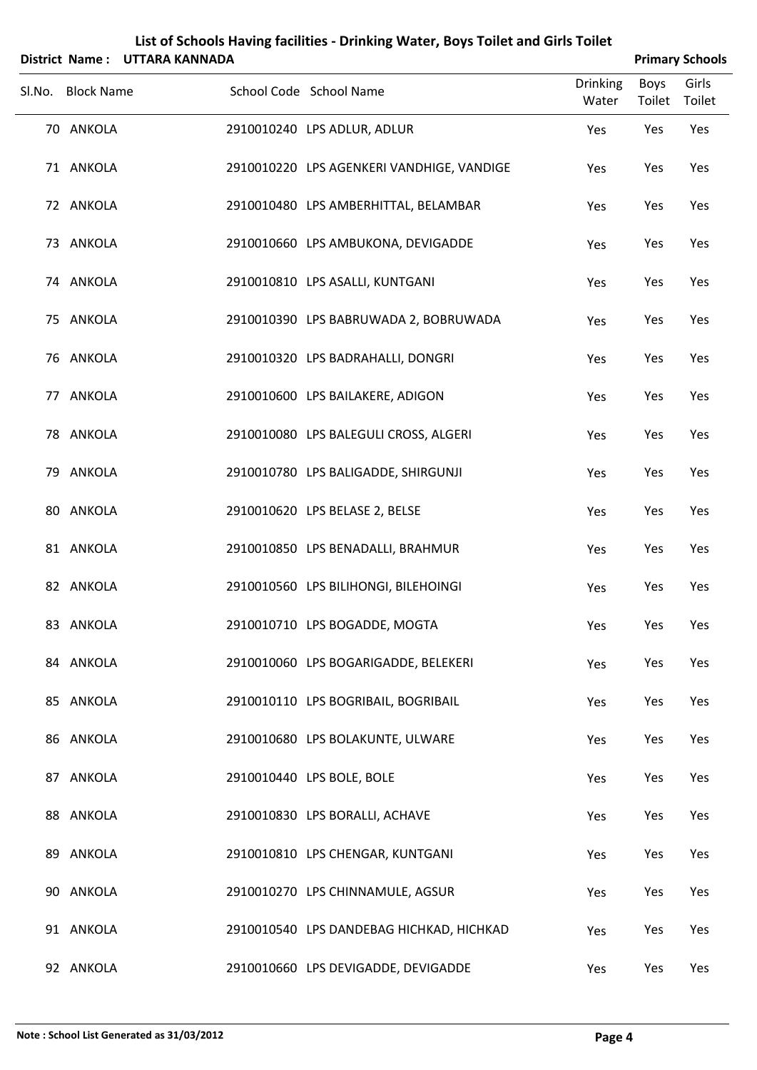## List of Schools Having facilities - Drinking Water, Boys Toilet and Girls Toilet

**District Name : UTTARA KANNADA** **Primary Schools**

| Sl.No. | Block Name | School Code | School Name | Drinking Water | Boys Toilet | Girls Toilet |
|---|---|---|---|---|---|---|
| 70 | ANKOLA | 2910010240 | LPS ADLUR, ADLUR | Yes | Yes | Yes |
| 71 | ANKOLA | 2910010220 | LPS AGENKERI VANDHIGE, VANDIGE | Yes | Yes | Yes |
| 72 | ANKOLA | 2910010480 | LPS AMBERHITTAL, BELAMBAR | Yes | Yes | Yes |
| 73 | ANKOLA | 2910010660 | LPS AMBUKONA, DEVIGADDE | Yes | Yes | Yes |
| 74 | ANKOLA | 2910010810 | LPS ASALLI, KUNTGANI | Yes | Yes | Yes |
| 75 | ANKOLA | 2910010390 | LPS BABRUWADA 2, BOBRUWADA | Yes | Yes | Yes |
| 76 | ANKOLA | 2910010320 | LPS BADRAHALLI, DONGRI | Yes | Yes | Yes |
| 77 | ANKOLA | 2910010600 | LPS BAILAKERE, ADIGON | Yes | Yes | Yes |
| 78 | ANKOLA | 2910010080 | LPS BALEGULI CROSS, ALGERI | Yes | Yes | Yes |
| 79 | ANKOLA | 2910010780 | LPS BALIGADDE, SHIRGUNJI | Yes | Yes | Yes |
| 80 | ANKOLA | 2910010620 | LPS BELASE 2, BELSE | Yes | Yes | Yes |
| 81 | ANKOLA | 2910010850 | LPS BENADALLI, BRAHMUR | Yes | Yes | Yes |
| 82 | ANKOLA | 2910010560 | LPS BILIHONGI, BILEHOINGI | Yes | Yes | Yes |
| 83 | ANKOLA | 2910010710 | LPS BOGADDE, MOGTA | Yes | Yes | Yes |
| 84 | ANKOLA | 2910010060 | LPS BOGARIGADDE, BELEKERI | Yes | Yes | Yes |
| 85 | ANKOLA | 2910010110 | LPS BOGRIBAIL, BOGRIBAIL | Yes | Yes | Yes |
| 86 | ANKOLA | 2910010680 | LPS BOLAKUNTE, ULWARE | Yes | Yes | Yes |
| 87 | ANKOLA | 2910010440 | LPS BOLE, BOLE | Yes | Yes | Yes |
| 88 | ANKOLA | 2910010830 | LPS BORALLI, ACHAVE | Yes | Yes | Yes |
| 89 | ANKOLA | 2910010810 | LPS CHENGAR, KUNTGANI | Yes | Yes | Yes |
| 90 | ANKOLA | 2910010270 | LPS CHINNAMULE, AGSUR | Yes | Yes | Yes |
| 91 | ANKOLA | 2910010540 | LPS DANDEBAG HICHKAD, HICHKAD | Yes | Yes | Yes |
| 92 | ANKOLA | 2910010660 | LPS DEVIGADDE, DEVIGADDE | Yes | Yes | Yes |

**Note : School List Generated as 31/03/2012**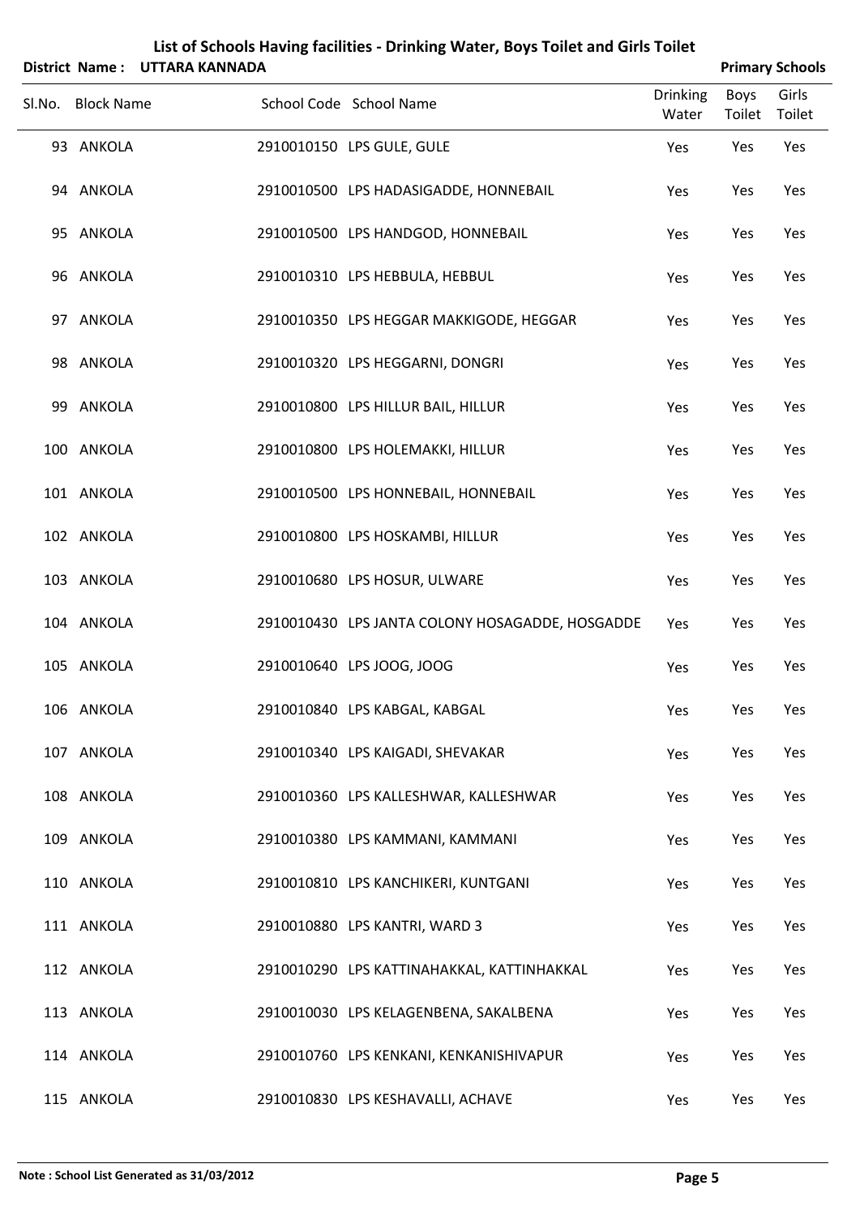# List of Schools Having facilities - Drinking Water, Boys Toilet and Girls Toilet

**District Name : UTTARA KANNADA** **Primary Schools**

| Sl.No. | Block Name | School Code | School Name | Drinking Water | Boys Toilet | Girls Toilet |
|---|---|---|---|---|---|---|
| 93 | ANKOLA | 2910010150 | LPS GULE, GULE | Yes | Yes | Yes |
| 94 | ANKOLA | 2910010500 | LPS HADASIGADDE, HONNEBAIL | Yes | Yes | Yes |
| 95 | ANKOLA | 2910010500 | LPS HANDGOD, HONNEBAIL | Yes | Yes | Yes |
| 96 | ANKOLA | 2910010310 | LPS HEBBULA, HEBBUL | Yes | Yes | Yes |
| 97 | ANKOLA | 2910010350 | LPS HEGGAR MAKKIGODE, HEGGAR | Yes | Yes | Yes |
| 98 | ANKOLA | 2910010320 | LPS HEGGARNI, DONGRI | Yes | Yes | Yes |
| 99 | ANKOLA | 2910010800 | LPS HILLUR BAIL, HILLUR | Yes | Yes | Yes |
| 100 | ANKOLA | 2910010800 | LPS HOLEMAKKI, HILLUR | Yes | Yes | Yes |
| 101 | ANKOLA | 2910010500 | LPS HONNEBAIL, HONNEBAIL | Yes | Yes | Yes |
| 102 | ANKOLA | 2910010800 | LPS HOSKAMBI, HILLUR | Yes | Yes | Yes |
| 103 | ANKOLA | 2910010680 | LPS HOSUR, ULWARE | Yes | Yes | Yes |
| 104 | ANKOLA | 2910010430 | LPS JANTA COLONY HOSAGADDE, HOSGADDE | Yes | Yes | Yes |
| 105 | ANKOLA | 2910010640 | LPS JOOG, JOOG | Yes | Yes | Yes |
| 106 | ANKOLA | 2910010840 | LPS KABGAL, KABGAL | Yes | Yes | Yes |
| 107 | ANKOLA | 2910010340 | LPS KAIGADI, SHEVAKAR | Yes | Yes | Yes |
| 108 | ANKOLA | 2910010360 | LPS KALLESHWAR, KALLESHWAR | Yes | Yes | Yes |
| 109 | ANKOLA | 2910010380 | LPS KAMMANI, KAMMANI | Yes | Yes | Yes |
| 110 | ANKOLA | 2910010810 | LPS KANCHIKERI, KUNTGANI | Yes | Yes | Yes |
| 111 | ANKOLA | 2910010880 | LPS KANTRI, WARD 3 | Yes | Yes | Yes |
| 112 | ANKOLA | 2910010290 | LPS KATTINAHAKKAL, KATTINHAKKAL | Yes | Yes | Yes |
| 113 | ANKOLA | 2910010030 | LPS KELAGENBENA, SAKALBENA | Yes | Yes | Yes |
| 114 | ANKOLA | 2910010760 | LPS KENKANI, KENKANISHIVAPUR | Yes | Yes | Yes |
| 115 | ANKOLA | 2910010830 | LPS KESHAVALLI, ACHAVE | Yes | Yes | Yes |

**Note : School List Generated as 31/03/2012**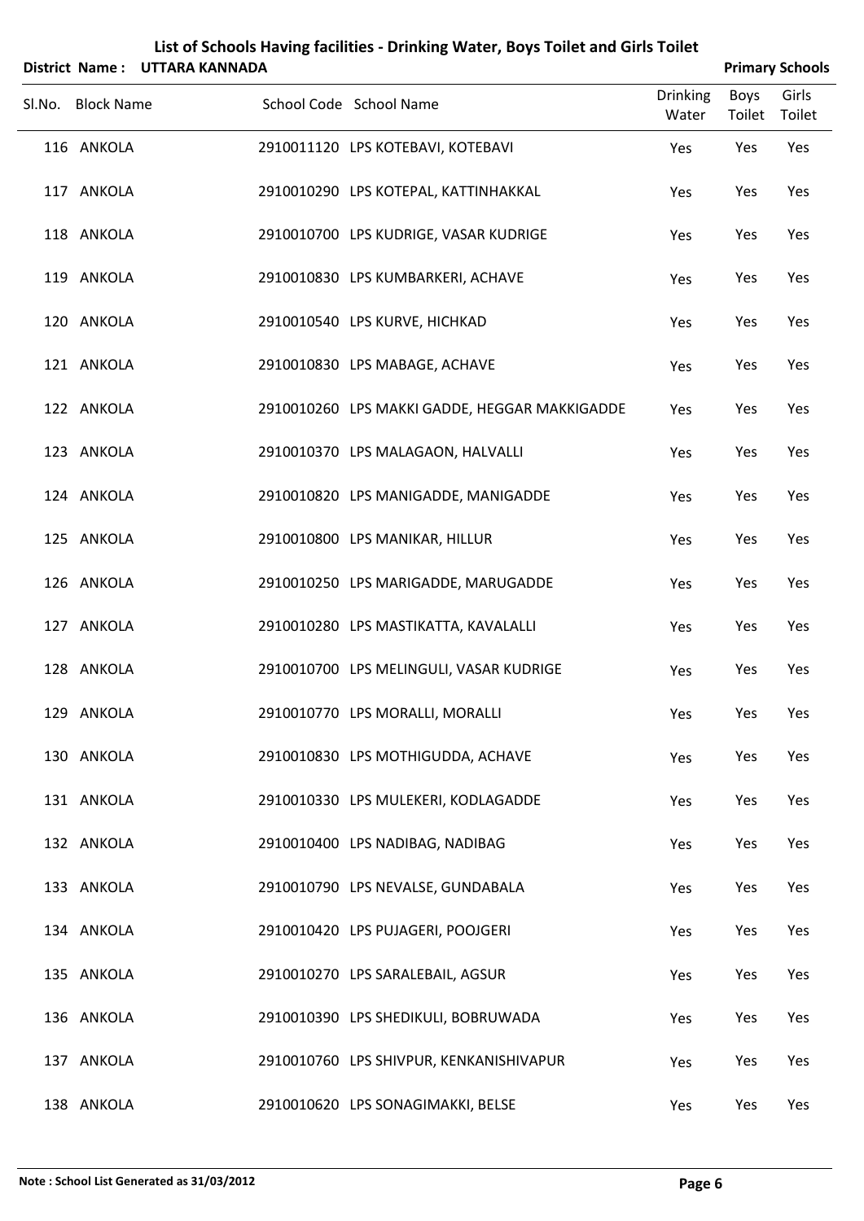# List of Schools Having facilities - Drinking Water, Boys Toilet and Girls Toilet

**District Name : UTTARA KANNADA** | **Primary Schools**

| Sl.No. | Block Name | School Code | School Name | Drinking Water | Boys Toilet | Girls Toilet |
|---|---|---|---|---|---|---|
| 116 | ANKOLA | 2910011120 | LPS KOTEBAVI, KOTEBAVI | Yes | Yes | Yes |
| 117 | ANKOLA | 2910010290 | LPS KOTEPAL, KATTINHAKKAL | Yes | Yes | Yes |
| 118 | ANKOLA | 2910010700 | LPS KUDRIGE, VASAR KUDRIGE | Yes | Yes | Yes |
| 119 | ANKOLA | 2910010830 | LPS KUMBARKERI, ACHAVE | Yes | Yes | Yes |
| 120 | ANKOLA | 2910010540 | LPS KURVE, HICHKAD | Yes | Yes | Yes |
| 121 | ANKOLA | 2910010830 | LPS MABAGE, ACHAVE | Yes | Yes | Yes |
| 122 | ANKOLA | 2910010260 | LPS MAKKI GADDE, HEGGAR MAKKIGADDE | Yes | Yes | Yes |
| 123 | ANKOLA | 2910010370 | LPS MALAGAON, HALVALLI | Yes | Yes | Yes |
| 124 | ANKOLA | 2910010820 | LPS MANIGADDE, MANIGADDE | Yes | Yes | Yes |
| 125 | ANKOLA | 2910010800 | LPS MANIKAR, HILLUR | Yes | Yes | Yes |
| 126 | ANKOLA | 2910010250 | LPS MARIGADDE, MARUGADDE | Yes | Yes | Yes |
| 127 | ANKOLA | 2910010280 | LPS MASTIKATTA, KAVALALLI | Yes | Yes | Yes |
| 128 | ANKOLA | 2910010700 | LPS MELINGULI, VASAR KUDRIGE | Yes | Yes | Yes |
| 129 | ANKOLA | 2910010770 | LPS MORALLI, MORALLI | Yes | Yes | Yes |
| 130 | ANKOLA | 2910010830 | LPS MOTHIGUDDA, ACHAVE | Yes | Yes | Yes |
| 131 | ANKOLA | 2910010330 | LPS MULEKERI, KODLAGADDE | Yes | Yes | Yes |
| 132 | ANKOLA | 2910010400 | LPS NADIBAG, NADIBAG | Yes | Yes | Yes |
| 133 | ANKOLA | 2910010790 | LPS NEVALSE, GUNDABALA | Yes | Yes | Yes |
| 134 | ANKOLA | 2910010420 | LPS PUJAGERI, POOJGERI | Yes | Yes | Yes |
| 135 | ANKOLA | 2910010270 | LPS SARALEBAIL, AGSUR | Yes | Yes | Yes |
| 136 | ANKOLA | 2910010390 | LPS SHEDIKULI, BOBRUWADA | Yes | Yes | Yes |
| 137 | ANKOLA | 2910010760 | LPS SHIVPUR, KENKANISHIVAPUR | Yes | Yes | Yes |
| 138 | ANKOLA | 2910010620 | LPS SONAGIMAKKI, BELSE | Yes | Yes | Yes |

**Note : School List Generated as 31/03/2012**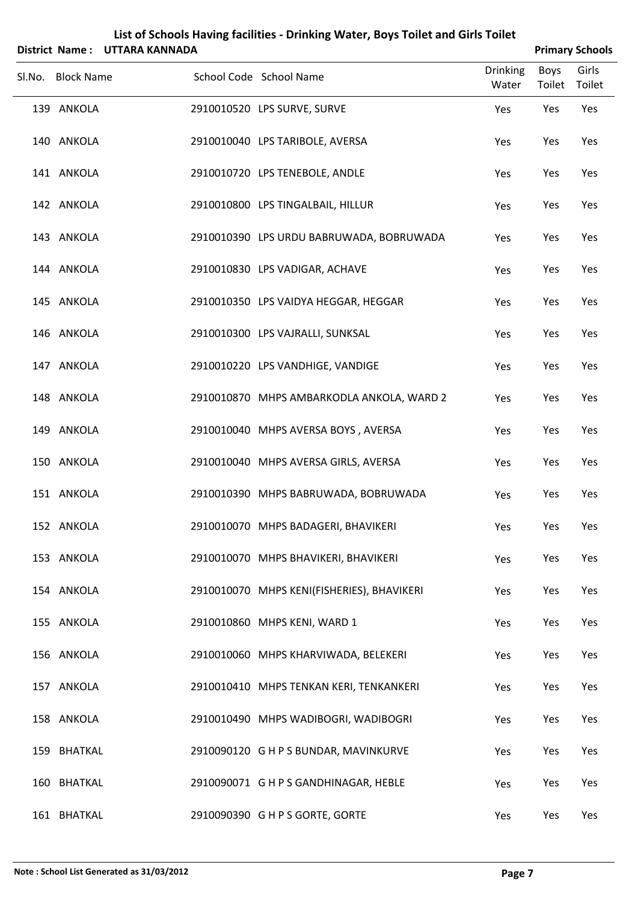# List of Schools Having facilities - Drinking Water, Boys Toilet and Girls Toilet

**District Name : UTTARA KANNADA** **Primary Schools**

| Sl.No. | Block Name | School Code | School Name | Drinking Water | Boys Toilet | Girls Toilet |
|---|---|---|---|---|---|---|
| 139 | ANKOLA | 2910010520 | LPS SURVE, SURVE | Yes | Yes | Yes |
| 140 | ANKOLA | 2910010040 | LPS TARIBOLE, AVERSA | Yes | Yes | Yes |
| 141 | ANKOLA | 2910010720 | LPS TENEBOLE, ANDLE | Yes | Yes | Yes |
| 142 | ANKOLA | 2910010800 | LPS TINGALBAIL, HILLUR | Yes | Yes | Yes |
| 143 | ANKOLA | 2910010390 | LPS URDU BABRUWADA, BOBRUWADA | Yes | Yes | Yes |
| 144 | ANKOLA | 2910010830 | LPS VADIGAR, ACHAVE | Yes | Yes | Yes |
| 145 | ANKOLA | 2910010350 | LPS VAIDYA HEGGAR, HEGGAR | Yes | Yes | Yes |
| 146 | ANKOLA | 2910010300 | LPS VAJRALLI, SUNKSAL | Yes | Yes | Yes |
| 147 | ANKOLA | 2910010220 | LPS VANDHIGE, VANDIGE | Yes | Yes | Yes |
| 148 | ANKOLA | 2910010870 | MHPS AMBARKODLA ANKOLA, WARD 2 | Yes | Yes | Yes |
| 149 | ANKOLA | 2910010040 | MHPS AVERSA BOYS , AVERSA | Yes | Yes | Yes |
| 150 | ANKOLA | 2910010040 | MHPS AVERSA GIRLS, AVERSA | Yes | Yes | Yes |
| 151 | ANKOLA | 2910010390 | MHPS BABRUWADA, BOBRUWADA | Yes | Yes | Yes |
| 152 | ANKOLA | 2910010070 | MHPS BADAGERI, BHAVIKERI | Yes | Yes | Yes |
| 153 | ANKOLA | 2910010070 | MHPS BHAVIKERI, BHAVIKERI | Yes | Yes | Yes |
| 154 | ANKOLA | 2910010070 | MHPS KENI(FISHERIES), BHAVIKERI | Yes | Yes | Yes |
| 155 | ANKOLA | 2910010860 | MHPS KENI, WARD 1 | Yes | Yes | Yes |
| 156 | ANKOLA | 2910010060 | MHPS KHARVIWADA, BELEKERI | Yes | Yes | Yes |
| 157 | ANKOLA | 2910010410 | MHPS TENKAN KERI, TENKANKERI | Yes | Yes | Yes |
| 158 | ANKOLA | 2910010490 | MHPS WADIBOGRI, WADIBOGRI | Yes | Yes | Yes |
| 159 | BHATKAL | 2910090120 | G H P S BUNDAR, MAVINKURVE | Yes | Yes | Yes |
| 160 | BHATKAL | 2910090071 | G H P S GANDHINAGAR, HEBLE | Yes | Yes | Yes |
| 161 | BHATKAL | 2910090390 | G H P S GORTE, GORTE | Yes | Yes | Yes |

**Note : School List Generated as 31/03/2012**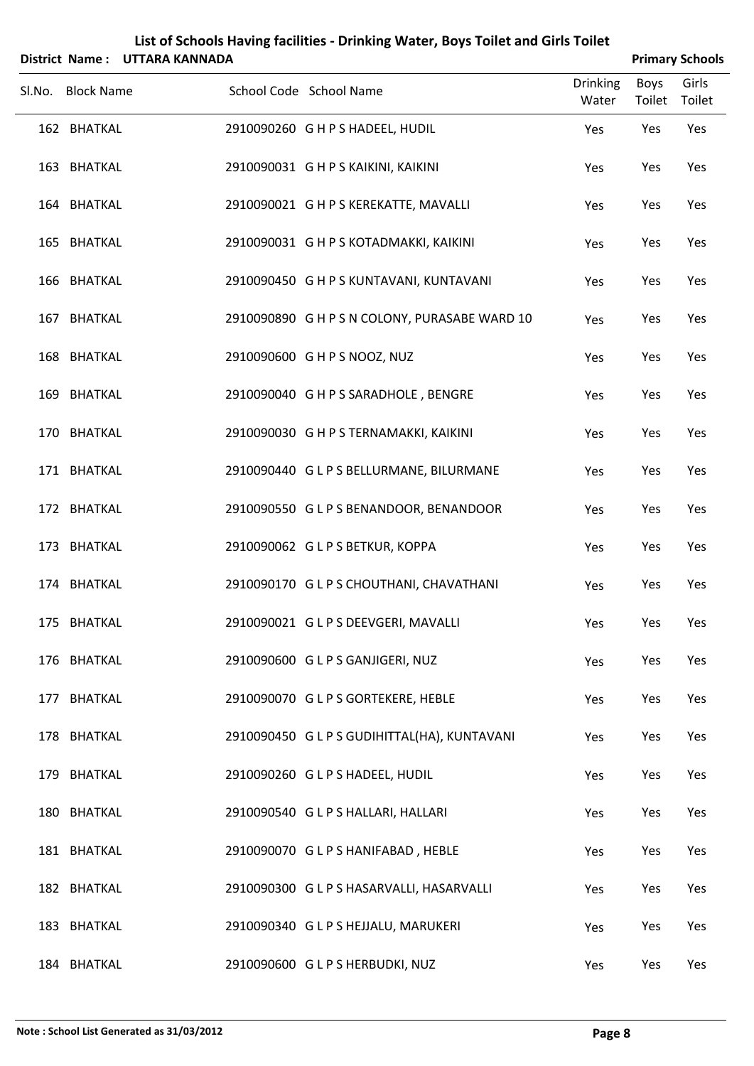# List of Schools Having facilities - Drinking Water, Boys Toilet and Girls Toilet

**District Name : UTTARA KANNADA** **Primary Schools**

| Sl.No. | Block Name | School Code | School Name | Drinking Water | Boys Toilet | Girls Toilet |
|---|---|---|---|---|---|---|
| 162 | BHATKAL | 2910090260 | G H P S HADEEL, HUDIL | Yes | Yes | Yes |
| 163 | BHATKAL | 2910090031 | G H P S KAIKINI, KAIKINI | Yes | Yes | Yes |
| 164 | BHATKAL | 2910090021 | G H P S KEREKATTE, MAVALLI | Yes | Yes | Yes |
| 165 | BHATKAL | 2910090031 | G H P S KOTADMAKKI, KAIKINI | Yes | Yes | Yes |
| 166 | BHATKAL | 2910090450 | G H P S KUNTAVANI, KUNTAVANI | Yes | Yes | Yes |
| 167 | BHATKAL | 2910090890 | G H P S N COLONY, PURASABE WARD 10 | Yes | Yes | Yes |
| 168 | BHATKAL | 2910090600 | G H P S NOOZ, NUZ | Yes | Yes | Yes |
| 169 | BHATKAL | 2910090040 | G H P S SARADHOLE , BENGRE | Yes | Yes | Yes |
| 170 | BHATKAL | 2910090030 | G H P S TERNAMAKKI, KAIKINI | Yes | Yes | Yes |
| 171 | BHATKAL | 2910090440 | G L P S BELLURMANE, BILURMANE | Yes | Yes | Yes |
| 172 | BHATKAL | 2910090550 | G L P S BENANDOOR, BENANDOOR | Yes | Yes | Yes |
| 173 | BHATKAL | 2910090062 | G L P S BETKUR, KOPPA | Yes | Yes | Yes |
| 174 | BHATKAL | 2910090170 | G L P S CHOUTHANI, CHAVATHANI | Yes | Yes | Yes |
| 175 | BHATKAL | 2910090021 | G L P S DEEVGERI, MAVALLI | Yes | Yes | Yes |
| 176 | BHATKAL | 2910090600 | G L P S GANJIGERI, NUZ | Yes | Yes | Yes |
| 177 | BHATKAL | 2910090070 | G L P S GORTEKERE, HEBLE | Yes | Yes | Yes |
| 178 | BHATKAL | 2910090450 | G L P S GUDIHITTAL(HA), KUNTAVANI | Yes | Yes | Yes |
| 179 | BHATKAL | 2910090260 | G L P S HADEEL, HUDIL | Yes | Yes | Yes |
| 180 | BHATKAL | 2910090540 | G L P S HALLARI, HALLARI | Yes | Yes | Yes |
| 181 | BHATKAL | 2910090070 | G L P S HANIFABAD , HEBLE | Yes | Yes | Yes |
| 182 | BHATKAL | 2910090300 | G L P S HASARVALLI, HASARVALLI | Yes | Yes | Yes |
| 183 | BHATKAL | 2910090340 | G L P S HEJJALU, MARUKERI | Yes | Yes | Yes |
| 184 | BHATKAL | 2910090600 | G L P S HERBUDKI, NUZ | Yes | Yes | Yes |

**Note : School List Generated as 31/03/2012**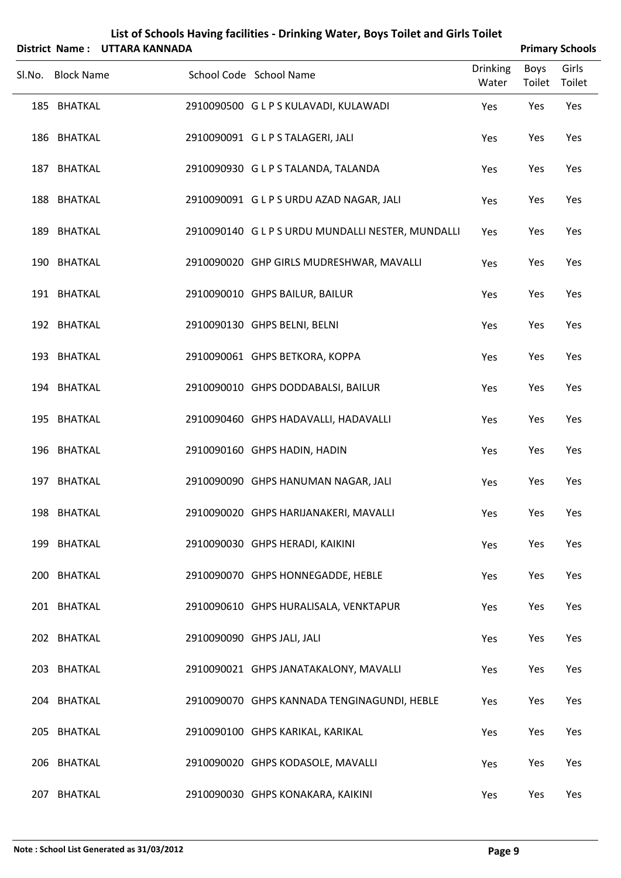# List of Schools Having facilities - Drinking Water, Boys Toilet and Girls Toilet

**District Name : UTTARA KANNADA** **Primary Schools**

| Sl.No. | Block Name | School Code | School Name | Drinking Water | Boys Toilet | Girls Toilet |
|---|---|---|---|---|---|---|
| 185 | BHATKAL | 2910090500 | G L P S KULAVADI, KULAWADI | Yes | Yes | Yes |
| 186 | BHATKAL | 2910090091 | G L P S TALAGERI, JALI | Yes | Yes | Yes |
| 187 | BHATKAL | 2910090930 | G L P S TALANDA, TALANDA | Yes | Yes | Yes |
| 188 | BHATKAL | 2910090091 | G L P S URDU AZAD NAGAR, JALI | Yes | Yes | Yes |
| 189 | BHATKAL | 2910090140 | G L P S URDU MUNDALLI NESTER, MUNDALLI | Yes | Yes | Yes |
| 190 | BHATKAL | 2910090020 | GHP GIRLS MUDRESHWAR, MAVALLI | Yes | Yes | Yes |
| 191 | BHATKAL | 2910090010 | GHPS BAILUR, BAILUR | Yes | Yes | Yes |
| 192 | BHATKAL | 2910090130 | GHPS BELNI, BELNI | Yes | Yes | Yes |
| 193 | BHATKAL | 2910090061 | GHPS BETKORA, KOPPA | Yes | Yes | Yes |
| 194 | BHATKAL | 2910090010 | GHPS DODDABALSI, BAILUR | Yes | Yes | Yes |
| 195 | BHATKAL | 2910090460 | GHPS HADAVALLI, HADAVALLI | Yes | Yes | Yes |
| 196 | BHATKAL | 2910090160 | GHPS HADIN, HADIN | Yes | Yes | Yes |
| 197 | BHATKAL | 2910090090 | GHPS HANUMAN NAGAR, JALI | Yes | Yes | Yes |
| 198 | BHATKAL | 2910090020 | GHPS HARIJANAKERI, MAVALLI | Yes | Yes | Yes |
| 199 | BHATKAL | 2910090030 | GHPS HERADI, KAIKINI | Yes | Yes | Yes |
| 200 | BHATKAL | 2910090070 | GHPS HONNEGADDE, HEBLE | Yes | Yes | Yes |
| 201 | BHATKAL | 2910090610 | GHPS HURALISALA, VENKTAPUR | Yes | Yes | Yes |
| 202 | BHATKAL | 2910090090 | GHPS JALI, JALI | Yes | Yes | Yes |
| 203 | BHATKAL | 2910090021 | GHPS JANATAKALONY, MAVALLI | Yes | Yes | Yes |
| 204 | BHATKAL | 2910090070 | GHPS KANNADA TENGINAGUNDI, HEBLE | Yes | Yes | Yes |
| 205 | BHATKAL | 2910090100 | GHPS KARIKAL, KARIKAL | Yes | Yes | Yes |
| 206 | BHATKAL | 2910090020 | GHPS KODASOLE, MAVALLI | Yes | Yes | Yes |
| 207 | BHATKAL | 2910090030 | GHPS KONAKARA, KAIKINI | Yes | Yes | Yes |

**Note : School List Generated as 31/03/2012**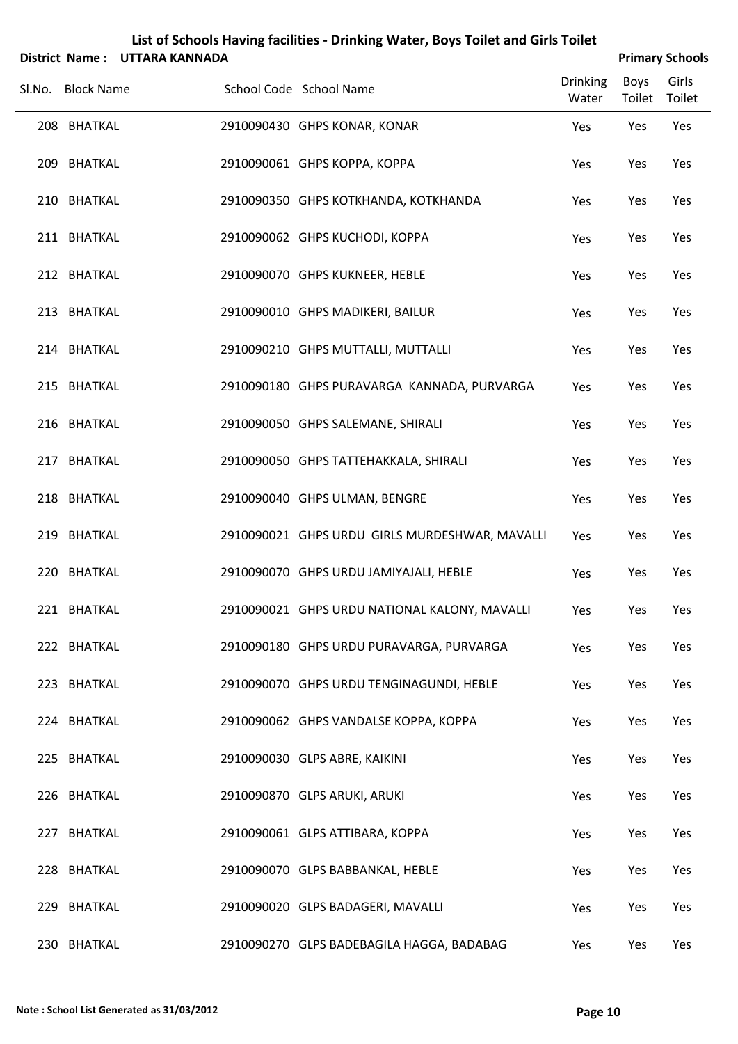# List of Schools Having facilities - Drinking Water, Boys Toilet and Girls Toilet

**District Name : UTTARA KANNADA** **Primary Schools**

| Sl.No. | Block Name | School Code | School Name | Drinking Water | Boys Toilet | Girls Toilet |
|---|---|---|---|---|---|---|
| 208 | BHATKAL | 2910090430 | GHPS KONAR, KONAR | Yes | Yes | Yes |
| 209 | BHATKAL | 2910090061 | GHPS KOPPA, KOPPA | Yes | Yes | Yes |
| 210 | BHATKAL | 2910090350 | GHPS KOTKHANDA, KOTKHANDA | Yes | Yes | Yes |
| 211 | BHATKAL | 2910090062 | GHPS KUCHODI, KOPPA | Yes | Yes | Yes |
| 212 | BHATKAL | 2910090070 | GHPS KUKNEER, HEBLE | Yes | Yes | Yes |
| 213 | BHATKAL | 2910090010 | GHPS MADIKERI, BAILUR | Yes | Yes | Yes |
| 214 | BHATKAL | 2910090210 | GHPS MUTTALLI, MUTTALLI | Yes | Yes | Yes |
| 215 | BHATKAL | 2910090180 | GHPS PURAVARGA KANNADA, PURVARGA | Yes | Yes | Yes |
| 216 | BHATKAL | 2910090050 | GHPS SALEMANE, SHIRALI | Yes | Yes | Yes |
| 217 | BHATKAL | 2910090050 | GHPS TATTEHAKKALA, SHIRALI | Yes | Yes | Yes |
| 218 | BHATKAL | 2910090040 | GHPS ULMAN, BENGRE | Yes | Yes | Yes |
| 219 | BHATKAL | 2910090021 | GHPS URDU GIRLS MURDESHWAR, MAVALLI | Yes | Yes | Yes |
| 220 | BHATKAL | 2910090070 | GHPS URDU JAMIYAJALI, HEBLE | Yes | Yes | Yes |
| 221 | BHATKAL | 2910090021 | GHPS URDU NATIONAL KALONY, MAVALLI | Yes | Yes | Yes |
| 222 | BHATKAL | 2910090180 | GHPS URDU PURAVARGA, PURVARGA | Yes | Yes | Yes |
| 223 | BHATKAL | 2910090070 | GHPS URDU TENGINAGUNDI, HEBLE | Yes | Yes | Yes |
| 224 | BHATKAL | 2910090062 | GHPS VANDALSE KOPPA, KOPPA | Yes | Yes | Yes |
| 225 | BHATKAL | 2910090030 | GLPS ABRE, KAIKINI | Yes | Yes | Yes |
| 226 | BHATKAL | 2910090870 | GLPS ARUKI, ARUKI | Yes | Yes | Yes |
| 227 | BHATKAL | 2910090061 | GLPS ATTIBARA, KOPPA | Yes | Yes | Yes |
| 228 | BHATKAL | 2910090070 | GLPS BABBANKAL, HEBLE | Yes | Yes | Yes |
| 229 | BHATKAL | 2910090020 | GLPS BADAGERI, MAVALLI | Yes | Yes | Yes |
| 230 | BHATKAL | 2910090270 | GLPS BADEBAGILA HAGGA, BADABAG | Yes | Yes | Yes |

**Note : School List Generated as 31/03/2012**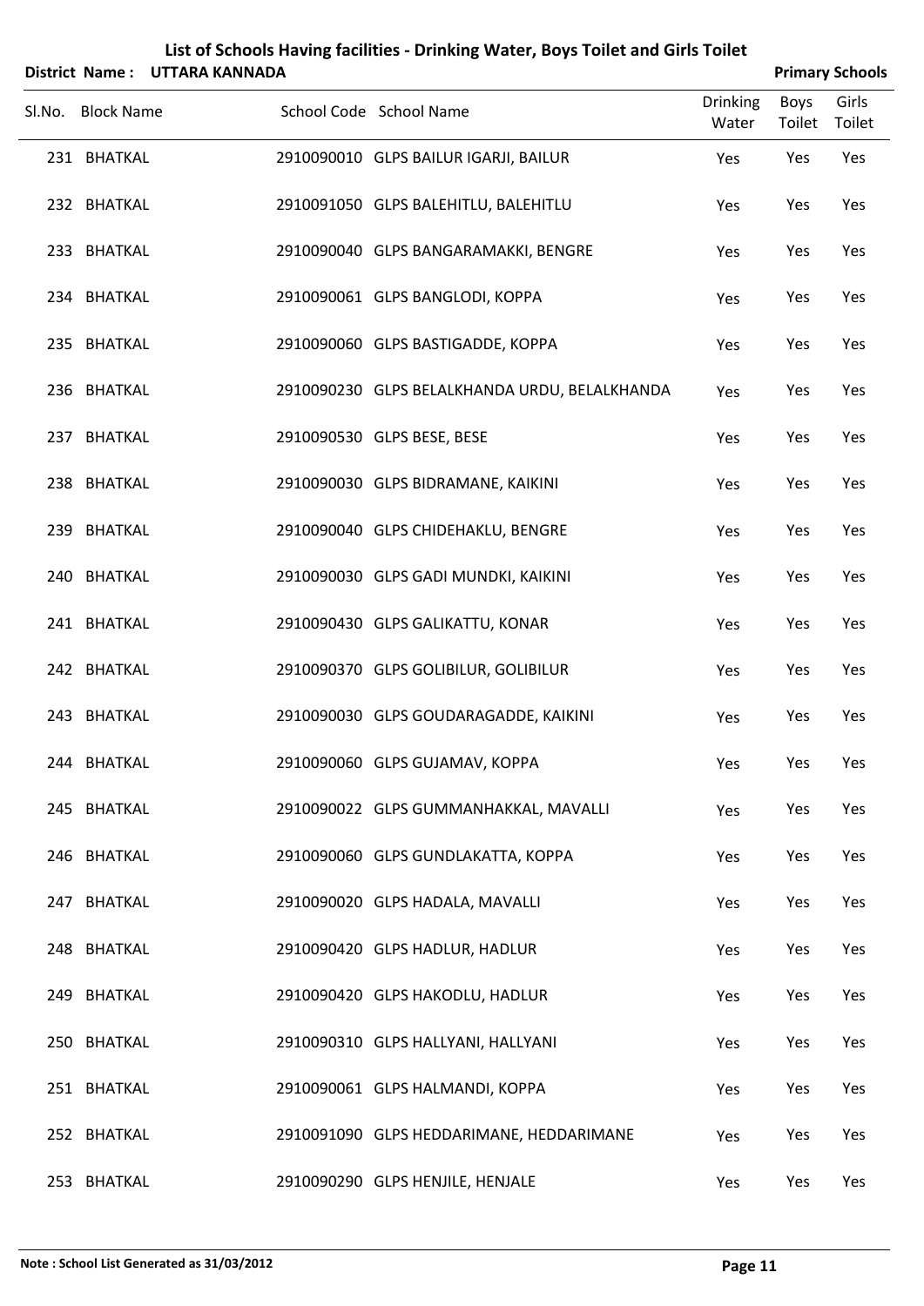# List of Schools Having facilities - Drinking Water, Boys Toilet and Girls Toilet

**District Name : UTTARA KANNADA** **Primary Schools**

| Sl.No. | Block Name | School Code | School Name | Drinking Water | Boys Toilet | Girls Toilet |
|---|---|---|---|---|---|---|
| 231 | BHATKAL | 2910090010 | GLPS BAILUR IGARJI, BAILUR | Yes | Yes | Yes |
| 232 | BHATKAL | 2910091050 | GLPS BALEHITLU, BALEHITLU | Yes | Yes | Yes |
| 233 | BHATKAL | 2910090040 | GLPS BANGARAMAKKI, BENGRE | Yes | Yes | Yes |
| 234 | BHATKAL | 2910090061 | GLPS BANGLODI, KOPPA | Yes | Yes | Yes |
| 235 | BHATKAL | 2910090060 | GLPS BASTIGADDE, KOPPA | Yes | Yes | Yes |
| 236 | BHATKAL | 2910090230 | GLPS BELALKHANDA URDU, BELALKHANDA | Yes | Yes | Yes |
| 237 | BHATKAL | 2910090530 | GLPS BESE, BESE | Yes | Yes | Yes |
| 238 | BHATKAL | 2910090030 | GLPS BIDRAMANE, KAIKINI | Yes | Yes | Yes |
| 239 | BHATKAL | 2910090040 | GLPS CHIDEHAKLU, BENGRE | Yes | Yes | Yes |
| 240 | BHATKAL | 2910090030 | GLPS GADI MUNDKI, KAIKINI | Yes | Yes | Yes |
| 241 | BHATKAL | 2910090430 | GLPS GALIKATTU, KONAR | Yes | Yes | Yes |
| 242 | BHATKAL | 2910090370 | GLPS GOLIBILUR, GOLIBILUR | Yes | Yes | Yes |
| 243 | BHATKAL | 2910090030 | GLPS GOUDARAGADDE, KAIKINI | Yes | Yes | Yes |
| 244 | BHATKAL | 2910090060 | GLPS GUJAMAV, KOPPA | Yes | Yes | Yes |
| 245 | BHATKAL | 2910090022 | GLPS GUMMANHAKKAL, MAVALLI | Yes | Yes | Yes |
| 246 | BHATKAL | 2910090060 | GLPS GUNDLAKATTA, KOPPA | Yes | Yes | Yes |
| 247 | BHATKAL | 2910090020 | GLPS HADALA, MAVALLI | Yes | Yes | Yes |
| 248 | BHATKAL | 2910090420 | GLPS HADLUR, HADLUR | Yes | Yes | Yes |
| 249 | BHATKAL | 2910090420 | GLPS HAKODLU, HADLUR | Yes | Yes | Yes |
| 250 | BHATKAL | 2910090310 | GLPS HALLYANI, HALLYANI | Yes | Yes | Yes |
| 251 | BHATKAL | 2910090061 | GLPS HALMANDI, KOPPA | Yes | Yes | Yes |
| 252 | BHATKAL | 2910091090 | GLPS HEDDARIMANE, HEDDARIMANE | Yes | Yes | Yes |
| 253 | BHATKAL | 2910090290 | GLPS HENJILE, HENJALE | Yes | Yes | Yes |

**Note : School List Generated as 31/03/2012**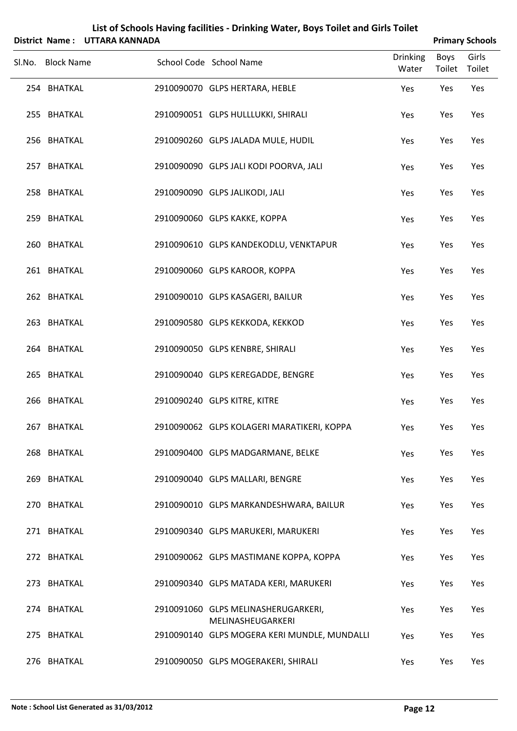# List of Schools Having facilities - Drinking Water, Boys Toilet and Girls Toilet

**District Name : UTTARA KANNADA** **Primary Schools**

| Sl.No. | Block Name | School Code | School Name | Drinking Water | Boys Toilet | Girls Toilet |
|---|---|---|---|---|---|---|
| 254 | BHATKAL | 2910090070 | GLPS HERTARA, HEBLE | Yes | Yes | Yes |
| 255 | BHATKAL | 2910090051 | GLPS HULLLUKKI, SHIRALI | Yes | Yes | Yes |
| 256 | BHATKAL | 2910090260 | GLPS JALADA MULE, HUDIL | Yes | Yes | Yes |
| 257 | BHATKAL | 2910090090 | GLPS JALI KODI POORVA, JALI | Yes | Yes | Yes |
| 258 | BHATKAL | 2910090090 | GLPS JALIKODI, JALI | Yes | Yes | Yes |
| 259 | BHATKAL | 2910090060 | GLPS KAKKE, KOPPA | Yes | Yes | Yes |
| 260 | BHATKAL | 2910090610 | GLPS KANDEKODLU, VENKTAPUR | Yes | Yes | Yes |
| 261 | BHATKAL | 2910090060 | GLPS KAROOR, KOPPA | Yes | Yes | Yes |
| 262 | BHATKAL | 2910090010 | GLPS KASAGERI, BAILUR | Yes | Yes | Yes |
| 263 | BHATKAL | 2910090580 | GLPS KEKKODA, KEKKOD | Yes | Yes | Yes |
| 264 | BHATKAL | 2910090050 | GLPS KENBRE, SHIRALI | Yes | Yes | Yes |
| 265 | BHATKAL | 2910090040 | GLPS KEREGADDE, BENGRE | Yes | Yes | Yes |
| 266 | BHATKAL | 2910090240 | GLPS KITRE, KITRE | Yes | Yes | Yes |
| 267 | BHATKAL | 2910090062 | GLPS KOLAGERI MARATIKERI, KOPPA | Yes | Yes | Yes |
| 268 | BHATKAL | 2910090400 | GLPS MADGARMANE, BELKE | Yes | Yes | Yes |
| 269 | BHATKAL | 2910090040 | GLPS MALLARI, BENGRE | Yes | Yes | Yes |
| 270 | BHATKAL | 2910090010 | GLPS MARKANDESHWARA, BAILUR | Yes | Yes | Yes |
| 271 | BHATKAL | 2910090340 | GLPS MARUKERI, MARUKERI | Yes | Yes | Yes |
| 272 | BHATKAL | 2910090062 | GLPS MASTIMANE KOPPA, KOPPA | Yes | Yes | Yes |
| 273 | BHATKAL | 2910090340 | GLPS MATADA KERI, MARUKERI | Yes | Yes | Yes |
| 274 | BHATKAL | 2910091060 | GLPS MELINASHERUGARKERI, MELINASHEUGARKERI | Yes | Yes | Yes |
| 275 | BHATKAL | 2910090140 | GLPS MOGERA KERI MUNDLE, MUNDALLI | Yes | Yes | Yes |
| 276 | BHATKAL | 2910090050 | GLPS MOGERAKERI, SHIRALI | Yes | Yes | Yes |

**Note : School List Generated as 31/03/2012**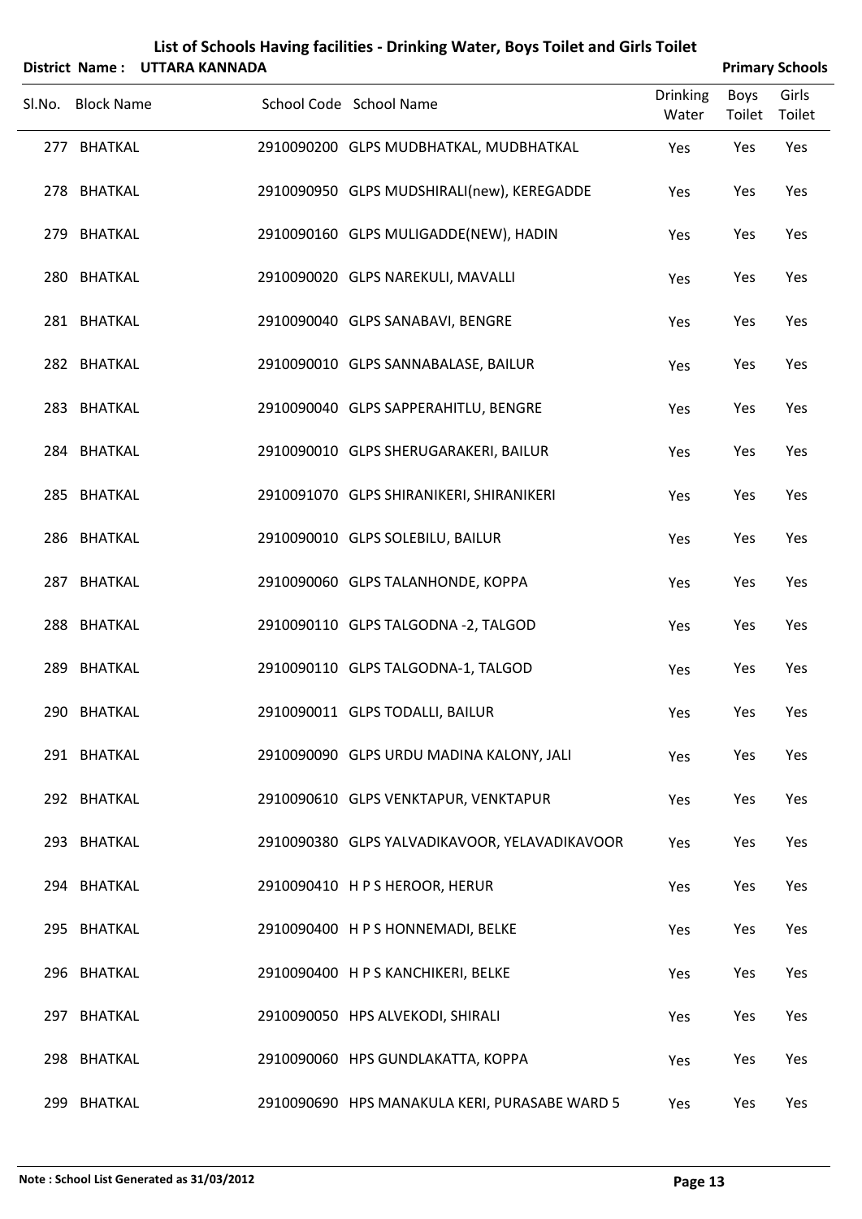# List of Schools Having facilities - Drinking Water, Boys Toilet and Girls Toilet

**District Name : UTTARA KANNADA** | **Primary Schools**

| Sl.No. | Block Name | School Code | School Name | Drinking Water | Boys Toilet | Girls Toilet |
|---|---|---|---|---|---|---|
| 277 | BHATKAL | 2910090200 | GLPS MUDBHATKAL, MUDBHATKAL | Yes | Yes | Yes |
| 278 | BHATKAL | 2910090950 | GLPS MUDSHIRALI(new), KEREGADDE | Yes | Yes | Yes |
| 279 | BHATKAL | 2910090160 | GLPS MULIGADDE(NEW), HADIN | Yes | Yes | Yes |
| 280 | BHATKAL | 2910090020 | GLPS NAREKULI, MAVALLI | Yes | Yes | Yes |
| 281 | BHATKAL | 2910090040 | GLPS SANABAVI, BENGRE | Yes | Yes | Yes |
| 282 | BHATKAL | 2910090010 | GLPS SANNABALASE, BAILUR | Yes | Yes | Yes |
| 283 | BHATKAL | 2910090040 | GLPS SAPPERAHITLU, BENGRE | Yes | Yes | Yes |
| 284 | BHATKAL | 2910090010 | GLPS SHERUGARAKERI, BAILUR | Yes | Yes | Yes |
| 285 | BHATKAL | 2910091070 | GLPS SHIRANIKERI, SHIRANIKERI | Yes | Yes | Yes |
| 286 | BHATKAL | 2910090010 | GLPS SOLEBILU, BAILUR | Yes | Yes | Yes |
| 287 | BHATKAL | 2910090060 | GLPS TALANHONDE, KOPPA | Yes | Yes | Yes |
| 288 | BHATKAL | 2910090110 | GLPS TALGODNA -2, TALGOD | Yes | Yes | Yes |
| 289 | BHATKAL | 2910090110 | GLPS TALGODNA-1, TALGOD | Yes | Yes | Yes |
| 290 | BHATKAL | 2910090011 | GLPS TODALLI, BAILUR | Yes | Yes | Yes |
| 291 | BHATKAL | 2910090090 | GLPS URDU MADINA KALONY, JALI | Yes | Yes | Yes |
| 292 | BHATKAL | 2910090610 | GLPS VENKTAPUR, VENKTAPUR | Yes | Yes | Yes |
| 293 | BHATKAL | 2910090380 | GLPS YALVADIKAVOOR, YELAVADIKAVOOR | Yes | Yes | Yes |
| 294 | BHATKAL | 2910090410 | H P S HEROOR, HERUR | Yes | Yes | Yes |
| 295 | BHATKAL | 2910090400 | H P S HONNEMADI, BELKE | Yes | Yes | Yes |
| 296 | BHATKAL | 2910090400 | H P S KANCHIKERI, BELKE | Yes | Yes | Yes |
| 297 | BHATKAL | 2910090050 | HPS ALVEKODI, SHIRALI | Yes | Yes | Yes |
| 298 | BHATKAL | 2910090060 | HPS GUNDLAKATTA, KOPPA | Yes | Yes | Yes |
| 299 | BHATKAL | 2910090690 | HPS MANAKULA KERI, PURASABE WARD 5 | Yes | Yes | Yes |

**Note : School List Generated as 31/03/2012**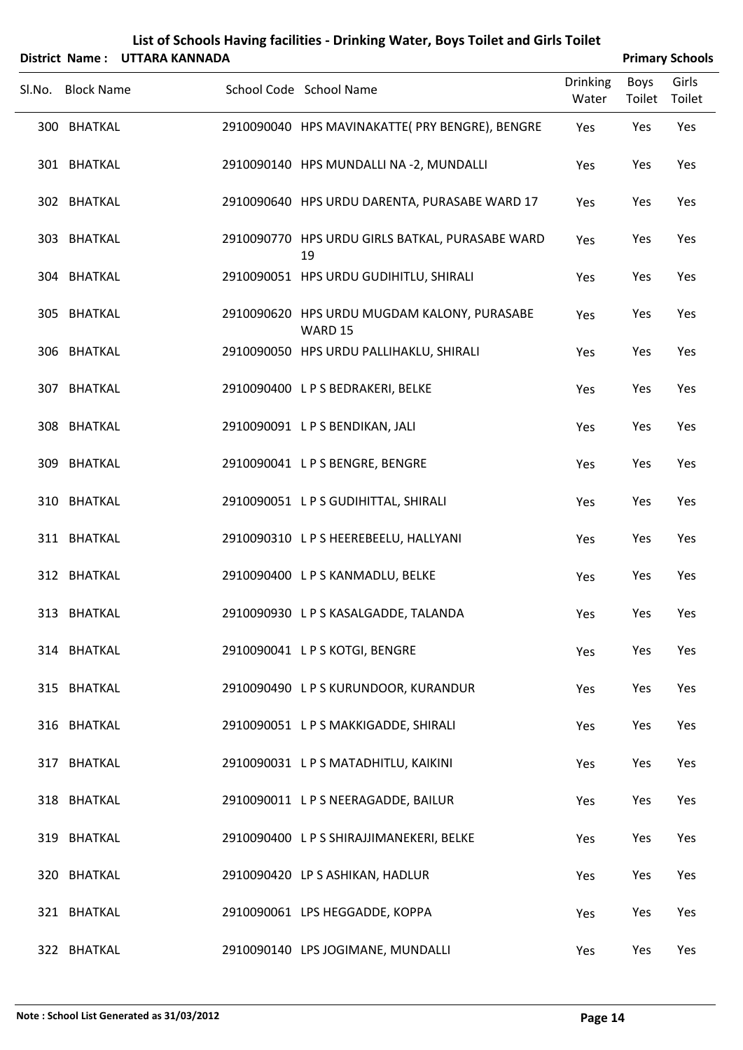# List of Schools Having facilities - Drinking Water, Boys Toilet and Girls Toilet

**District Name : UTTARA KANNADA** **Primary Schools**

| Sl.No. | Block Name | School Code | School Name | Drinking Water | Boys Toilet | Girls Toilet |
|---|---|---|---|---|---|---|
| 300 | BHATKAL | 2910090040 | HPS MAVINAKATTE( PRY BENGRE), BENGRE | Yes | Yes | Yes |
| 301 | BHATKAL | 2910090140 | HPS MUNDALLI NA -2, MUNDALLI | Yes | Yes | Yes |
| 302 | BHATKAL | 2910090640 | HPS URDU DARENTA, PURASABE WARD 17 | Yes | Yes | Yes |
| 303 | BHATKAL | 2910090770 | HPS URDU GIRLS BATKAL, PURASABE WARD 19 | Yes | Yes | Yes |
| 304 | BHATKAL | 2910090051 | HPS URDU GUDIHITLU, SHIRALI | Yes | Yes | Yes |
| 305 | BHATKAL | 2910090620 | HPS URDU MUGDAM KALONY, PURASABE WARD 15 | Yes | Yes | Yes |
| 306 | BHATKAL | 2910090050 | HPS URDU PALLIHAKLU, SHIRALI | Yes | Yes | Yes |
| 307 | BHATKAL | 2910090400 | L P S BEDRAKERI, BELKE | Yes | Yes | Yes |
| 308 | BHATKAL | 2910090091 | L P S BENDIKAN, JALI | Yes | Yes | Yes |
| 309 | BHATKAL | 2910090041 | L P S BENGRE, BENGRE | Yes | Yes | Yes |
| 310 | BHATKAL | 2910090051 | L P S GUDIHITTAL, SHIRALI | Yes | Yes | Yes |
| 311 | BHATKAL | 2910090310 | L P S HEEREBEELU, HALLYANI | Yes | Yes | Yes |
| 312 | BHATKAL | 2910090400 | L P S KANMADLU, BELKE | Yes | Yes | Yes |
| 313 | BHATKAL | 2910090930 | L P S KASALGADDE, TALANDA | Yes | Yes | Yes |
| 314 | BHATKAL | 2910090041 | L P S KOTGI, BENGRE | Yes | Yes | Yes |
| 315 | BHATKAL | 2910090490 | L P S KURUNDOOR, KURANDUR | Yes | Yes | Yes |
| 316 | BHATKAL | 2910090051 | L P S MAKKIGADDE, SHIRALI | Yes | Yes | Yes |
| 317 | BHATKAL | 2910090031 | L P S MATADHITLU, KAIKINI | Yes | Yes | Yes |
| 318 | BHATKAL | 2910090011 | L P S NEERAGADDE, BAILUR | Yes | Yes | Yes |
| 319 | BHATKAL | 2910090400 | L P S SHIRAJJIMANEKERI, BELKE | Yes | Yes | Yes |
| 320 | BHATKAL | 2910090420 | LP S ASHIKAN, HADLUR | Yes | Yes | Yes |
| 321 | BHATKAL | 2910090061 | LPS HEGGADDE, KOPPA | Yes | Yes | Yes |
| 322 | BHATKAL | 2910090140 | LPS JOGIMANE, MUNDALLI | Yes | Yes | Yes |

**Note : School List Generated as 31/03/2012**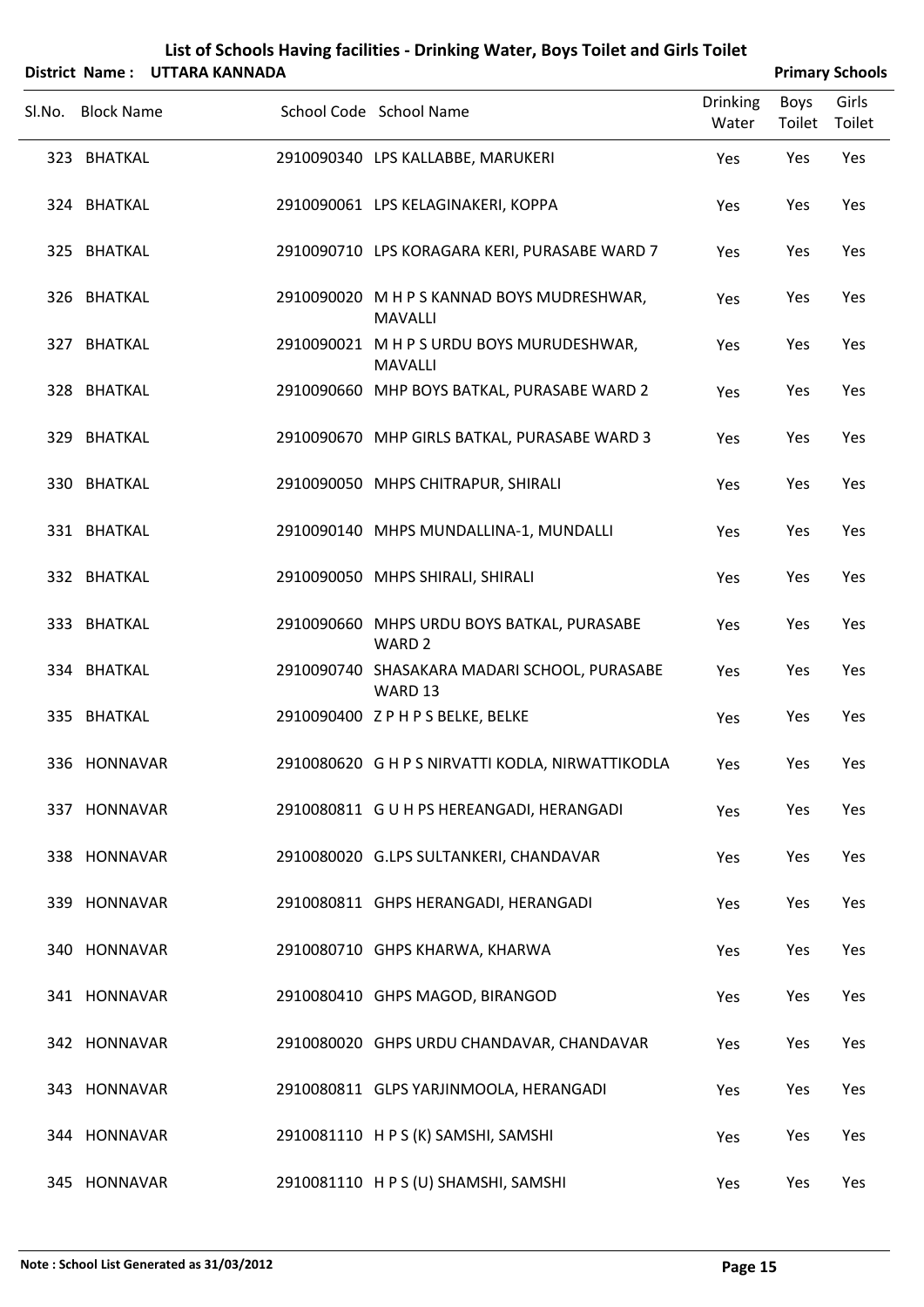# List of Schools Having facilities - Drinking Water, Boys Toilet and Girls Toilet

**District Name : UTTARA KANNADA** **Primary Schools**

| Sl.No. | Block Name | School Code | School Name | Drinking Water | Boys Toilet | Girls Toilet |
|---|---|---|---|---|---|---|
| 323 | BHATKAL | 2910090340 | LPS KALLABBE, MARUKERI | Yes | Yes | Yes |
| 324 | BHATKAL | 2910090061 | LPS KELAGINAKERI, KOPPA | Yes | Yes | Yes |
| 325 | BHATKAL | 2910090710 | LPS KORAGARA KERI, PURASABE WARD 7 | Yes | Yes | Yes |
| 326 | BHATKAL | 2910090020 | M H P S KANNAD BOYS MUDRESHWAR, MAVALLI | Yes | Yes | Yes |
| 327 | BHATKAL | 2910090021 | M H P S URDU BOYS MURUDESHWAR, MAVALLI | Yes | Yes | Yes |
| 328 | BHATKAL | 2910090660 | MHP BOYS BATKAL, PURASABE WARD 2 | Yes | Yes | Yes |
| 329 | BHATKAL | 2910090670 | MHP GIRLS BATKAL, PURASABE WARD 3 | Yes | Yes | Yes |
| 330 | BHATKAL | 2910090050 | MHPS CHITRAPUR, SHIRALI | Yes | Yes | Yes |
| 331 | BHATKAL | 2910090140 | MHPS MUNDALLINA-1, MUNDALLI | Yes | Yes | Yes |
| 332 | BHATKAL | 2910090050 | MHPS SHIRALI, SHIRALI | Yes | Yes | Yes |
| 333 | BHATKAL | 2910090660 | MHPS URDU BOYS BATKAL, PURASABE WARD 2 | Yes | Yes | Yes |
| 334 | BHATKAL | 2910090740 | SHASAKARA MADARI SCHOOL, PURASABE WARD 13 | Yes | Yes | Yes |
| 335 | BHATKAL | 2910090400 | Z P H P S BELKE, BELKE | Yes | Yes | Yes |
| 336 | HONNAVAR | 2910080620 | G H P S NIRVATTI KODLA, NIRWATTIKODLA | Yes | Yes | Yes |
| 337 | HONNAVAR | 2910080811 | G U H PS HEREANGADI, HERANGADI | Yes | Yes | Yes |
| 338 | HONNAVAR | 2910080020 | G.LPS SULTANKERI, CHANDAVAR | Yes | Yes | Yes |
| 339 | HONNAVAR | 2910080811 | GHPS HERANGADI, HERANGADI | Yes | Yes | Yes |
| 340 | HONNAVAR | 2910080710 | GHPS KHARWA, KHARWA | Yes | Yes | Yes |
| 341 | HONNAVAR | 2910080410 | GHPS MAGOD, BIRANGOD | Yes | Yes | Yes |
| 342 | HONNAVAR | 2910080020 | GHPS URDU CHANDAVAR, CHANDAVAR | Yes | Yes | Yes |
| 343 | HONNAVAR | 2910080811 | GLPS YARJINMOOLA, HERANGADI | Yes | Yes | Yes |
| 344 | HONNAVAR | 2910081110 | H P S (K) SAMSHI, SAMSHI | Yes | Yes | Yes |
| 345 | HONNAVAR | 2910081110 | H P S (U) SHAMSHI, SAMSHI | Yes | Yes | Yes |

**Note : School List Generated as 31/03/2012**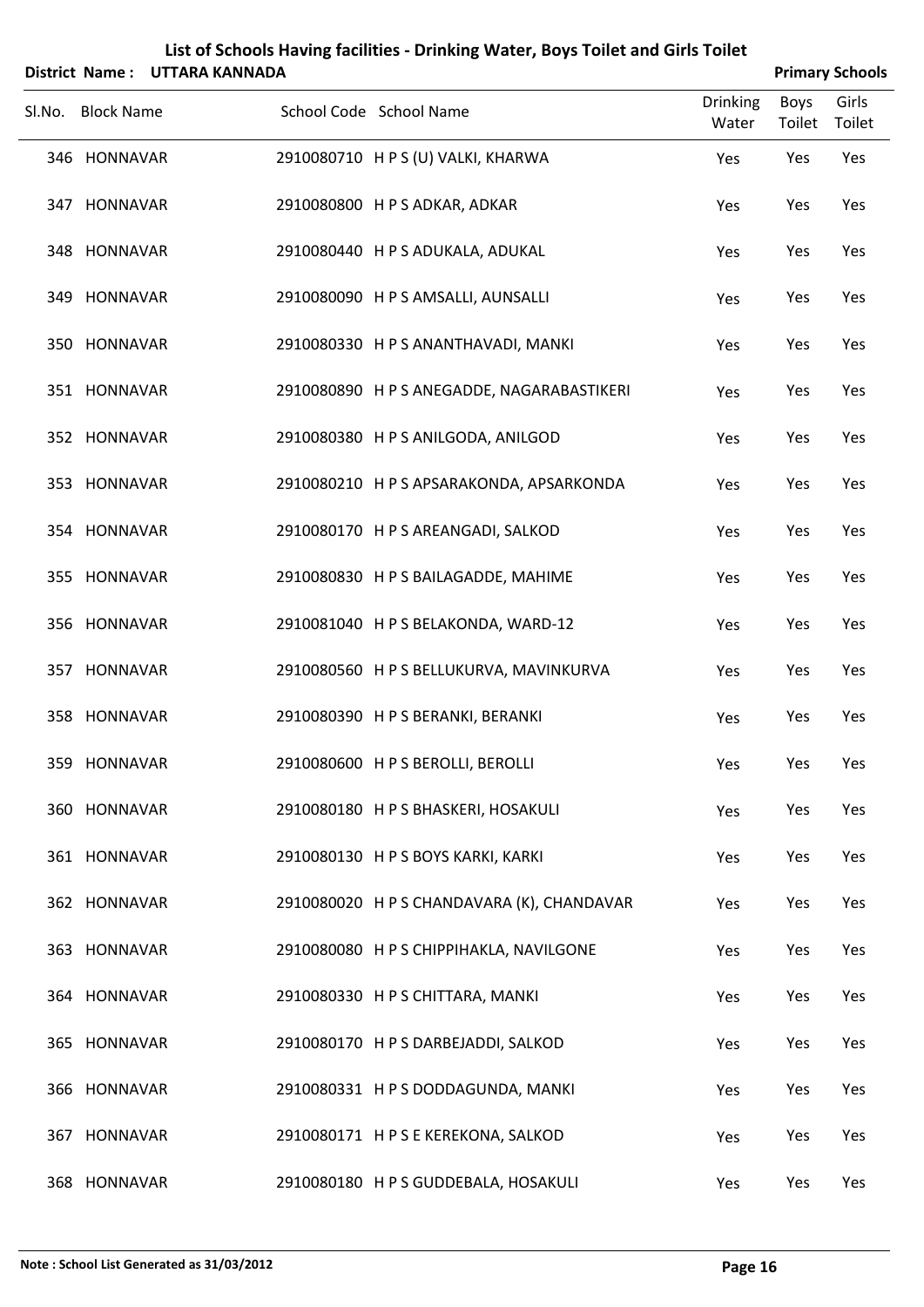# List of Schools Having facilities - Drinking Water, Boys Toilet and Girls Toilet

**District Name : UTTARA KANNADA** — **Primary Schools**

| Sl.No. | Block Name | School Code | School Name | Drinking Water | Boys Toilet | Girls Toilet |
|---|---|---|---|---|---|---|
| 346 | HONNAVAR | 2910080710 | H P S (U) VALKI, KHARWA | Yes | Yes | Yes |
| 347 | HONNAVAR | 2910080800 | H P S ADKAR, ADKAR | Yes | Yes | Yes |
| 348 | HONNAVAR | 2910080440 | H P S ADUKALA, ADUKAL | Yes | Yes | Yes |
| 349 | HONNAVAR | 2910080090 | H P S AMSALLI, AUNSALLI | Yes | Yes | Yes |
| 350 | HONNAVAR | 2910080330 | H P S ANANTHAVADI, MANKI | Yes | Yes | Yes |
| 351 | HONNAVAR | 2910080890 | H P S ANEGADDE, NAGARABASTIKERI | Yes | Yes | Yes |
| 352 | HONNAVAR | 2910080380 | H P S ANILGODA, ANILGOD | Yes | Yes | Yes |
| 353 | HONNAVAR | 2910080210 | H P S APSARAKONDA, APSARKONDA | Yes | Yes | Yes |
| 354 | HONNAVAR | 2910080170 | H P S AREANGADI, SALKOD | Yes | Yes | Yes |
| 355 | HONNAVAR | 2910080830 | H P S BAILAGADDE, MAHIME | Yes | Yes | Yes |
| 356 | HONNAVAR | 2910081040 | H P S BELAKONDA, WARD-12 | Yes | Yes | Yes |
| 357 | HONNAVAR | 2910080560 | H P S BELLUKURVA, MAVINKURVA | Yes | Yes | Yes |
| 358 | HONNAVAR | 2910080390 | H P S BERANKI, BERANKI | Yes | Yes | Yes |
| 359 | HONNAVAR | 2910080600 | H P S BEROLLI, BEROLLI | Yes | Yes | Yes |
| 360 | HONNAVAR | 2910080180 | H P S BHASKERI, HOSAKULI | Yes | Yes | Yes |
| 361 | HONNAVAR | 2910080130 | H P S BOYS KARKI, KARKI | Yes | Yes | Yes |
| 362 | HONNAVAR | 2910080020 | H P S CHANDAVARA (K), CHANDAVAR | Yes | Yes | Yes |
| 363 | HONNAVAR | 2910080080 | H P S CHIPPIHAKLA, NAVILGONE | Yes | Yes | Yes |
| 364 | HONNAVAR | 2910080330 | H P S CHITTARA, MANKI | Yes | Yes | Yes |
| 365 | HONNAVAR | 2910080170 | H P S DARBEJADDI, SALKOD | Yes | Yes | Yes |
| 366 | HONNAVAR | 2910080331 | H P S DODDAGUNDA, MANKI | Yes | Yes | Yes |
| 367 | HONNAVAR | 2910080171 | H P S E KEREKONA, SALKOD | Yes | Yes | Yes |
| 368 | HONNAVAR | 2910080180 | H P S GUDDEBALA, HOSAKULI | Yes | Yes | Yes |

**Note : School List Generated as 31/03/2012**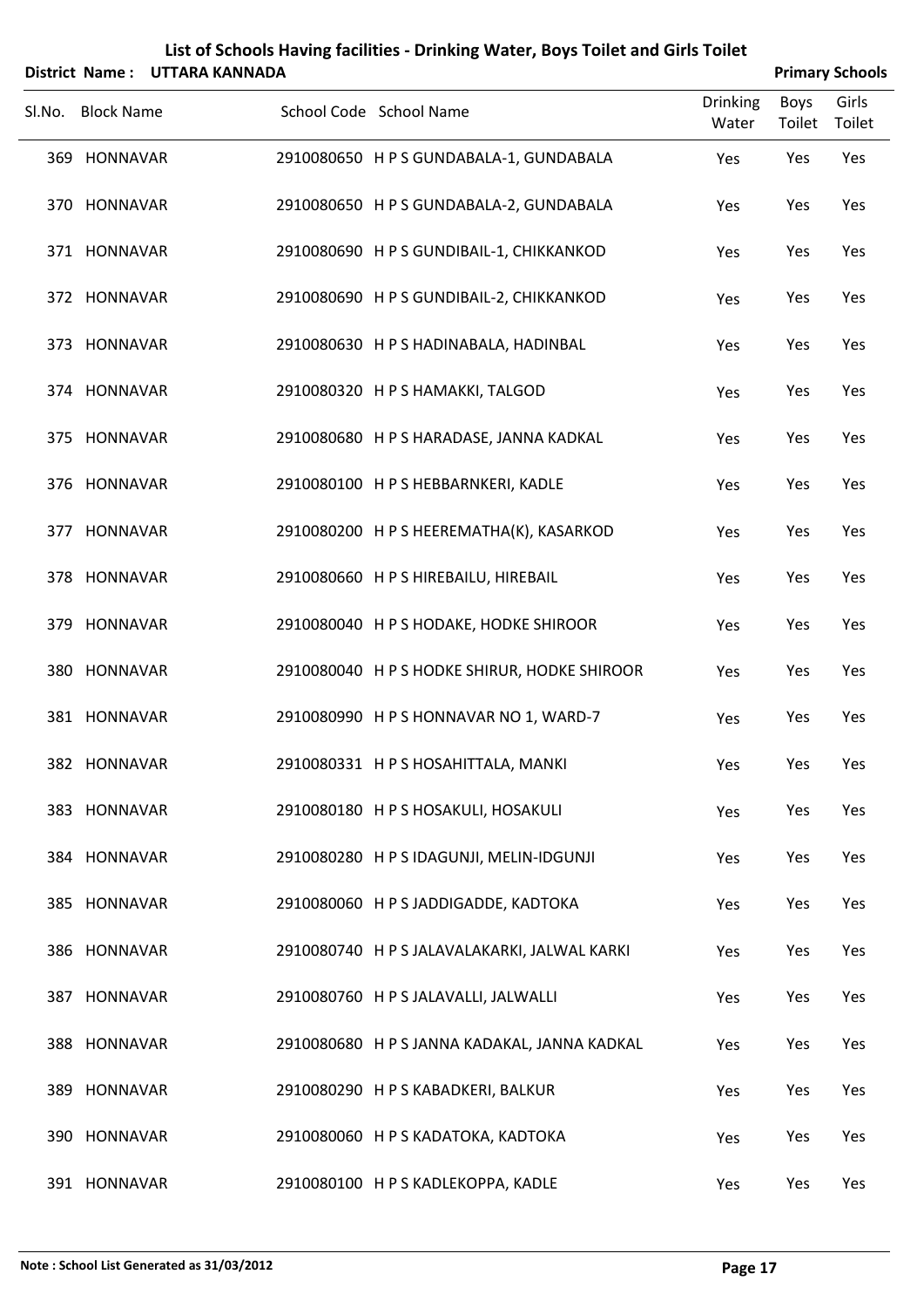# List of Schools Having facilities - Drinking Water, Boys Toilet and Girls Toilet

**District Name : UTTARA KANNADA** **Primary Schools**

| Sl.No. | Block Name | School Code | School Name | Drinking Water | Boys Toilet | Girls Toilet |
|---|---|---|---|---|---|---|
| 369 | HONNAVAR | 2910080650 | H P S GUNDABALA-1, GUNDABALA | Yes | Yes | Yes |
| 370 | HONNAVAR | 2910080650 | H P S GUNDABALA-2, GUNDABALA | Yes | Yes | Yes |
| 371 | HONNAVAR | 2910080690 | H P S GUNDIBAIL-1, CHIKKANKOD | Yes | Yes | Yes |
| 372 | HONNAVAR | 2910080690 | H P S GUNDIBAIL-2, CHIKKANKOD | Yes | Yes | Yes |
| 373 | HONNAVAR | 2910080630 | H P S HADINABALA, HADINBAL | Yes | Yes | Yes |
| 374 | HONNAVAR | 2910080320 | H P S HAMAKKI, TALGOD | Yes | Yes | Yes |
| 375 | HONNAVAR | 2910080680 | H P S HARADASE, JANNA KADKAL | Yes | Yes | Yes |
| 376 | HONNAVAR | 2910080100 | H P S HEBBARNKERI, KADLE | Yes | Yes | Yes |
| 377 | HONNAVAR | 2910080200 | H P S HEEREMATHA(K), KASARKOD | Yes | Yes | Yes |
| 378 | HONNAVAR | 2910080660 | H P S HIREBAILU, HIREBAIL | Yes | Yes | Yes |
| 379 | HONNAVAR | 2910080040 | H P S HODAKE, HODKE SHIROOR | Yes | Yes | Yes |
| 380 | HONNAVAR | 2910080040 | H P S HODKE SHIRUR, HODKE SHIROOR | Yes | Yes | Yes |
| 381 | HONNAVAR | 2910080990 | H P S HONNAVAR NO 1, WARD-7 | Yes | Yes | Yes |
| 382 | HONNAVAR | 2910080331 | H P S HOSAHITTALA, MANKI | Yes | Yes | Yes |
| 383 | HONNAVAR | 2910080180 | H P S HOSAKULI, HOSAKULI | Yes | Yes | Yes |
| 384 | HONNAVAR | 2910080280 | H P S IDAGUNJI, MELIN-IDGUNJI | Yes | Yes | Yes |
| 385 | HONNAVAR | 2910080060 | H P S JADDIGADDE, KADTOKA | Yes | Yes | Yes |
| 386 | HONNAVAR | 2910080740 | H P S JALAVALAKARKI, JALWAL KARKI | Yes | Yes | Yes |
| 387 | HONNAVAR | 2910080760 | H P S JALAVALLI, JALWALLI | Yes | Yes | Yes |
| 388 | HONNAVAR | 2910080680 | H P S JANNA KADAKAL, JANNA KADKAL | Yes | Yes | Yes |
| 389 | HONNAVAR | 2910080290 | H P S KABADKERI, BALKUR | Yes | Yes | Yes |
| 390 | HONNAVAR | 2910080060 | H P S KADATOKA, KADTOKA | Yes | Yes | Yes |
| 391 | HONNAVAR | 2910080100 | H P S KADLEKOPPA, KADLE | Yes | Yes | Yes |

**Note : School List Generated as 31/03/2012**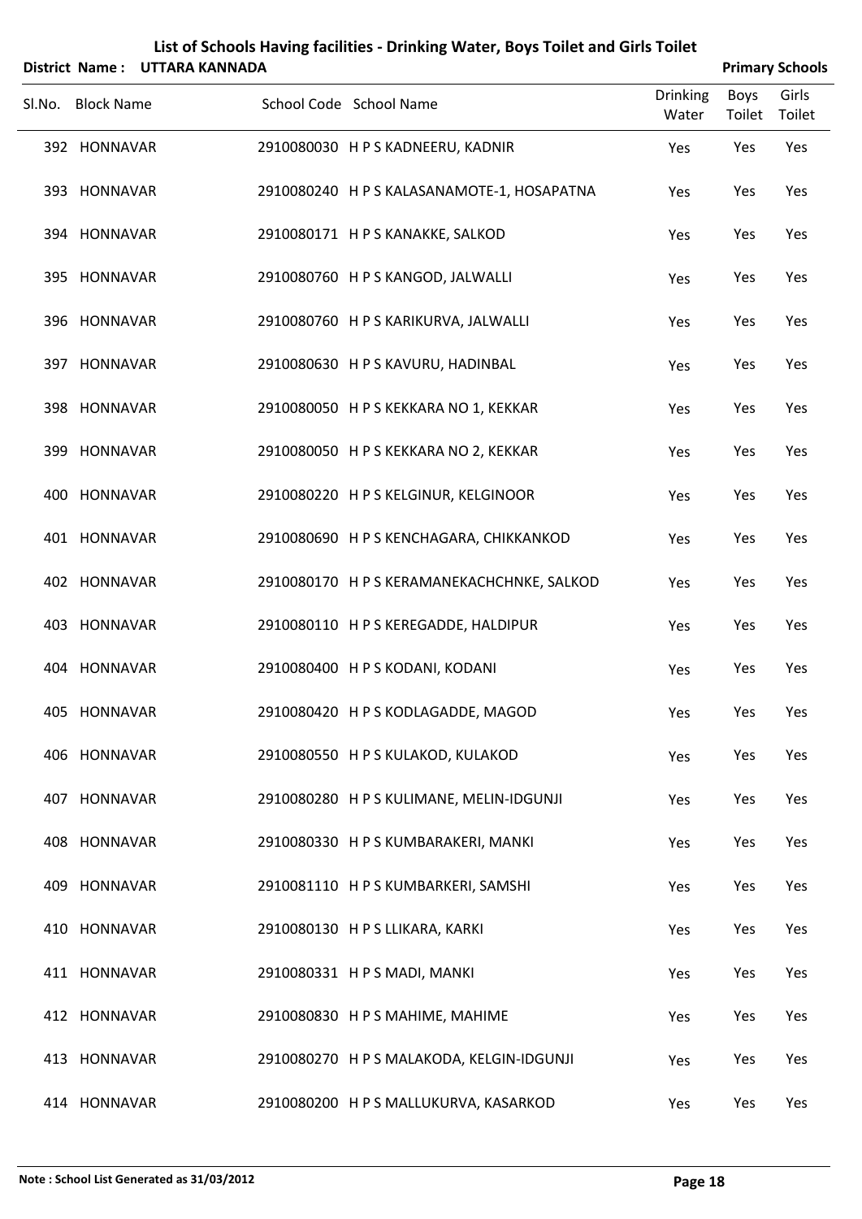# List of Schools Having facilities - Drinking Water, Boys Toilet and Girls Toilet

**District Name : UTTARA KANNADA** **Primary Schools**

| Sl.No. | Block Name | School Code | School Name | Drinking Water | Boys Toilet | Girls Toilet |
|---|---|---|---|---|---|---|
| 392 | HONNAVAR | 2910080030 | H P S KADNEERU, KADNIR | Yes | Yes | Yes |
| 393 | HONNAVAR | 2910080240 | H P S KALASANAMOTE-1, HOSAPATNA | Yes | Yes | Yes |
| 394 | HONNAVAR | 2910080171 | H P S KANAKKE, SALKOD | Yes | Yes | Yes |
| 395 | HONNAVAR | 2910080760 | H P S KANGOD, JALWALLI | Yes | Yes | Yes |
| 396 | HONNAVAR | 2910080760 | H P S KARIKURVA, JALWALLI | Yes | Yes | Yes |
| 397 | HONNAVAR | 2910080630 | H P S KAVURU, HADINBAL | Yes | Yes | Yes |
| 398 | HONNAVAR | 2910080050 | H P S KEKKARA NO 1, KEKKAR | Yes | Yes | Yes |
| 399 | HONNAVAR | 2910080050 | H P S KEKKARA NO 2, KEKKAR | Yes | Yes | Yes |
| 400 | HONNAVAR | 2910080220 | H P S KELGINUR, KELGINOOR | Yes | Yes | Yes |
| 401 | HONNAVAR | 2910080690 | H P S KENCHAGARA, CHIKKANKOD | Yes | Yes | Yes |
| 402 | HONNAVAR | 2910080170 | H P S KERAMANEKACHCHNKE, SALKOD | Yes | Yes | Yes |
| 403 | HONNAVAR | 2910080110 | H P S KEREGADDE, HALDIPUR | Yes | Yes | Yes |
| 404 | HONNAVAR | 2910080400 | H P S KODANI, KODANI | Yes | Yes | Yes |
| 405 | HONNAVAR | 2910080420 | H P S KODLAGADDE, MAGOD | Yes | Yes | Yes |
| 406 | HONNAVAR | 2910080550 | H P S KULAKOD, KULAKOD | Yes | Yes | Yes |
| 407 | HONNAVAR | 2910080280 | H P S KULIMANE, MELIN-IDGUNJI | Yes | Yes | Yes |
| 408 | HONNAVAR | 2910080330 | H P S KUMBARAKERI, MANKI | Yes | Yes | Yes |
| 409 | HONNAVAR | 2910081110 | H P S KUMBARKERI, SAMSHI | Yes | Yes | Yes |
| 410 | HONNAVAR | 2910080130 | H P S LLIKARA, KARKI | Yes | Yes | Yes |
| 411 | HONNAVAR | 2910080331 | H P S MADI, MANKI | Yes | Yes | Yes |
| 412 | HONNAVAR | 2910080830 | H P S MAHIME, MAHIME | Yes | Yes | Yes |
| 413 | HONNAVAR | 2910080270 | H P S MALAKODA, KELGIN-IDGUNJI | Yes | Yes | Yes |
| 414 | HONNAVAR | 2910080200 | H P S MALLUKURVA, KASARKOD | Yes | Yes | Yes |

**Note : School List Generated as 31/03/2012**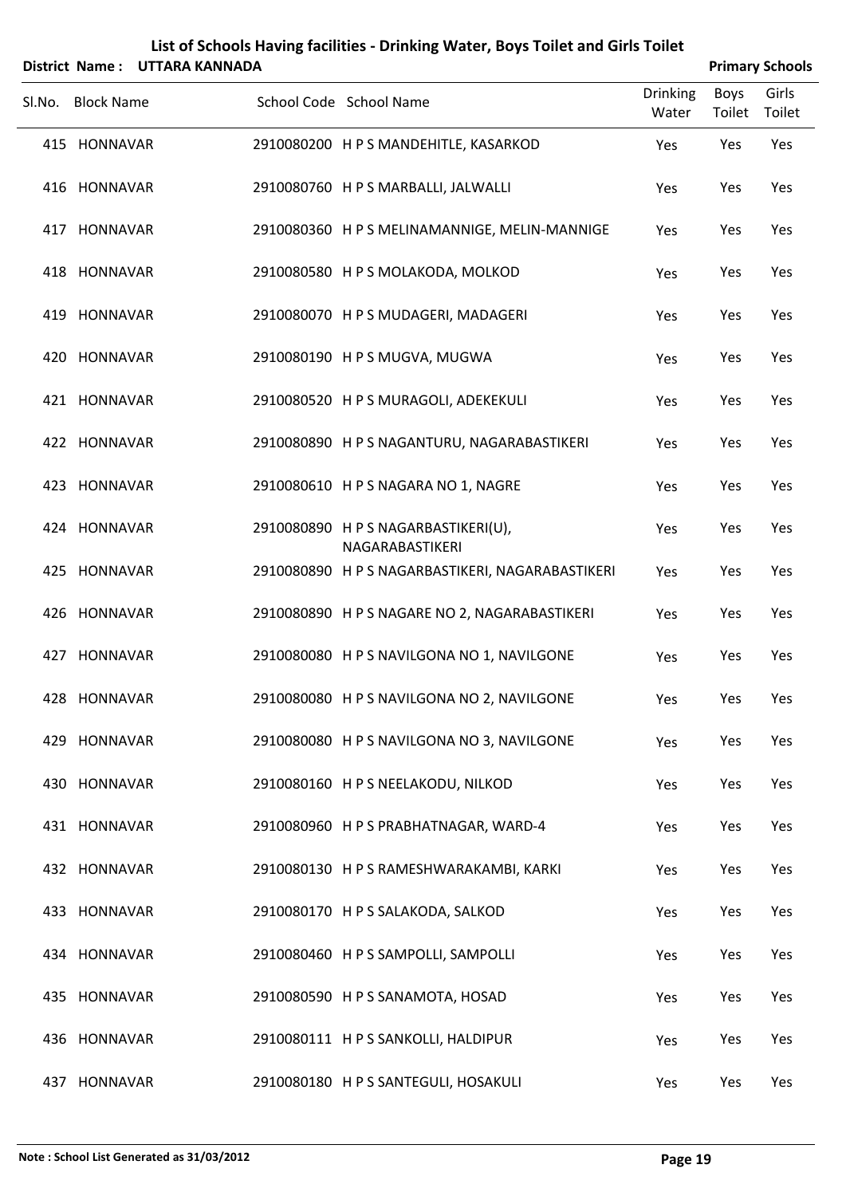# List of Schools Having facilities - Drinking Water, Boys Toilet and Girls Toilet

**District Name : UTTARA KANNADA** | **Primary Schools**

| Sl.No. | Block Name | School Code | School Name | Drinking Water | Boys Toilet | Girls Toilet |
|---|---|---|---|---|---|---|
| 415 | HONNAVAR | 2910080200 | H P S MANDEHITLE, KASARKOD | Yes | Yes | Yes |
| 416 | HONNAVAR | 2910080760 | H P S MARBALLI, JALWALLI | Yes | Yes | Yes |
| 417 | HONNAVAR | 2910080360 | H P S MELINAMANNIGE, MELIN-MANNIGE | Yes | Yes | Yes |
| 418 | HONNAVAR | 2910080580 | H P S MOLAKODA, MOLKOD | Yes | Yes | Yes |
| 419 | HONNAVAR | 2910080070 | H P S MUDAGERI, MADAGERI | Yes | Yes | Yes |
| 420 | HONNAVAR | 2910080190 | H P S MUGVA, MUGWA | Yes | Yes | Yes |
| 421 | HONNAVAR | 2910080520 | H P S MURAGOLI, ADEKEKULI | Yes | Yes | Yes |
| 422 | HONNAVAR | 2910080890 | H P S NAGANTURU, NAGARABASTIKERI | Yes | Yes | Yes |
| 423 | HONNAVAR | 2910080610 | H P S NAGARA NO 1, NAGRE | Yes | Yes | Yes |
| 424 | HONNAVAR | 2910080890 | H P S NAGARBASTIKERI(U), NAGARABASTIKERI | Yes | Yes | Yes |
| 425 | HONNAVAR | 2910080890 | H P S NAGARBASTIKERI, NAGARABASTIKERI | Yes | Yes | Yes |
| 426 | HONNAVAR | 2910080890 | H P S NAGARE NO 2, NAGARABASTIKERI | Yes | Yes | Yes |
| 427 | HONNAVAR | 2910080080 | H P S NAVILGONA NO 1, NAVILGONE | Yes | Yes | Yes |
| 428 | HONNAVAR | 2910080080 | H P S NAVILGONA NO 2, NAVILGONE | Yes | Yes | Yes |
| 429 | HONNAVAR | 2910080080 | H P S NAVILGONA NO 3, NAVILGONE | Yes | Yes | Yes |
| 430 | HONNAVAR | 2910080160 | H P S NEELAKODU, NILKOD | Yes | Yes | Yes |
| 431 | HONNAVAR | 2910080960 | H P S PRABHATNAGAR, WARD-4 | Yes | Yes | Yes |
| 432 | HONNAVAR | 2910080130 | H P S RAMESHWARAKAMBI, KARKI | Yes | Yes | Yes |
| 433 | HONNAVAR | 2910080170 | H P S SALAKODA, SALKOD | Yes | Yes | Yes |
| 434 | HONNAVAR | 2910080460 | H P S SAMPOLLI, SAMPOLLI | Yes | Yes | Yes |
| 435 | HONNAVAR | 2910080590 | H P S SANAMOTA, HOSAD | Yes | Yes | Yes |
| 436 | HONNAVAR | 2910080111 | H P S SANKOLLI, HALDIPUR | Yes | Yes | Yes |
| 437 | HONNAVAR | 2910080180 | H P S SANTEGULI, HOSAKULI | Yes | Yes | Yes |

**Note : School List Generated as 31/03/2012**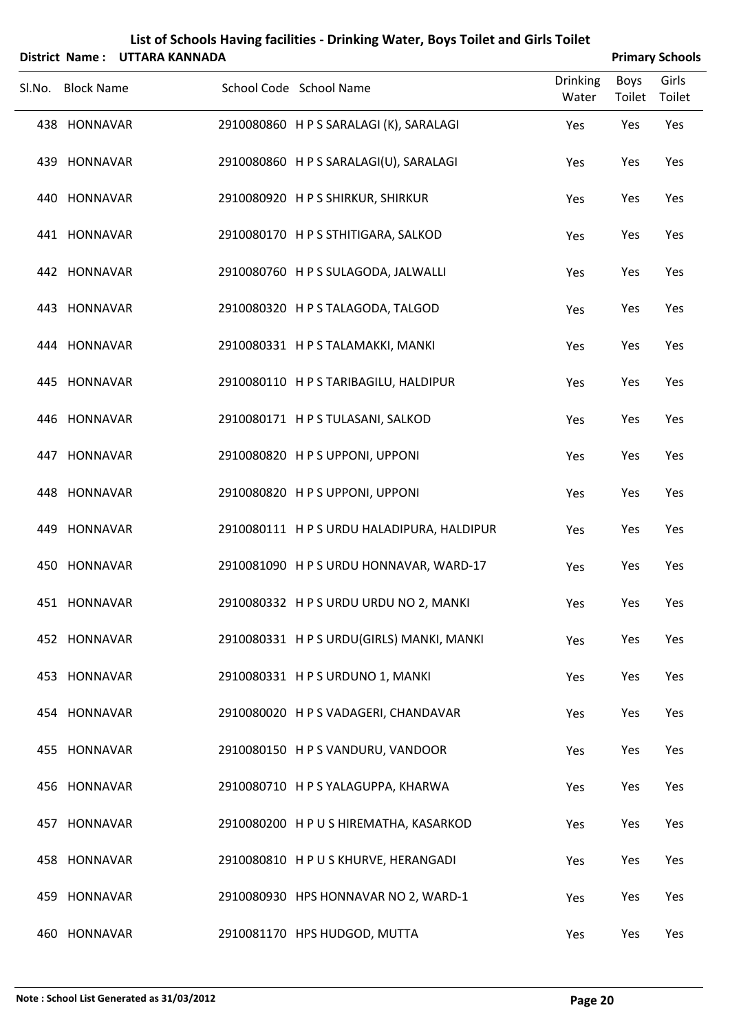# List of Schools Having facilities - Drinking Water, Boys Toilet and Girls Toilet

**District Name : UTTARA KANNADA** **Primary Schools**

| Sl.No. | Block Name | School Code | School Name | Drinking Water | Boys Toilet | Girls Toilet |
|---|---|---|---|---|---|---|
| 438 | HONNAVAR | 2910080860 | H P S SARALAGI (K), SARALAGI | Yes | Yes | Yes |
| 439 | HONNAVAR | 2910080860 | H P S SARALAGI(U), SARALAGI | Yes | Yes | Yes |
| 440 | HONNAVAR | 2910080920 | H P S SHIRKUR, SHIRKUR | Yes | Yes | Yes |
| 441 | HONNAVAR | 2910080170 | H P S STHITIGARA, SALKOD | Yes | Yes | Yes |
| 442 | HONNAVAR | 2910080760 | H P S SULAGODA, JALWALLI | Yes | Yes | Yes |
| 443 | HONNAVAR | 2910080320 | H P S TALAGODA, TALGOD | Yes | Yes | Yes |
| 444 | HONNAVAR | 2910080331 | H P S TALAMAKKI, MANKI | Yes | Yes | Yes |
| 445 | HONNAVAR | 2910080110 | H P S TARIBAGILU, HALDIPUR | Yes | Yes | Yes |
| 446 | HONNAVAR | 2910080171 | H P S TULASANI, SALKOD | Yes | Yes | Yes |
| 447 | HONNAVAR | 2910080820 | H P S UPPONI, UPPONI | Yes | Yes | Yes |
| 448 | HONNAVAR | 2910080820 | H P S UPPONI, UPPONI | Yes | Yes | Yes |
| 449 | HONNAVAR | 2910080111 | H P S URDU HALADIPURA, HALDIPUR | Yes | Yes | Yes |
| 450 | HONNAVAR | 2910081090 | H P S URDU HONNAVAR, WARD-17 | Yes | Yes | Yes |
| 451 | HONNAVAR | 2910080332 | H P S URDU URDU NO 2, MANKI | Yes | Yes | Yes |
| 452 | HONNAVAR | 2910080331 | H P S URDU(GIRLS) MANKI, MANKI | Yes | Yes | Yes |
| 453 | HONNAVAR | 2910080331 | H P S URDUNO 1, MANKI | Yes | Yes | Yes |
| 454 | HONNAVAR | 2910080020 | H P S VADAGERI, CHANDAVAR | Yes | Yes | Yes |
| 455 | HONNAVAR | 2910080150 | H P S VANDURU, VANDOOR | Yes | Yes | Yes |
| 456 | HONNAVAR | 2910080710 | H P S YALAGUPPA, KHARWA | Yes | Yes | Yes |
| 457 | HONNAVAR | 2910080200 | H P U S HIREMATHA, KASARKOD | Yes | Yes | Yes |
| 458 | HONNAVAR | 2910080810 | H P U S KHURVE, HERANGADI | Yes | Yes | Yes |
| 459 | HONNAVAR | 2910080930 | HPS HONNAVAR NO 2, WARD-1 | Yes | Yes | Yes |
| 460 | HONNAVAR | 2910081170 | HPS HUDGOD, MUTTA | Yes | Yes | Yes |

**Note : School List Generated as 31/03/2012**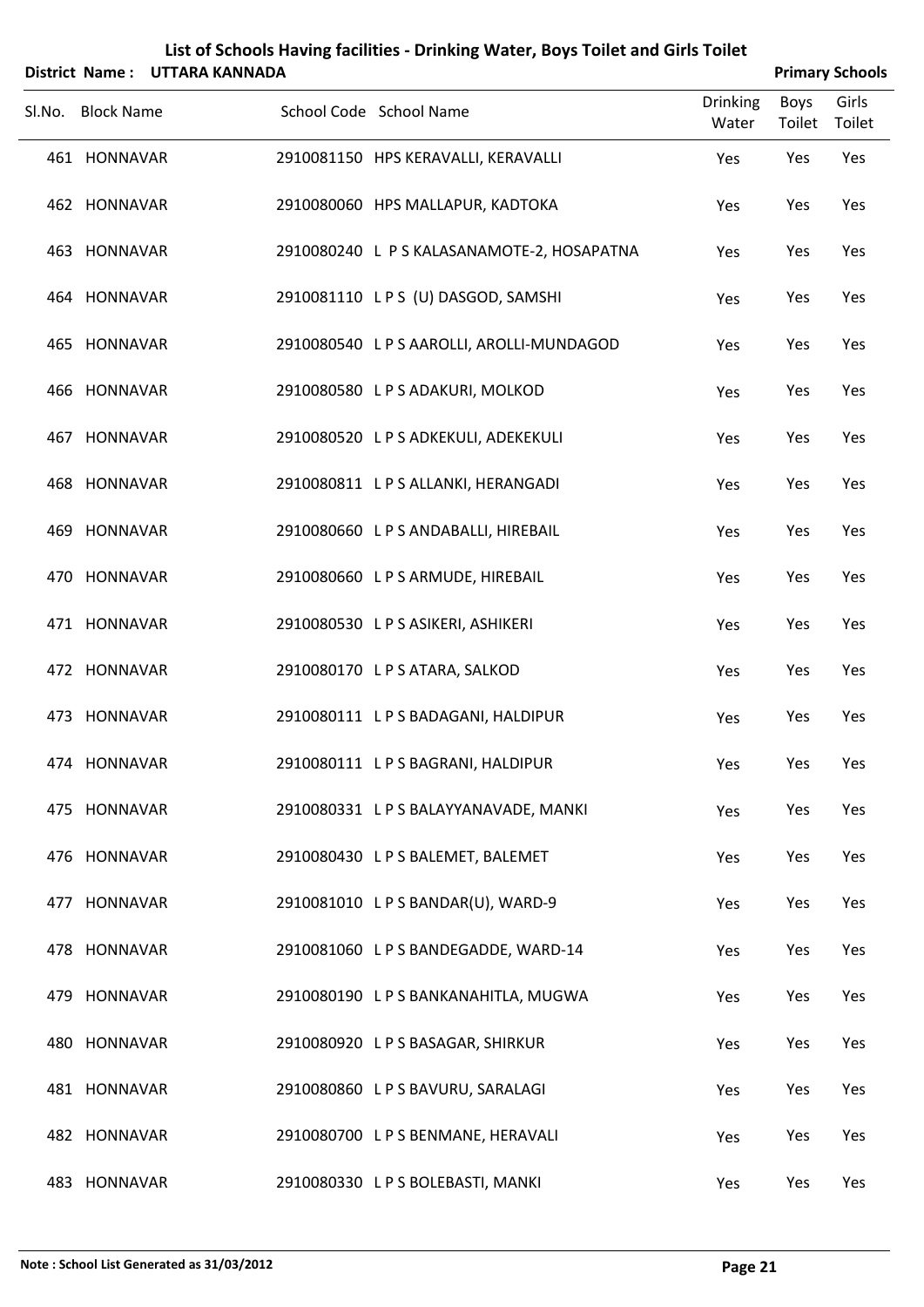# List of Schools Having facilities - Drinking Water, Boys Toilet and Girls Toilet

**District Name : UTTARA KANNADA** **Primary Schools**

| Sl.No. | Block Name | School Code | School Name | Drinking Water | Boys Toilet | Girls Toilet |
|---|---|---|---|---|---|---|
| 461 | HONNAVAR | 2910081150 | HPS KERAVALLI, KERAVALLI | Yes | Yes | Yes |
| 462 | HONNAVAR | 2910080060 | HPS MALLAPUR, KADTOKA | Yes | Yes | Yes |
| 463 | HONNAVAR | 2910080240 | L P S KALASANAMOTE-2, HOSAPATNA | Yes | Yes | Yes |
| 464 | HONNAVAR | 2910081110 | L P S (U) DASGOD, SAMSHI | Yes | Yes | Yes |
| 465 | HONNAVAR | 2910080540 | L P S AAROLLI, AROLLI-MUNDAGOD | Yes | Yes | Yes |
| 466 | HONNAVAR | 2910080580 | L P S ADAKURI, MOLKOD | Yes | Yes | Yes |
| 467 | HONNAVAR | 2910080520 | L P S ADKEKULI, ADEKEKULI | Yes | Yes | Yes |
| 468 | HONNAVAR | 2910080811 | L P S ALLANKI, HERANGADI | Yes | Yes | Yes |
| 469 | HONNAVAR | 2910080660 | L P S ANDABALLI, HIREBAIL | Yes | Yes | Yes |
| 470 | HONNAVAR | 2910080660 | L P S ARMUDE, HIREBAIL | Yes | Yes | Yes |
| 471 | HONNAVAR | 2910080530 | L P S ASIKERI, ASHIKERI | Yes | Yes | Yes |
| 472 | HONNAVAR | 2910080170 | L P S ATARA, SALKOD | Yes | Yes | Yes |
| 473 | HONNAVAR | 2910080111 | L P S BADAGANI, HALDIPUR | Yes | Yes | Yes |
| 474 | HONNAVAR | 2910080111 | L P S BAGRANI, HALDIPUR | Yes | Yes | Yes |
| 475 | HONNAVAR | 2910080331 | L P S BALAYYANAVADE, MANKI | Yes | Yes | Yes |
| 476 | HONNAVAR | 2910080430 | L P S BALEMET, BALEMET | Yes | Yes | Yes |
| 477 | HONNAVAR | 2910081010 | L P S BANDAR(U), WARD-9 | Yes | Yes | Yes |
| 478 | HONNAVAR | 2910081060 | L P S BANDEGADDE, WARD-14 | Yes | Yes | Yes |
| 479 | HONNAVAR | 2910080190 | L P S BANKANAHITLA, MUGWA | Yes | Yes | Yes |
| 480 | HONNAVAR | 2910080920 | L P S BASAGAR, SHIRKUR | Yes | Yes | Yes |
| 481 | HONNAVAR | 2910080860 | L P S BAVURU, SARALAGI | Yes | Yes | Yes |
| 482 | HONNAVAR | 2910080700 | L P S BENMANE, HERAVALI | Yes | Yes | Yes |
| 483 | HONNAVAR | 2910080330 | L P S BOLEBASTI, MANKI | Yes | Yes | Yes |

**Note : School List Generated as 31/03/2012**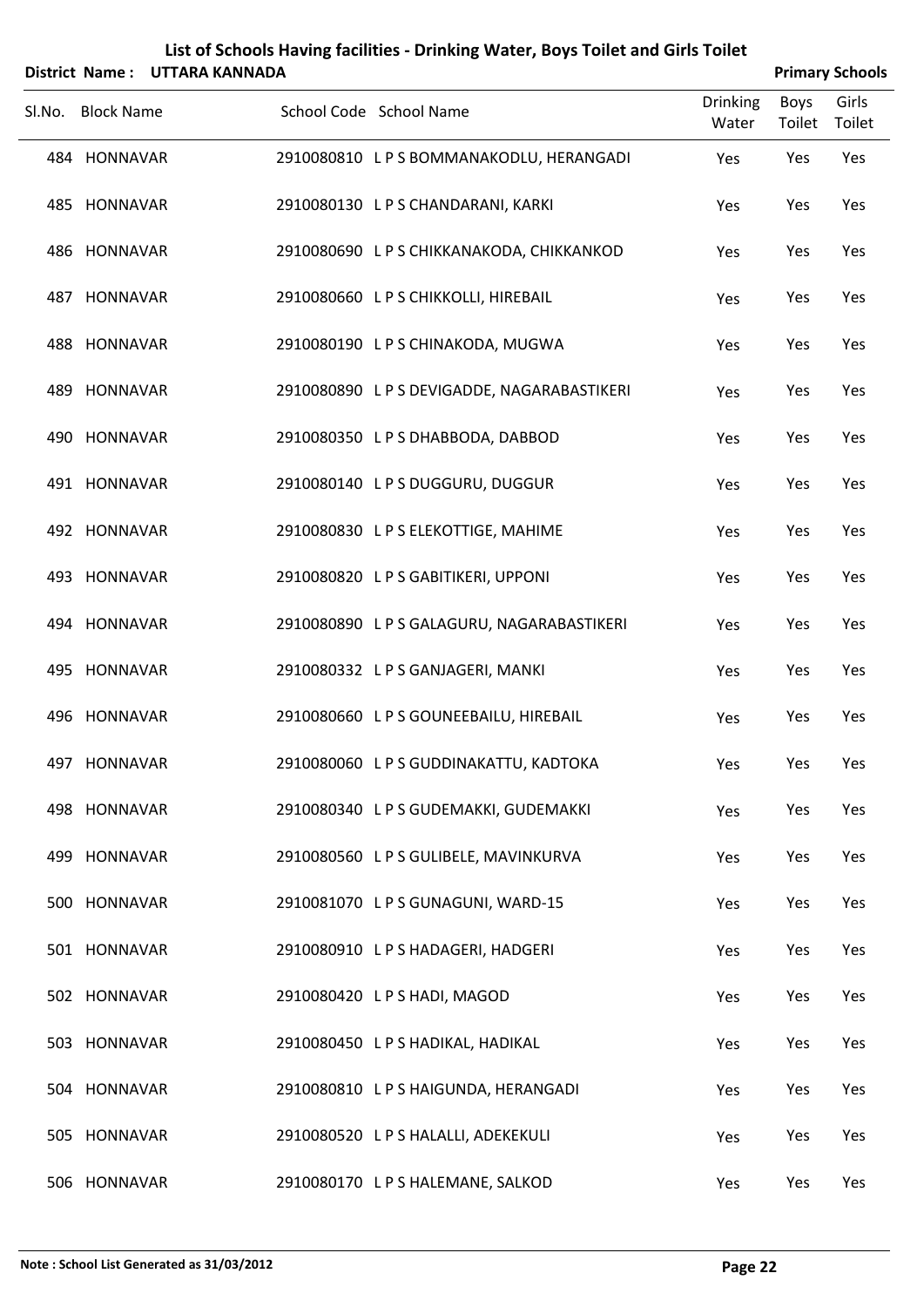# List of Schools Having facilities - Drinking Water, Boys Toilet and Girls Toilet

**District Name : UTTARA KANNADA** **Primary Schools**

| Sl.No. | Block Name | School Code | School Name | Drinking Water | Boys Toilet | Girls Toilet |
|---|---|---|---|---|---|---|
| 484 | HONNAVAR | 2910080810 | L P S BOMMANAKODLU, HERANGADI | Yes | Yes | Yes |
| 485 | HONNAVAR | 2910080130 | L P S CHANDARANI, KARKI | Yes | Yes | Yes |
| 486 | HONNAVAR | 2910080690 | L P S CHIKKANAKODA, CHIKKANKOD | Yes | Yes | Yes |
| 487 | HONNAVAR | 2910080660 | L P S CHIKKOLLI, HIREBAIL | Yes | Yes | Yes |
| 488 | HONNAVAR | 2910080190 | L P S CHINAKODA, MUGWA | Yes | Yes | Yes |
| 489 | HONNAVAR | 2910080890 | L P S DEVIGADDE, NAGARABASTIKERI | Yes | Yes | Yes |
| 490 | HONNAVAR | 2910080350 | L P S DHABBODA, DABBOD | Yes | Yes | Yes |
| 491 | HONNAVAR | 2910080140 | L P S DUGGURU, DUGGUR | Yes | Yes | Yes |
| 492 | HONNAVAR | 2910080830 | L P S ELEKOTTIGE, MAHIME | Yes | Yes | Yes |
| 493 | HONNAVAR | 2910080820 | L P S GABITIKERI, UPPONI | Yes | Yes | Yes |
| 494 | HONNAVAR | 2910080890 | L P S GALAGURU, NAGARABASTIKERI | Yes | Yes | Yes |
| 495 | HONNAVAR | 2910080332 | L P S GANJAGERI, MANKI | Yes | Yes | Yes |
| 496 | HONNAVAR | 2910080660 | L P S GOUNEEBAILU, HIREBAIL | Yes | Yes | Yes |
| 497 | HONNAVAR | 2910080060 | L P S GUDDINAKATTU, KADTOKA | Yes | Yes | Yes |
| 498 | HONNAVAR | 2910080340 | L P S GUDEMAKKI, GUDEMAKKI | Yes | Yes | Yes |
| 499 | HONNAVAR | 2910080560 | L P S GULIBELE, MAVINKURVA | Yes | Yes | Yes |
| 500 | HONNAVAR | 2910081070 | L P S GUNAGUNI, WARD-15 | Yes | Yes | Yes |
| 501 | HONNAVAR | 2910080910 | L P S HADAGERI, HADGERI | Yes | Yes | Yes |
| 502 | HONNAVAR | 2910080420 | L P S HADI, MAGOD | Yes | Yes | Yes |
| 503 | HONNAVAR | 2910080450 | L P S HADIKAL, HADIKAL | Yes | Yes | Yes |
| 504 | HONNAVAR | 2910080810 | L P S HAIGUNDA, HERANGADI | Yes | Yes | Yes |
| 505 | HONNAVAR | 2910080520 | L P S HALALLI, ADEKEKULI | Yes | Yes | Yes |
| 506 | HONNAVAR | 2910080170 | L P S HALEMANE, SALKOD | Yes | Yes | Yes |

**Note : School List Generated as 31/03/2012**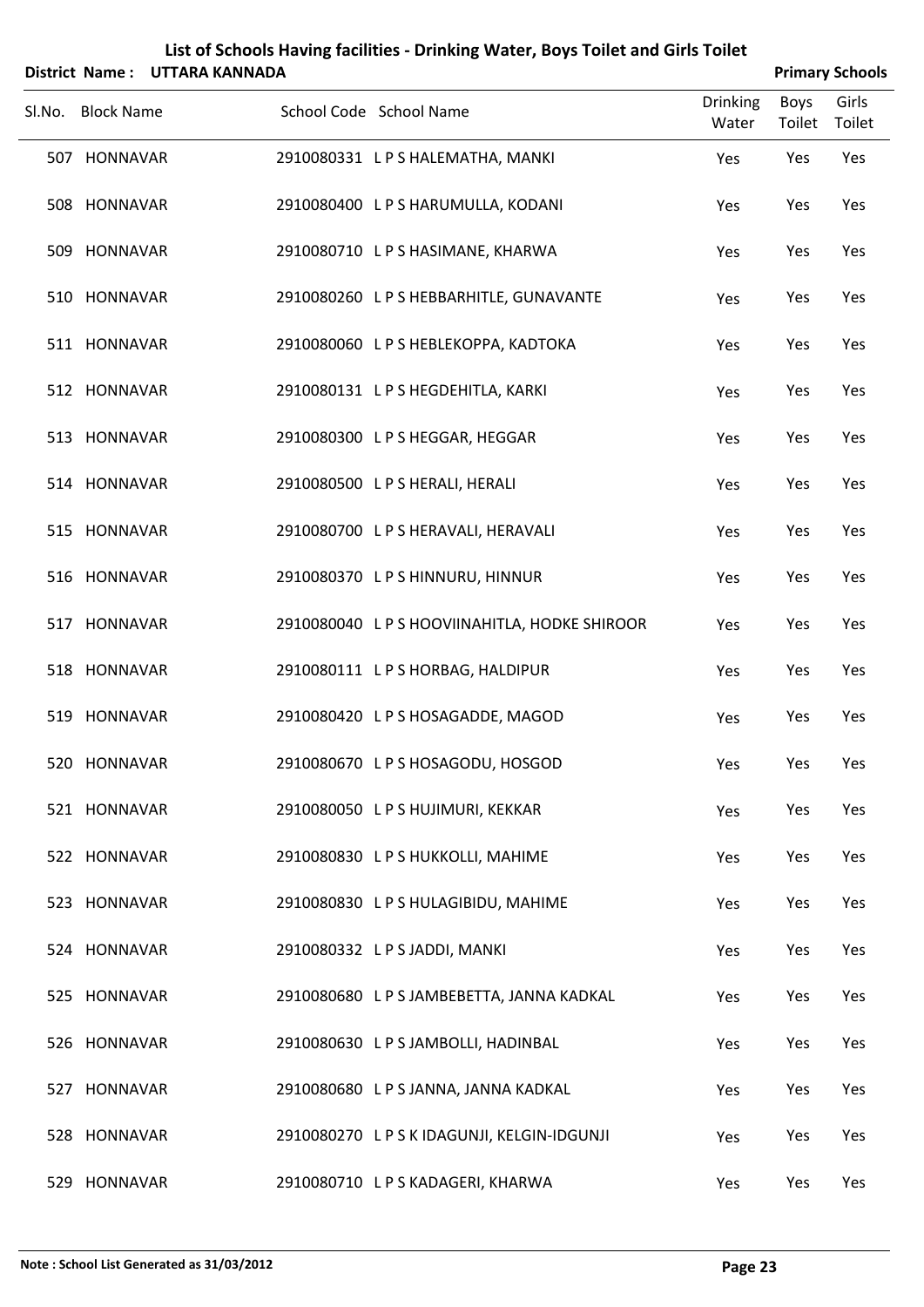# List of Schools Having facilities - Drinking Water, Boys Toilet and Girls Toilet

**District Name : UTTARA KANNADA** **Primary Schools**

| Sl.No. | Block Name | School Code | School Name | Drinking Water | Boys Toilet | Girls Toilet |
|---|---|---|---|---|---|---|
| 507 | HONNAVAR | 2910080331 | L P S HALEMATHA, MANKI | Yes | Yes | Yes |
| 508 | HONNAVAR | 2910080400 | L P S HARUMULLA, KODANI | Yes | Yes | Yes |
| 509 | HONNAVAR | 2910080710 | L P S HASIMANE, KHARWA | Yes | Yes | Yes |
| 510 | HONNAVAR | 2910080260 | L P S HEBBARHITLE, GUNAVANTE | Yes | Yes | Yes |
| 511 | HONNAVAR | 2910080060 | L P S HEBLEKOPPA, KADTOKA | Yes | Yes | Yes |
| 512 | HONNAVAR | 2910080131 | L P S HEGDEHITLA, KARKI | Yes | Yes | Yes |
| 513 | HONNAVAR | 2910080300 | L P S HEGGAR, HEGGAR | Yes | Yes | Yes |
| 514 | HONNAVAR | 2910080500 | L P S HERALI, HERALI | Yes | Yes | Yes |
| 515 | HONNAVAR | 2910080700 | L P S HERAVALI, HERAVALI | Yes | Yes | Yes |
| 516 | HONNAVAR | 2910080370 | L P S HINNURU, HINNUR | Yes | Yes | Yes |
| 517 | HONNAVAR | 2910080040 | L P S HOOVIINAHITLA, HODKE SHIROOR | Yes | Yes | Yes |
| 518 | HONNAVAR | 2910080111 | L P S HORBAG, HALDIPUR | Yes | Yes | Yes |
| 519 | HONNAVAR | 2910080420 | L P S HOSAGADDE, MAGOD | Yes | Yes | Yes |
| 520 | HONNAVAR | 2910080670 | L P S HOSAGODU, HOSGOD | Yes | Yes | Yes |
| 521 | HONNAVAR | 2910080050 | L P S HUJIMURI, KEKKAR | Yes | Yes | Yes |
| 522 | HONNAVAR | 2910080830 | L P S HUKKOLLI, MAHIME | Yes | Yes | Yes |
| 523 | HONNAVAR | 2910080830 | L P S HULAGIBIDU, MAHIME | Yes | Yes | Yes |
| 524 | HONNAVAR | 2910080332 | L P S JADDI, MANKI | Yes | Yes | Yes |
| 525 | HONNAVAR | 2910080680 | L P S JAMBEBETTA, JANNA KADKAL | Yes | Yes | Yes |
| 526 | HONNAVAR | 2910080630 | L P S JAMBOLLI, HADINBAL | Yes | Yes | Yes |
| 527 | HONNAVAR | 2910080680 | L P S JANNA, JANNA KADKAL | Yes | Yes | Yes |
| 528 | HONNAVAR | 2910080270 | L P S K IDAGUNJI, KELGIN-IDGUNJI | Yes | Yes | Yes |
| 529 | HONNAVAR | 2910080710 | L P S KADAGERI, KHARWA | Yes | Yes | Yes |

**Note : School List Generated as 31/03/2012**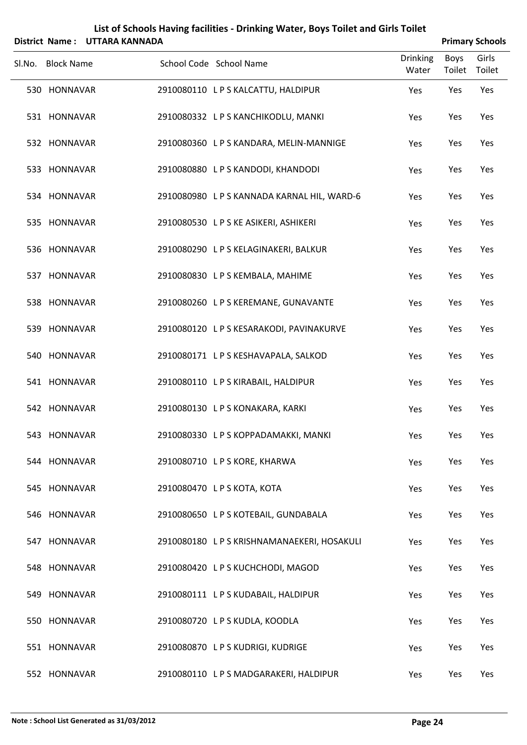# List of Schools Having facilities - Drinking Water, Boys Toilet and Girls Toilet

**District Name : UTTARA KANNADA** **Primary Schools**

| Sl.No. | Block Name | School Code | School Name | Drinking Water | Boys Toilet | Girls Toilet |
|---|---|---|---|---|---|---|
| 530 | HONNAVAR | 2910080110 | L P S KALCATTU, HALDIPUR | Yes | Yes | Yes |
| 531 | HONNAVAR | 2910080332 | L P S KANCHIKODLU, MANKI | Yes | Yes | Yes |
| 532 | HONNAVAR | 2910080360 | L P S KANDARA, MELIN-MANNIGE | Yes | Yes | Yes |
| 533 | HONNAVAR | 2910080880 | L P S KANDODI, KHANDODI | Yes | Yes | Yes |
| 534 | HONNAVAR | 2910080980 | L P S KANNADA KARNAL HIL, WARD-6 | Yes | Yes | Yes |
| 535 | HONNAVAR | 2910080530 | L P S KE ASIKERI, ASHIKERI | Yes | Yes | Yes |
| 536 | HONNAVAR | 2910080290 | L P S KELAGINAKERI, BALKUR | Yes | Yes | Yes |
| 537 | HONNAVAR | 2910080830 | L P S KEMBALA, MAHIME | Yes | Yes | Yes |
| 538 | HONNAVAR | 2910080260 | L P S KEREMANE, GUNAVANTE | Yes | Yes | Yes |
| 539 | HONNAVAR | 2910080120 | L P S KESARAKODI, PAVINAKURVE | Yes | Yes | Yes |
| 540 | HONNAVAR | 2910080171 | L P S KESHAVAPALA, SALKOD | Yes | Yes | Yes |
| 541 | HONNAVAR | 2910080110 | L P S KIRABAIL, HALDIPUR | Yes | Yes | Yes |
| 542 | HONNAVAR | 2910080130 | L P S KONAKARA, KARKI | Yes | Yes | Yes |
| 543 | HONNAVAR | 2910080330 | L P S KOPPADAMAKKI, MANKI | Yes | Yes | Yes |
| 544 | HONNAVAR | 2910080710 | L P S KORE, KHARWA | Yes | Yes | Yes |
| 545 | HONNAVAR | 2910080470 | L P S KOTA, KOTA | Yes | Yes | Yes |
| 546 | HONNAVAR | 2910080650 | L P S KOTEBAIL, GUNDABALA | Yes | Yes | Yes |
| 547 | HONNAVAR | 2910080180 | L P S KRISHNAMANAEKERI, HOSAKULI | Yes | Yes | Yes |
| 548 | HONNAVAR | 2910080420 | L P S KUCHCHODI, MAGOD | Yes | Yes | Yes |
| 549 | HONNAVAR | 2910080111 | L P S KUDABAIL, HALDIPUR | Yes | Yes | Yes |
| 550 | HONNAVAR | 2910080720 | L P S KUDLA, KOODLA | Yes | Yes | Yes |
| 551 | HONNAVAR | 2910080870 | L P S KUDRIGI, KUDRIGE | Yes | Yes | Yes |
| 552 | HONNAVAR | 2910080110 | L P S MADGARAKERI, HALDIPUR | Yes | Yes | Yes |

**Note : School List Generated as 31/03/2012**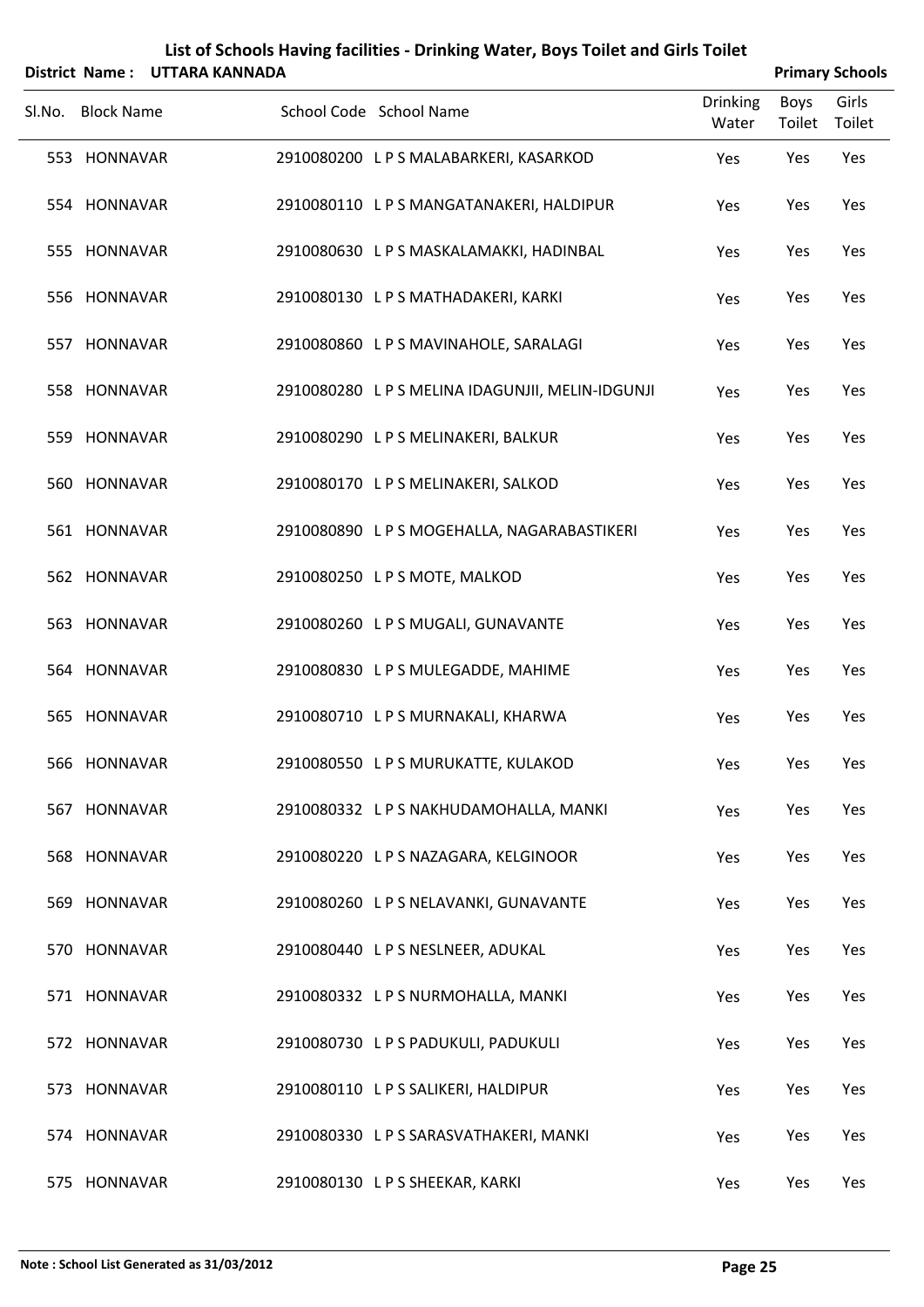# List of Schools Having facilities - Drinking Water, Boys Toilet and Girls Toilet

**District Name : UTTARA KANNADA** **Primary Schools**

| Sl.No. | Block Name | School Code | School Name | Drinking Water | Boys Toilet | Girls Toilet |
|---|---|---|---|---|---|---|
| 553 | HONNAVAR | 2910080200 | L P S MALABARKERI, KASARKOD | Yes | Yes | Yes |
| 554 | HONNAVAR | 2910080110 | L P S MANGATANAKERI, HALDIPUR | Yes | Yes | Yes |
| 555 | HONNAVAR | 2910080630 | L P S MASKALAMAKKI, HADINBAL | Yes | Yes | Yes |
| 556 | HONNAVAR | 2910080130 | L P S MATHADAKERI, KARKI | Yes | Yes | Yes |
| 557 | HONNAVAR | 2910080860 | L P S MAVINAHOLE, SARALAGI | Yes | Yes | Yes |
| 558 | HONNAVAR | 2910080280 | L P S MELINA IDAGUNJII, MELIN-IDGUNJI | Yes | Yes | Yes |
| 559 | HONNAVAR | 2910080290 | L P S MELINAKERI, BALKUR | Yes | Yes | Yes |
| 560 | HONNAVAR | 2910080170 | L P S MELINAKERI, SALKOD | Yes | Yes | Yes |
| 561 | HONNAVAR | 2910080890 | L P S MOGEHALLA, NAGARABASTIKERI | Yes | Yes | Yes |
| 562 | HONNAVAR | 2910080250 | L P S MOTE, MALKOD | Yes | Yes | Yes |
| 563 | HONNAVAR | 2910080260 | L P S MUGALI, GUNAVANTE | Yes | Yes | Yes |
| 564 | HONNAVAR | 2910080830 | L P S MULEGADDE, MAHIME | Yes | Yes | Yes |
| 565 | HONNAVAR | 2910080710 | L P S MURNAKALI, KHARWA | Yes | Yes | Yes |
| 566 | HONNAVAR | 2910080550 | L P S MURUKATTE, KULAKOD | Yes | Yes | Yes |
| 567 | HONNAVAR | 2910080332 | L P S NAKHUDAMOHALLA, MANKI | Yes | Yes | Yes |
| 568 | HONNAVAR | 2910080220 | L P S NAZAGARA, KELGINOOR | Yes | Yes | Yes |
| 569 | HONNAVAR | 2910080260 | L P S NELAVANKI, GUNAVANTE | Yes | Yes | Yes |
| 570 | HONNAVAR | 2910080440 | L P S NESLNEER, ADUKAL | Yes | Yes | Yes |
| 571 | HONNAVAR | 2910080332 | L P S NURMOHALLA, MANKI | Yes | Yes | Yes |
| 572 | HONNAVAR | 2910080730 | L P S PADUKULI, PADUKULI | Yes | Yes | Yes |
| 573 | HONNAVAR | 2910080110 | L P S SALIKERI, HALDIPUR | Yes | Yes | Yes |
| 574 | HONNAVAR | 2910080330 | L P S SARASVATHAKERI, MANKI | Yes | Yes | Yes |
| 575 | HONNAVAR | 2910080130 | L P S SHEEKAR, KARKI | Yes | Yes | Yes |

**Note : School List Generated as 31/03/2012**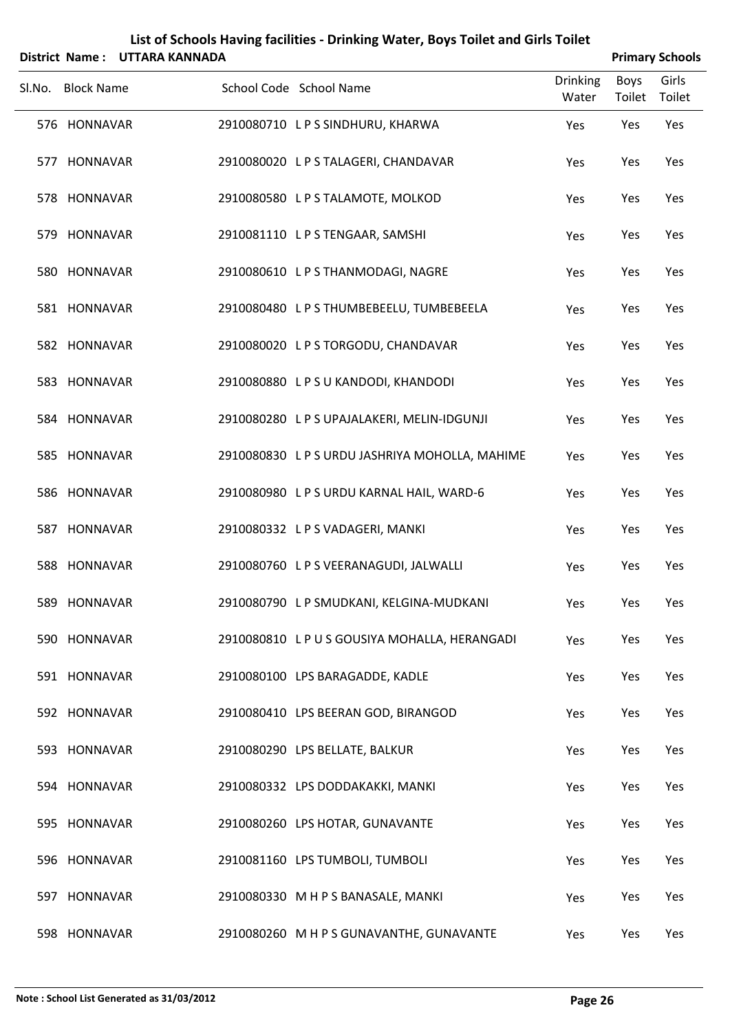# List of Schools Having facilities - Drinking Water, Boys Toilet and Girls Toilet

**District Name : UTTARA KANNADA** **Primary Schools**

| Sl.No. | Block Name | School Code | School Name | Drinking Water | Boys Toilet | Girls Toilet |
|---|---|---|---|---|---|---|
| 576 | HONNAVAR | 2910080710 | L P S SINDHURU, KHARWA | Yes | Yes | Yes |
| 577 | HONNAVAR | 2910080020 | L P S TALAGERI, CHANDAVAR | Yes | Yes | Yes |
| 578 | HONNAVAR | 2910080580 | L P S TALAMOTE, MOLKOD | Yes | Yes | Yes |
| 579 | HONNAVAR | 2910081110 | L P S TENGAAR, SAMSHI | Yes | Yes | Yes |
| 580 | HONNAVAR | 2910080610 | L P S THANMODAGI, NAGRE | Yes | Yes | Yes |
| 581 | HONNAVAR | 2910080480 | L P S THUMBEBEELU, TUMBEBEELA | Yes | Yes | Yes |
| 582 | HONNAVAR | 2910080020 | L P S TORGODU, CHANDAVAR | Yes | Yes | Yes |
| 583 | HONNAVAR | 2910080880 | L P S U KANDODI, KHANDODI | Yes | Yes | Yes |
| 584 | HONNAVAR | 2910080280 | L P S UPAJALAKERI, MELIN-IDGUNJI | Yes | Yes | Yes |
| 585 | HONNAVAR | 2910080830 | L P S URDU JASHRIYA MOHOLLA, MAHIME | Yes | Yes | Yes |
| 586 | HONNAVAR | 2910080980 | L P S URDU KARNAL HAIL, WARD-6 | Yes | Yes | Yes |
| 587 | HONNAVAR | 2910080332 | L P S VADAGERI, MANKI | Yes | Yes | Yes |
| 588 | HONNAVAR | 2910080760 | L P S VEERANAGUDI, JALWALLI | Yes | Yes | Yes |
| 589 | HONNAVAR | 2910080790 | L P SMUDKANI, KELGINA-MUDKANI | Yes | Yes | Yes |
| 590 | HONNAVAR | 2910080810 | L P U S GOUSIYA MOHALLA, HERANGADI | Yes | Yes | Yes |
| 591 | HONNAVAR | 2910080100 | LPS BARAGADDE, KADLE | Yes | Yes | Yes |
| 592 | HONNAVAR | 2910080410 | LPS BEERAN GOD, BIRANGOD | Yes | Yes | Yes |
| 593 | HONNAVAR | 2910080290 | LPS BELLATE, BALKUR | Yes | Yes | Yes |
| 594 | HONNAVAR | 2910080332 | LPS DODDAKAKKI, MANKI | Yes | Yes | Yes |
| 595 | HONNAVAR | 2910080260 | LPS HOTAR, GUNAVANTE | Yes | Yes | Yes |
| 596 | HONNAVAR | 2910081160 | LPS TUMBOLI, TUMBOLI | Yes | Yes | Yes |
| 597 | HONNAVAR | 2910080330 | M H P S BANASALE, MANKI | Yes | Yes | Yes |
| 598 | HONNAVAR | 2910080260 | M H P S GUNAVANTHE, GUNAVANTE | Yes | Yes | Yes |

**Note : School List Generated as 31/03/2012**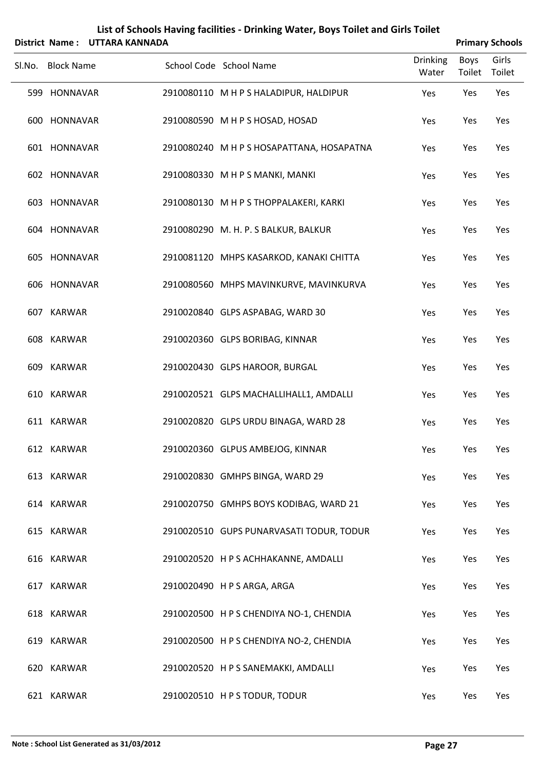# List of Schools Having facilities - Drinking Water, Boys Toilet and Girls Toilet

**District Name : UTTARA KANNADA** **Primary Schools**

| Sl.No. | Block Name | School Code | School Name | Drinking Water | Boys Toilet | Girls Toilet |
|---|---|---|---|---|---|---|
| 599 | HONNAVAR | 2910080110 | M H P S HALADIPUR, HALDIPUR | Yes | Yes | Yes |
| 600 | HONNAVAR | 2910080590 | M H P S HOSAD, HOSAD | Yes | Yes | Yes |
| 601 | HONNAVAR | 2910080240 | M H P S HOSAPATTANA, HOSAPATNA | Yes | Yes | Yes |
| 602 | HONNAVAR | 2910080330 | M H P S MANKI, MANKI | Yes | Yes | Yes |
| 603 | HONNAVAR | 2910080130 | M H P S THOPPALAKERI, KARKI | Yes | Yes | Yes |
| 604 | HONNAVAR | 2910080290 | M. H. P. S BALKUR, BALKUR | Yes | Yes | Yes |
| 605 | HONNAVAR | 2910081120 | MHPS KASARKOD, KANAKI CHITTA | Yes | Yes | Yes |
| 606 | HONNAVAR | 2910080560 | MHPS MAVINKURVE, MAVINKURVA | Yes | Yes | Yes |
| 607 | KARWAR | 2910020840 | GLPS ASPABAG, WARD 30 | Yes | Yes | Yes |
| 608 | KARWAR | 2910020360 | GLPS BORIBAG, KINNAR | Yes | Yes | Yes |
| 609 | KARWAR | 2910020430 | GLPS HAROOR, BURGAL | Yes | Yes | Yes |
| 610 | KARWAR | 2910020521 | GLPS MACHALLIHALL1, AMDALLI | Yes | Yes | Yes |
| 611 | KARWAR | 2910020820 | GLPS URDU BINAGA, WARD 28 | Yes | Yes | Yes |
| 612 | KARWAR | 2910020360 | GLPUS AMBEJOG, KINNAR | Yes | Yes | Yes |
| 613 | KARWAR | 2910020830 | GMHPS BINGA, WARD 29 | Yes | Yes | Yes |
| 614 | KARWAR | 2910020750 | GMHPS BOYS KODIBAG, WARD 21 | Yes | Yes | Yes |
| 615 | KARWAR | 2910020510 | GUPS PUNARVASATI TODUR, TODUR | Yes | Yes | Yes |
| 616 | KARWAR | 2910020520 | H P S ACHHAKANNE, AMDALLI | Yes | Yes | Yes |
| 617 | KARWAR | 2910020490 | H P S ARGA, ARGA | Yes | Yes | Yes |
| 618 | KARWAR | 2910020500 | H P S CHENDIYA NO-1, CHENDIA | Yes | Yes | Yes |
| 619 | KARWAR | 2910020500 | H P S CHENDIYA NO-2, CHENDIA | Yes | Yes | Yes |
| 620 | KARWAR | 2910020520 | H P S SANEMAKKI, AMDALLI | Yes | Yes | Yes |
| 621 | KARWAR | 2910020510 | H P S TODUR, TODUR | Yes | Yes | Yes |

**Note : School List Generated as 31/03/2012**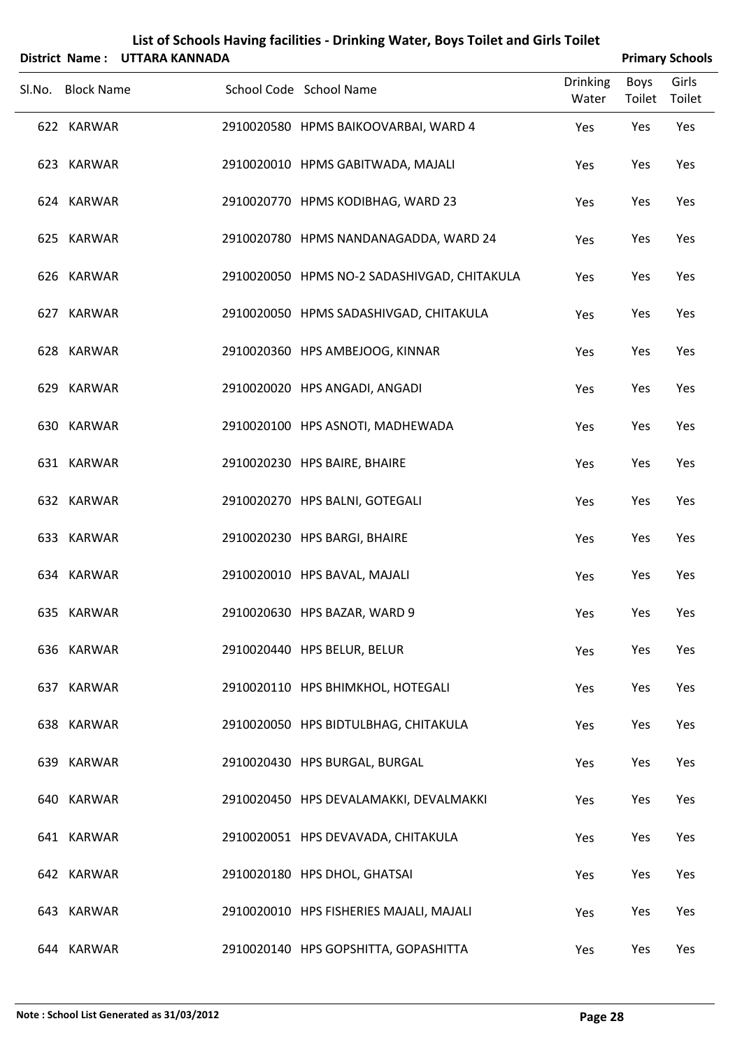# List of Schools Having facilities - Drinking Water, Boys Toilet and Girls Toilet

**District Name : UTTARA KANNADA** **Primary Schools**

| Sl.No. | Block Name | School Code | School Name | Drinking Water | Boys Toilet | Girls Toilet |
|---|---|---|---|---|---|---|
| 622 | KARWAR | 2910020580 | HPMS BAIKOOVARBAI, WARD 4 | Yes | Yes | Yes |
| 623 | KARWAR | 2910020010 | HPMS GABITWADA, MAJALI | Yes | Yes | Yes |
| 624 | KARWAR | 2910020770 | HPMS KODIBHAG, WARD 23 | Yes | Yes | Yes |
| 625 | KARWAR | 2910020780 | HPMS NANDANAGADDA, WARD 24 | Yes | Yes | Yes |
| 626 | KARWAR | 2910020050 | HPMS NO-2 SADASHIVGAD, CHITAKULA | Yes | Yes | Yes |
| 627 | KARWAR | 2910020050 | HPMS SADASHIVGAD, CHITAKULA | Yes | Yes | Yes |
| 628 | KARWAR | 2910020360 | HPS AMBEJOOG, KINNAR | Yes | Yes | Yes |
| 629 | KARWAR | 2910020020 | HPS ANGADI, ANGADI | Yes | Yes | Yes |
| 630 | KARWAR | 2910020100 | HPS ASNOTI, MADHEWADA | Yes | Yes | Yes |
| 631 | KARWAR | 2910020230 | HPS BAIRE, BHAIRE | Yes | Yes | Yes |
| 632 | KARWAR | 2910020270 | HPS BALNI, GOTEGALI | Yes | Yes | Yes |
| 633 | KARWAR | 2910020230 | HPS BARGI, BHAIRE | Yes | Yes | Yes |
| 634 | KARWAR | 2910020010 | HPS BAVAL, MAJALI | Yes | Yes | Yes |
| 635 | KARWAR | 2910020630 | HPS BAZAR, WARD 9 | Yes | Yes | Yes |
| 636 | KARWAR | 2910020440 | HPS BELUR, BELUR | Yes | Yes | Yes |
| 637 | KARWAR | 2910020110 | HPS BHIMKHOL, HOTEGALI | Yes | Yes | Yes |
| 638 | KARWAR | 2910020050 | HPS BIDTULBHAG, CHITAKULA | Yes | Yes | Yes |
| 639 | KARWAR | 2910020430 | HPS BURGAL, BURGAL | Yes | Yes | Yes |
| 640 | KARWAR | 2910020450 | HPS DEVALAMAKKI, DEVALMAKKI | Yes | Yes | Yes |
| 641 | KARWAR | 2910020051 | HPS DEVAVADA, CHITAKULA | Yes | Yes | Yes |
| 642 | KARWAR | 2910020180 | HPS DHOL, GHATSAI | Yes | Yes | Yes |
| 643 | KARWAR | 2910020010 | HPS FISHERIES MAJALI, MAJALI | Yes | Yes | Yes |
| 644 | KARWAR | 2910020140 | HPS GOPSHITTA, GOPASHITTA | Yes | Yes | Yes |

**Note : School List Generated as 31/03/2012**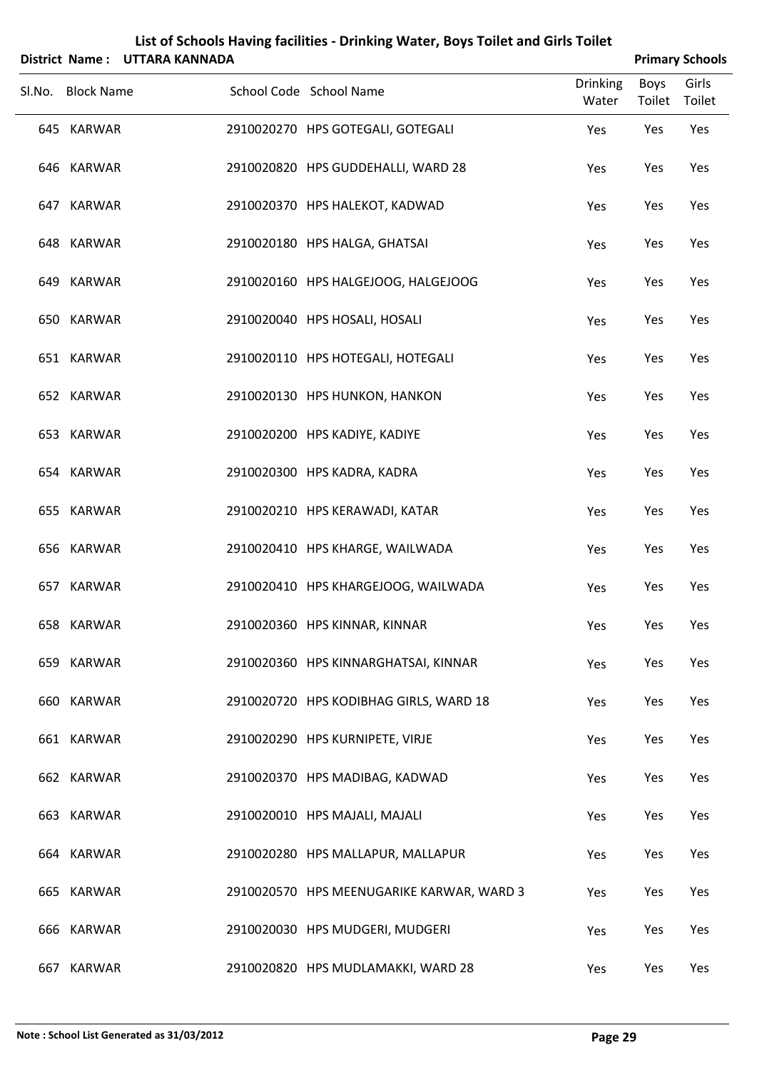# List of Schools Having facilities - Drinking Water, Boys Toilet and Girls Toilet

**District Name : UTTARA KANNADA** | **Primary Schools**

| Sl.No. | Block Name | School Code | School Name | Drinking Water | Boys Toilet | Girls Toilet |
|---|---|---|---|---|---|---|
| 645 | KARWAR | 2910020270 | HPS GOTEGALI, GOTEGALI | Yes | Yes | Yes |
| 646 | KARWAR | 2910020820 | HPS GUDDEHALLI, WARD 28 | Yes | Yes | Yes |
| 647 | KARWAR | 2910020370 | HPS HALEKOT, KADWAD | Yes | Yes | Yes |
| 648 | KARWAR | 2910020180 | HPS HALGA, GHATSAI | Yes | Yes | Yes |
| 649 | KARWAR | 2910020160 | HPS HALGEJOOG, HALGEJOOG | Yes | Yes | Yes |
| 650 | KARWAR | 2910020040 | HPS HOSALI, HOSALI | Yes | Yes | Yes |
| 651 | KARWAR | 2910020110 | HPS HOTEGALI, HOTEGALI | Yes | Yes | Yes |
| 652 | KARWAR | 2910020130 | HPS HUNKON, HANKON | Yes | Yes | Yes |
| 653 | KARWAR | 2910020200 | HPS KADIYE, KADIYE | Yes | Yes | Yes |
| 654 | KARWAR | 2910020300 | HPS KADRA, KADRA | Yes | Yes | Yes |
| 655 | KARWAR | 2910020210 | HPS KERAWADI, KATAR | Yes | Yes | Yes |
| 656 | KARWAR | 2910020410 | HPS KHARGE, WAILWADA | Yes | Yes | Yes |
| 657 | KARWAR | 2910020410 | HPS KHARGEJOOG, WAILWADA | Yes | Yes | Yes |
| 658 | KARWAR | 2910020360 | HPS KINNAR, KINNAR | Yes | Yes | Yes |
| 659 | KARWAR | 2910020360 | HPS KINNARGHATSAI, KINNAR | Yes | Yes | Yes |
| 660 | KARWAR | 2910020720 | HPS KODIBHAG GIRLS, WARD 18 | Yes | Yes | Yes |
| 661 | KARWAR | 2910020290 | HPS KURNIPETE, VIRJE | Yes | Yes | Yes |
| 662 | KARWAR | 2910020370 | HPS MADIBAG, KADWAD | Yes | Yes | Yes |
| 663 | KARWAR | 2910020010 | HPS MAJALI, MAJALI | Yes | Yes | Yes |
| 664 | KARWAR | 2910020280 | HPS MALLAPUR, MALLAPUR | Yes | Yes | Yes |
| 665 | KARWAR | 2910020570 | HPS MEENUGARIKE KARWAR, WARD 3 | Yes | Yes | Yes |
| 666 | KARWAR | 2910020030 | HPS MUDGERI, MUDGERI | Yes | Yes | Yes |
| 667 | KARWAR | 2910020820 | HPS MUDLAMAKKI, WARD 28 | Yes | Yes | Yes |

**Note : School List Generated as 31/03/2012**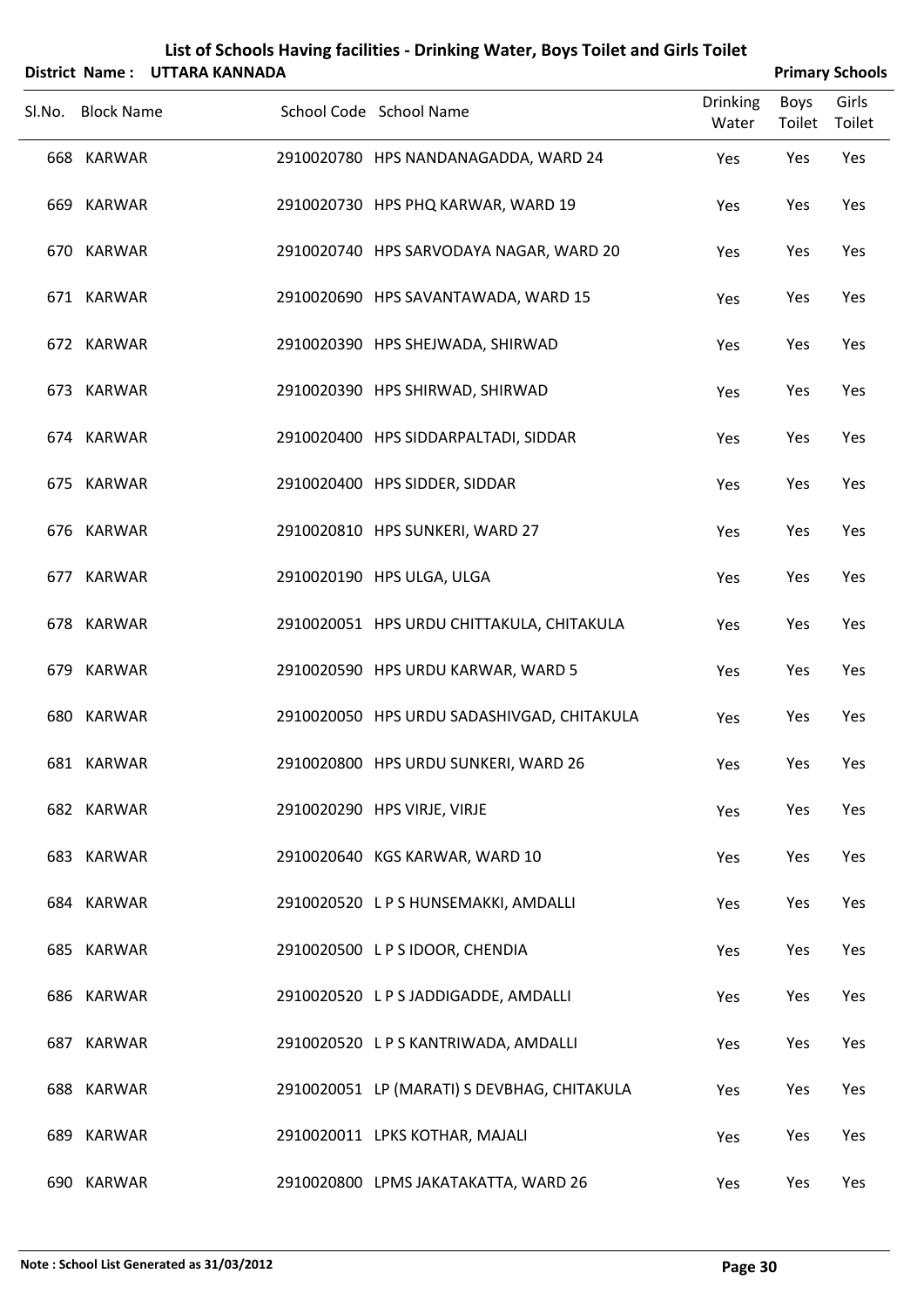## List of Schools Having facilities - Drinking Water, Boys Toilet and Girls Toilet

**District Name : UTTARA KANNADA** **Primary Schools**

| Sl.No. | Block Name | School Code | School Name | Drinking Water | Boys Toilet | Girls Toilet |
|---|---|---|---|---|---|---|
| 668 | KARWAR | 2910020780 | HPS NANDANAGADDA, WARD 24 | Yes | Yes | Yes |
| 669 | KARWAR | 2910020730 | HPS PHQ KARWAR, WARD 19 | Yes | Yes | Yes |
| 670 | KARWAR | 2910020740 | HPS SARVODAYA NAGAR, WARD 20 | Yes | Yes | Yes |
| 671 | KARWAR | 2910020690 | HPS SAVANTAWADA, WARD 15 | Yes | Yes | Yes |
| 672 | KARWAR | 2910020390 | HPS SHEJWADA, SHIRWAD | Yes | Yes | Yes |
| 673 | KARWAR | 2910020390 | HPS SHIRWAD, SHIRWAD | Yes | Yes | Yes |
| 674 | KARWAR | 2910020400 | HPS SIDDARPALTADI, SIDDAR | Yes | Yes | Yes |
| 675 | KARWAR | 2910020400 | HPS SIDDER, SIDDAR | Yes | Yes | Yes |
| 676 | KARWAR | 2910020810 | HPS SUNKERI, WARD 27 | Yes | Yes | Yes |
| 677 | KARWAR | 2910020190 | HPS ULGA, ULGA | Yes | Yes | Yes |
| 678 | KARWAR | 2910020051 | HPS URDU CHITTAKULA, CHITAKULA | Yes | Yes | Yes |
| 679 | KARWAR | 2910020590 | HPS URDU KARWAR, WARD 5 | Yes | Yes | Yes |
| 680 | KARWAR | 2910020050 | HPS URDU SADASHIVGAD, CHITAKULA | Yes | Yes | Yes |
| 681 | KARWAR | 2910020800 | HPS URDU SUNKERI, WARD 26 | Yes | Yes | Yes |
| 682 | KARWAR | 2910020290 | HPS VIRJE, VIRJE | Yes | Yes | Yes |
| 683 | KARWAR | 2910020640 | KGS KARWAR, WARD 10 | Yes | Yes | Yes |
| 684 | KARWAR | 2910020520 | L P S HUNSEMAKKI, AMDALLI | Yes | Yes | Yes |
| 685 | KARWAR | 2910020500 | L P S IDOOR, CHENDIA | Yes | Yes | Yes |
| 686 | KARWAR | 2910020520 | L P S JADDIGADDE, AMDALLI | Yes | Yes | Yes |
| 687 | KARWAR | 2910020520 | L P S KANTRIWADA, AMDALLI | Yes | Yes | Yes |
| 688 | KARWAR | 2910020051 | LP (MARATI) S DEVBHAG, CHITAKULA | Yes | Yes | Yes |
| 689 | KARWAR | 2910020011 | LPKS KOTHAR, MAJALI | Yes | Yes | Yes |
| 690 | KARWAR | 2910020800 | LPMS JAKATAKATTA, WARD 26 | Yes | Yes | Yes |

**Note : School List Generated as 31/03/2012**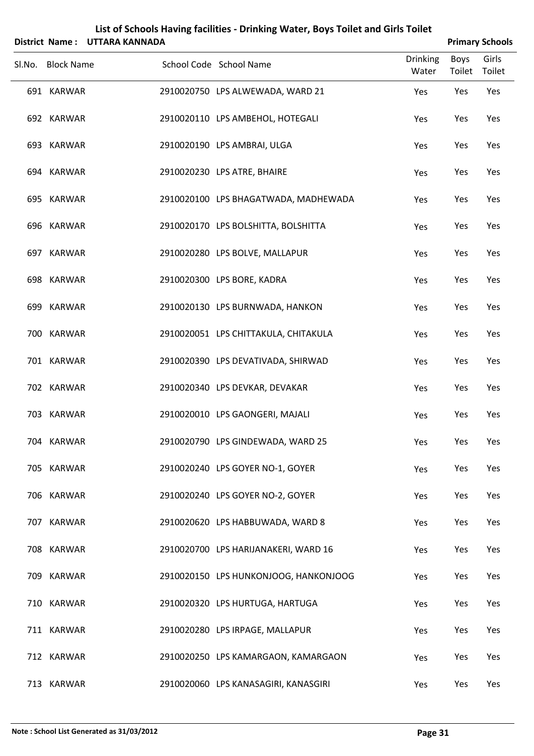# List of Schools Having facilities - Drinking Water, Boys Toilet and Girls Toilet

**District Name : UTTARA KANNADA** **Primary Schools**

| Sl.No. | Block Name | School Code | School Name | Drinking Water | Boys Toilet | Girls Toilet |
|---|---|---|---|---|---|---|
| 691 | KARWAR | 2910020750 | LPS ALWEWADA, WARD 21 | Yes | Yes | Yes |
| 692 | KARWAR | 2910020110 | LPS AMBEHOL, HOTEGALI | Yes | Yes | Yes |
| 693 | KARWAR | 2910020190 | LPS AMBRAI, ULGA | Yes | Yes | Yes |
| 694 | KARWAR | 2910020230 | LPS ATRE, BHAIRE | Yes | Yes | Yes |
| 695 | KARWAR | 2910020100 | LPS BHAGATWADA, MADHEWADA | Yes | Yes | Yes |
| 696 | KARWAR | 2910020170 | LPS BOLSHITTA, BOLSHITTA | Yes | Yes | Yes |
| 697 | KARWAR | 2910020280 | LPS BOLVE, MALLAPUR | Yes | Yes | Yes |
| 698 | KARWAR | 2910020300 | LPS BORE, KADRA | Yes | Yes | Yes |
| 699 | KARWAR | 2910020130 | LPS BURNWADA, HANKON | Yes | Yes | Yes |
| 700 | KARWAR | 2910020051 | LPS CHITTAKULA, CHITAKULA | Yes | Yes | Yes |
| 701 | KARWAR | 2910020390 | LPS DEVATIVADA, SHIRWAD | Yes | Yes | Yes |
| 702 | KARWAR | 2910020340 | LPS DEVKAR, DEVAKAR | Yes | Yes | Yes |
| 703 | KARWAR | 2910020010 | LPS GAONGERI, MAJALI | Yes | Yes | Yes |
| 704 | KARWAR | 2910020790 | LPS GINDEWADA, WARD 25 | Yes | Yes | Yes |
| 705 | KARWAR | 2910020240 | LPS GOYER NO-1, GOYER | Yes | Yes | Yes |
| 706 | KARWAR | 2910020240 | LPS GOYER NO-2, GOYER | Yes | Yes | Yes |
| 707 | KARWAR | 2910020620 | LPS HABBUWADA, WARD 8 | Yes | Yes | Yes |
| 708 | KARWAR | 2910020700 | LPS HARIJANAKERI, WARD 16 | Yes | Yes | Yes |
| 709 | KARWAR | 2910020150 | LPS HUNKONJOOG, HANKONJOOG | Yes | Yes | Yes |
| 710 | KARWAR | 2910020320 | LPS HURTUGA, HARTUGA | Yes | Yes | Yes |
| 711 | KARWAR | 2910020280 | LPS IRPAGE, MALLAPUR | Yes | Yes | Yes |
| 712 | KARWAR | 2910020250 | LPS KAMARGAON, KAMARGAON | Yes | Yes | Yes |
| 713 | KARWAR | 2910020060 | LPS KANASAGIRI, KANASGIRI | Yes | Yes | Yes |

**Note : School List Generated as 31/03/2012**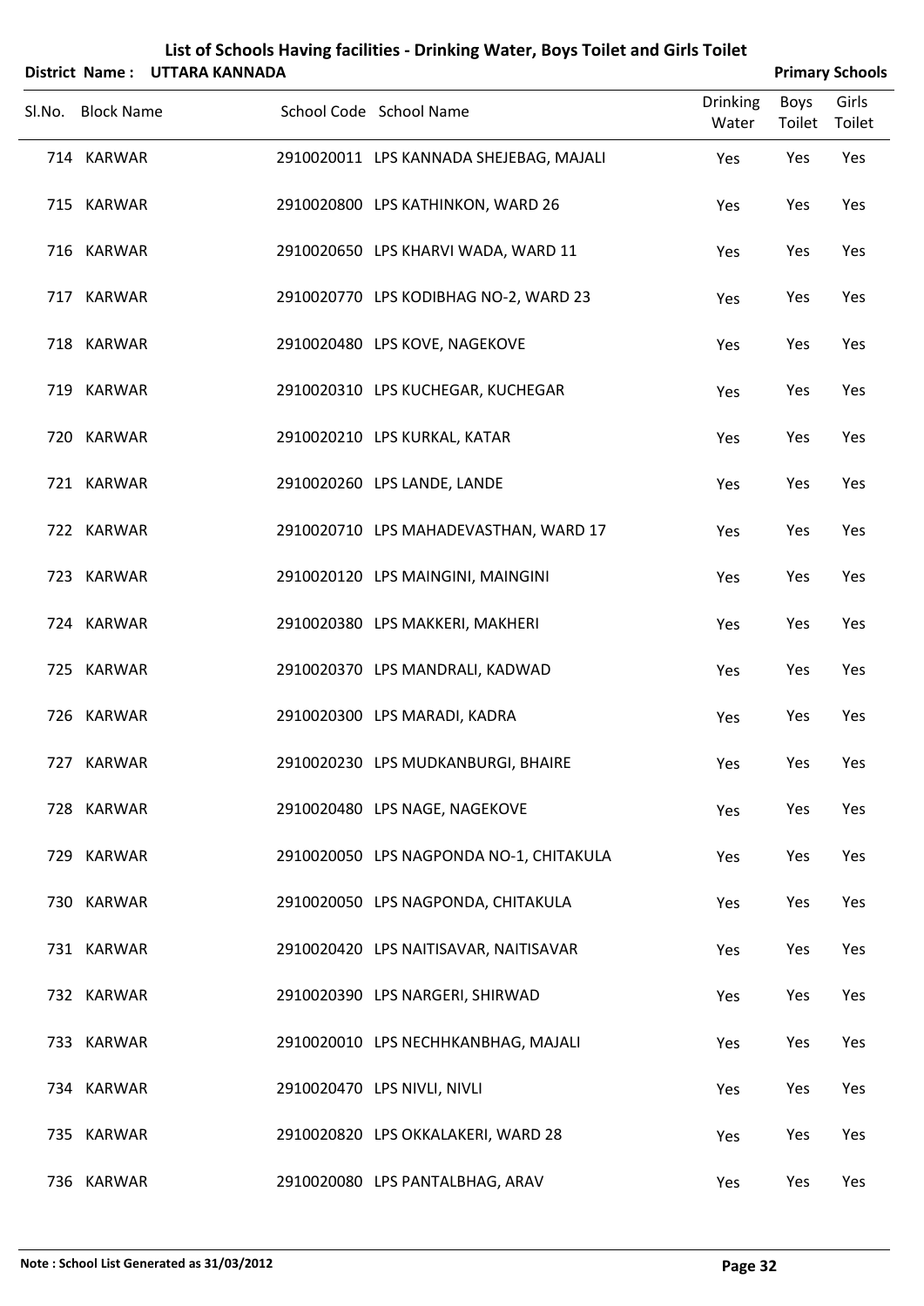# List of Schools Having facilities - Drinking Water, Boys Toilet and Girls Toilet

**District Name : UTTARA KANNADA** | **Primary Schools**

| Sl.No. | Block Name | School Code | School Name | Drinking Water | Boys Toilet | Girls Toilet |
|---|---|---|---|---|---|---|
| 714 | KARWAR | 2910020011 | LPS KANNADA SHEJEBAG, MAJALI | Yes | Yes | Yes |
| 715 | KARWAR | 2910020800 | LPS KATHINKON, WARD 26 | Yes | Yes | Yes |
| 716 | KARWAR | 2910020650 | LPS KHARVI WADA, WARD 11 | Yes | Yes | Yes |
| 717 | KARWAR | 2910020770 | LPS KODIBHAG NO-2, WARD 23 | Yes | Yes | Yes |
| 718 | KARWAR | 2910020480 | LPS KOVE, NAGEKOVE | Yes | Yes | Yes |
| 719 | KARWAR | 2910020310 | LPS KUCHEGAR, KUCHEGAR | Yes | Yes | Yes |
| 720 | KARWAR | 2910020210 | LPS KURKAL, KATAR | Yes | Yes | Yes |
| 721 | KARWAR | 2910020260 | LPS LANDE, LANDE | Yes | Yes | Yes |
| 722 | KARWAR | 2910020710 | LPS MAHADEVASTHAN, WARD 17 | Yes | Yes | Yes |
| 723 | KARWAR | 2910020120 | LPS MAINGINI, MAINGINI | Yes | Yes | Yes |
| 724 | KARWAR | 2910020380 | LPS MAKKERI, MAKHERI | Yes | Yes | Yes |
| 725 | KARWAR | 2910020370 | LPS MANDRALI, KADWAD | Yes | Yes | Yes |
| 726 | KARWAR | 2910020300 | LPS MARADI, KADRA | Yes | Yes | Yes |
| 727 | KARWAR | 2910020230 | LPS MUDKANBURGI, BHAIRE | Yes | Yes | Yes |
| 728 | KARWAR | 2910020480 | LPS NAGE, NAGEKOVE | Yes | Yes | Yes |
| 729 | KARWAR | 2910020050 | LPS NAGPONDA NO-1, CHITAKULA | Yes | Yes | Yes |
| 730 | KARWAR | 2910020050 | LPS NAGPONDA, CHITAKULA | Yes | Yes | Yes |
| 731 | KARWAR | 2910020420 | LPS NAITISAVAR, NAITISAVAR | Yes | Yes | Yes |
| 732 | KARWAR | 2910020390 | LPS NARGERI, SHIRWAD | Yes | Yes | Yes |
| 733 | KARWAR | 2910020010 | LPS NECHHKANBHAG, MAJALI | Yes | Yes | Yes |
| 734 | KARWAR | 2910020470 | LPS NIVLI, NIVLI | Yes | Yes | Yes |
| 735 | KARWAR | 2910020820 | LPS OKKALAKERI, WARD 28 | Yes | Yes | Yes |
| 736 | KARWAR | 2910020080 | LPS PANTALBHAG, ARAV | Yes | Yes | Yes |

**Note : School List Generated as 31/03/2012**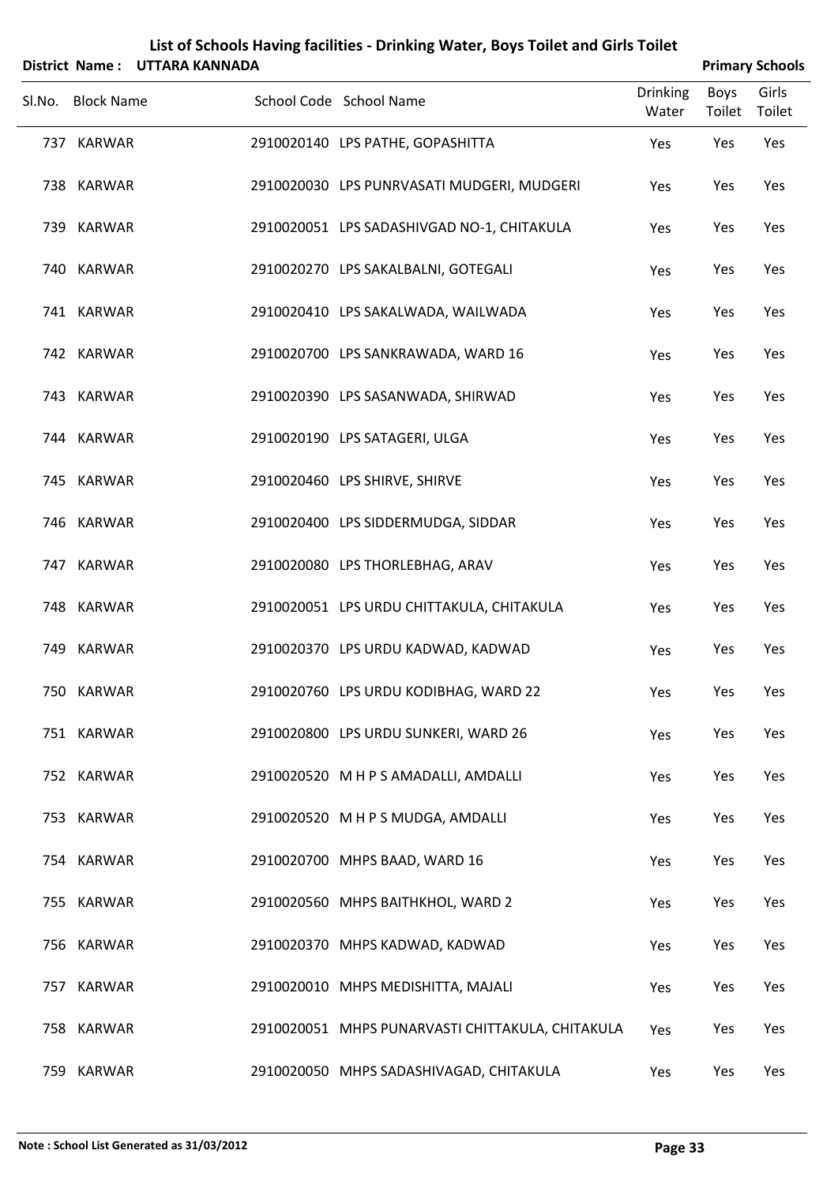# List of Schools Having facilities - Drinking Water, Boys Toilet and Girls Toilet

**District Name : UTTARA KANNADA** **Primary Schools**

| Sl.No. | Block Name | School Code | School Name | Drinking Water | Boys Toilet | Girls Toilet |
|---|---|---|---|---|---|---|
| 737 | KARWAR | 2910020140 | LPS PATHE, GOPASHITTA | Yes | Yes | Yes |
| 738 | KARWAR | 2910020030 | LPS PUNRVASATI MUDGERI, MUDGERI | Yes | Yes | Yes |
| 739 | KARWAR | 2910020051 | LPS SADASHIVGAD NO-1, CHITAKULA | Yes | Yes | Yes |
| 740 | KARWAR | 2910020270 | LPS SAKALBALNI, GOTEGALI | Yes | Yes | Yes |
| 741 | KARWAR | 2910020410 | LPS SAKALWADA, WAILWADA | Yes | Yes | Yes |
| 742 | KARWAR | 2910020700 | LPS SANKRAWADA, WARD 16 | Yes | Yes | Yes |
| 743 | KARWAR | 2910020390 | LPS SASANWADA, SHIRWAD | Yes | Yes | Yes |
| 744 | KARWAR | 2910020190 | LPS SATAGERI, ULGA | Yes | Yes | Yes |
| 745 | KARWAR | 2910020460 | LPS SHIRVE, SHIRVE | Yes | Yes | Yes |
| 746 | KARWAR | 2910020400 | LPS SIDDERMUDGA, SIDDAR | Yes | Yes | Yes |
| 747 | KARWAR | 2910020080 | LPS THORLEBHAG, ARAV | Yes | Yes | Yes |
| 748 | KARWAR | 2910020051 | LPS URDU CHITTAKULA, CHITAKULA | Yes | Yes | Yes |
| 749 | KARWAR | 2910020370 | LPS URDU KADWAD, KADWAD | Yes | Yes | Yes |
| 750 | KARWAR | 2910020760 | LPS URDU KODIBHAG, WARD 22 | Yes | Yes | Yes |
| 751 | KARWAR | 2910020800 | LPS URDU SUNKERI, WARD 26 | Yes | Yes | Yes |
| 752 | KARWAR | 2910020520 | M H P S AMADALLI, AMDALLI | Yes | Yes | Yes |
| 753 | KARWAR | 2910020520 | M H P S MUDGA, AMDALLI | Yes | Yes | Yes |
| 754 | KARWAR | 2910020700 | MHPS BAAD, WARD 16 | Yes | Yes | Yes |
| 755 | KARWAR | 2910020560 | MHPS BAITHKHOL, WARD 2 | Yes | Yes | Yes |
| 756 | KARWAR | 2910020370 | MHPS KADWAD, KADWAD | Yes | Yes | Yes |
| 757 | KARWAR | 2910020010 | MHPS MEDISHITTA, MAJALI | Yes | Yes | Yes |
| 758 | KARWAR | 2910020051 | MHPS PUNARVASTI CHITTAKULA, CHITAKULA | Yes | Yes | Yes |
| 759 | KARWAR | 2910020050 | MHPS SADASHIVAGAD, CHITAKULA | Yes | Yes | Yes |

**Note : School List Generated as 31/03/2012**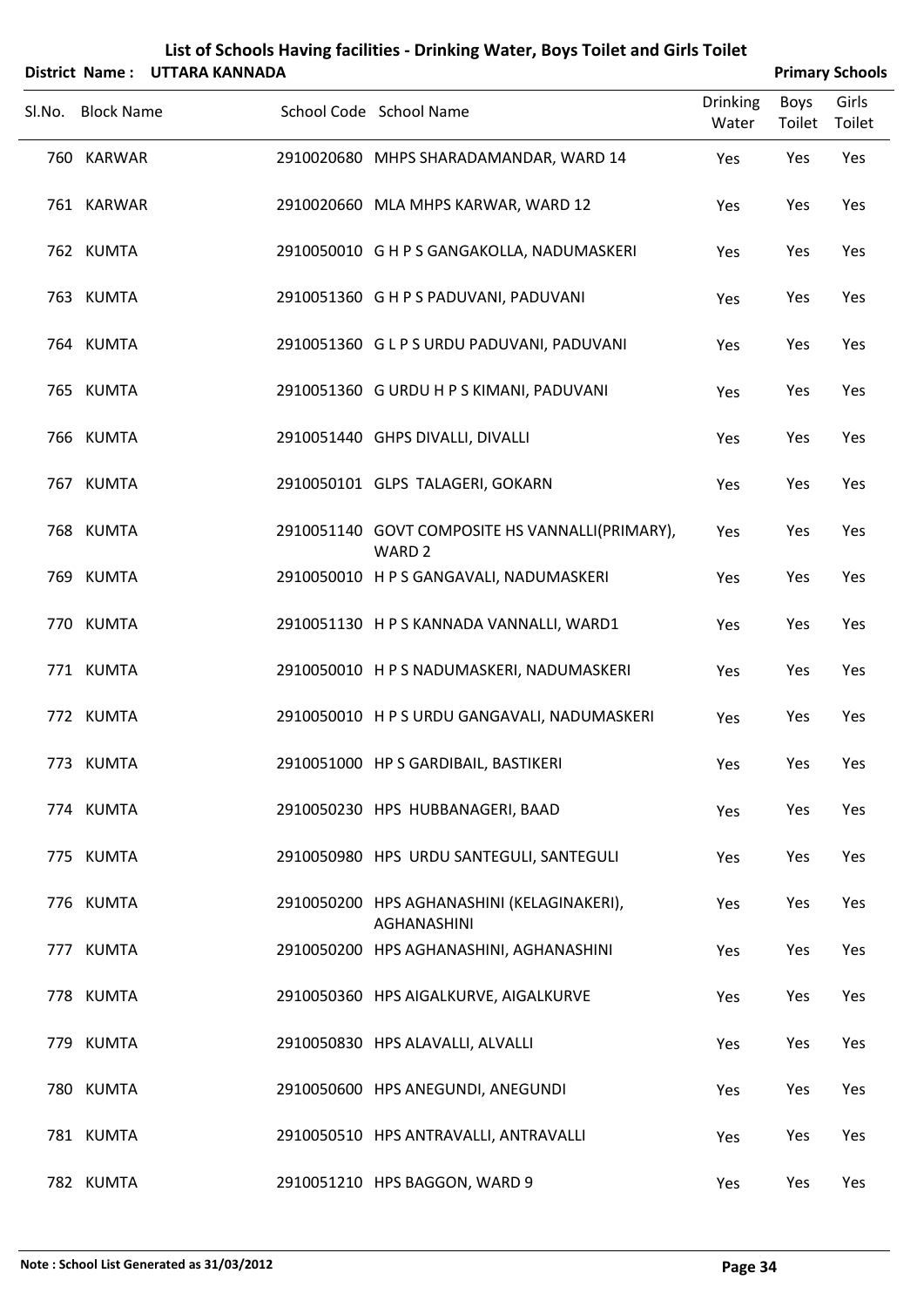# List of Schools Having facilities - Drinking Water, Boys Toilet and Girls Toilet

**District Name : UTTARA KANNADA** **Primary Schools**

| Sl.No. | Block Name | School Code | School Name | Drinking Water | Boys Toilet | Girls Toilet |
|---|---|---|---|---|---|---|
| 760 | KARWAR | 2910020680 | MHPS SHARADAMANDAR, WARD 14 | Yes | Yes | Yes |
| 761 | KARWAR | 2910020660 | MLA MHPS KARWAR, WARD 12 | Yes | Yes | Yes |
| 762 | KUMTA | 2910050010 | G H P S GANGAKOLLA, NADUMASKERI | Yes | Yes | Yes |
| 763 | KUMTA | 2910051360 | G H P S PADUVANI, PADUVANI | Yes | Yes | Yes |
| 764 | KUMTA | 2910051360 | G L P S URDU PADUVANI, PADUVANI | Yes | Yes | Yes |
| 765 | KUMTA | 2910051360 | G URDU H P S KIMANI, PADUVANI | Yes | Yes | Yes |
| 766 | KUMTA | 2910051440 | GHPS DIVALLI, DIVALLI | Yes | Yes | Yes |
| 767 | KUMTA | 2910050101 | GLPS TALAGERI, GOKARN | Yes | Yes | Yes |
| 768 | KUMTA | 2910051140 | GOVT COMPOSITE HS VANNALLI(PRIMARY), WARD 2 | Yes | Yes | Yes |
| 769 | KUMTA | 2910050010 | H P S GANGAVALI, NADUMASKERI | Yes | Yes | Yes |
| 770 | KUMTA | 2910051130 | H P S KANNADA VANNALLI, WARD1 | Yes | Yes | Yes |
| 771 | KUMTA | 2910050010 | H P S NADUMASKERI, NADUMASKERI | Yes | Yes | Yes |
| 772 | KUMTA | 2910050010 | H P S URDU GANGAVALI, NADUMASKERI | Yes | Yes | Yes |
| 773 | KUMTA | 2910051000 | HP S GARDIBAIL, BASTIKERI | Yes | Yes | Yes |
| 774 | KUMTA | 2910050230 | HPS HUBBANAGERI, BAAD | Yes | Yes | Yes |
| 775 | KUMTA | 2910050980 | HPS URDU SANTEGULI, SANTEGULI | Yes | Yes | Yes |
| 776 | KUMTA | 2910050200 | HPS AGHANASHINI (KELAGINAKERI), AGHANASHINI | Yes | Yes | Yes |
| 777 | KUMTA | 2910050200 | HPS AGHANASHINI, AGHANASHINI | Yes | Yes | Yes |
| 778 | KUMTA | 2910050360 | HPS AIGALKURVE, AIGALKURVE | Yes | Yes | Yes |
| 779 | KUMTA | 2910050830 | HPS ALAVALLI, ALVALLI | Yes | Yes | Yes |
| 780 | KUMTA | 2910050600 | HPS ANEGUNDI, ANEGUNDI | Yes | Yes | Yes |
| 781 | KUMTA | 2910050510 | HPS ANTRAVALLI, ANTRAVALLI | Yes | Yes | Yes |
| 782 | KUMTA | 2910051210 | HPS BAGGON, WARD 9 | Yes | Yes | Yes |

**Note : School List Generated as 31/03/2012**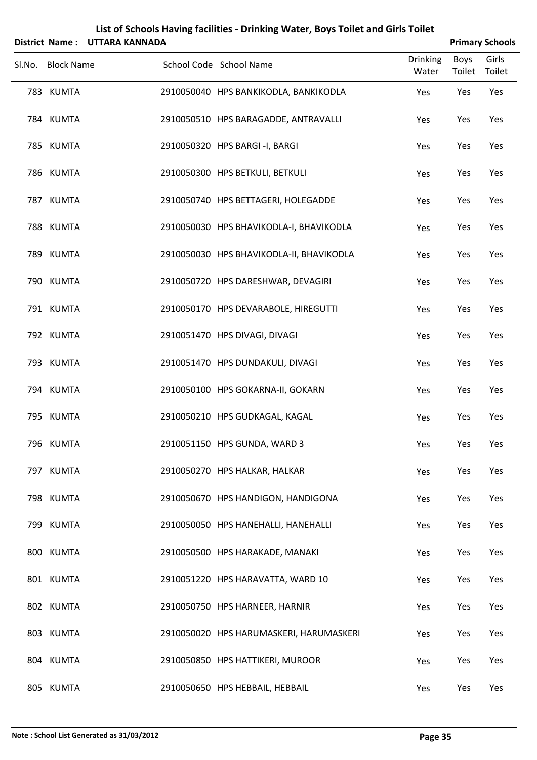# List of Schools Having facilities - Drinking Water, Boys Toilet and Girls Toilet

**District Name : UTTARA KANNADA** **Primary Schools**

| Sl.No. | Block Name | School Code | School Name | Drinking Water | Boys Toilet | Girls Toilet |
|---|---|---|---|---|---|---|
| 783 | KUMTA | 2910050040 | HPS BANKIKODLA, BANKIKODLA | Yes | Yes | Yes |
| 784 | KUMTA | 2910050510 | HPS BARAGADDE, ANTRAVALLI | Yes | Yes | Yes |
| 785 | KUMTA | 2910050320 | HPS BARGI -I, BARGI | Yes | Yes | Yes |
| 786 | KUMTA | 2910050300 | HPS BETKULI, BETKULI | Yes | Yes | Yes |
| 787 | KUMTA | 2910050740 | HPS BETTAGERI, HOLEGADDE | Yes | Yes | Yes |
| 788 | KUMTA | 2910050030 | HPS BHAVIKODLA-I, BHAVIKODLA | Yes | Yes | Yes |
| 789 | KUMTA | 2910050030 | HPS BHAVIKODLA-II, BHAVIKODLA | Yes | Yes | Yes |
| 790 | KUMTA | 2910050720 | HPS DARESHWAR, DEVAGIRI | Yes | Yes | Yes |
| 791 | KUMTA | 2910050170 | HPS DEVARABOLE, HIREGUTTI | Yes | Yes | Yes |
| 792 | KUMTA | 2910051470 | HPS DIVAGI, DIVAGI | Yes | Yes | Yes |
| 793 | KUMTA | 2910051470 | HPS DUNDAKULI, DIVAGI | Yes | Yes | Yes |
| 794 | KUMTA | 2910050100 | HPS GOKARNA-II, GOKARN | Yes | Yes | Yes |
| 795 | KUMTA | 2910050210 | HPS GUDKAGAL, KAGAL | Yes | Yes | Yes |
| 796 | KUMTA | 2910051150 | HPS GUNDA, WARD 3 | Yes | Yes | Yes |
| 797 | KUMTA | 2910050270 | HPS HALKAR, HALKAR | Yes | Yes | Yes |
| 798 | KUMTA | 2910050670 | HPS HANDIGON, HANDIGONA | Yes | Yes | Yes |
| 799 | KUMTA | 2910050050 | HPS HANEHALLI, HANEHALLI | Yes | Yes | Yes |
| 800 | KUMTA | 2910050500 | HPS HARAKADE, MANAKI | Yes | Yes | Yes |
| 801 | KUMTA | 2910051220 | HPS HARAVATTA, WARD 10 | Yes | Yes | Yes |
| 802 | KUMTA | 2910050750 | HPS HARNEER, HARNIR | Yes | Yes | Yes |
| 803 | KUMTA | 2910050020 | HPS HARUMASKERI, HARUMASKERI | Yes | Yes | Yes |
| 804 | KUMTA | 2910050850 | HPS HATTIKERI, MUROOR | Yes | Yes | Yes |
| 805 | KUMTA | 2910050650 | HPS HEBBAIL, HEBBAIL | Yes | Yes | Yes |

**Note : School List Generated as 31/03/2012**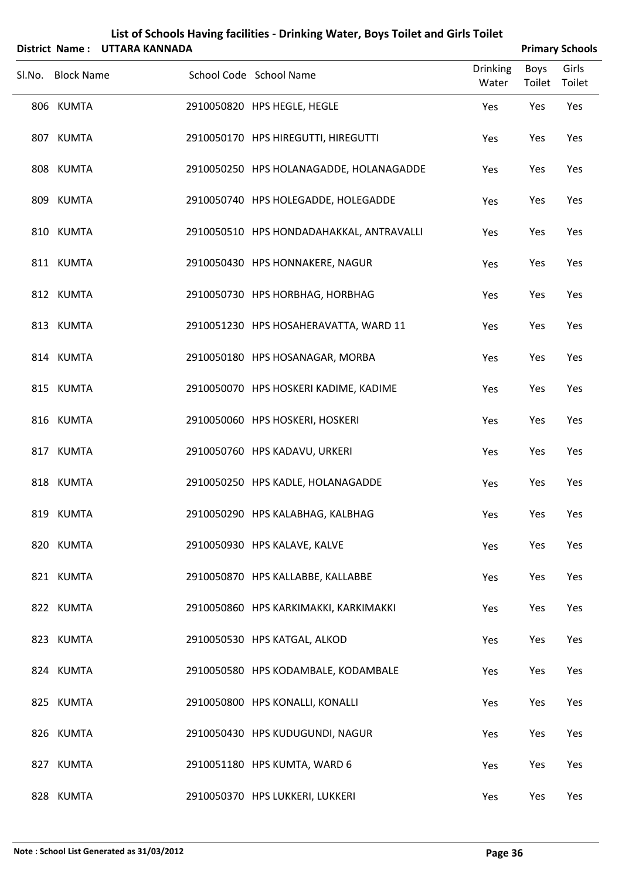# List of Schools Having facilities - Drinking Water, Boys Toilet and Girls Toilet

**District Name : UTTARA KANNADA** **Primary Schools**

| Sl.No. | Block Name | School Code | School Name | Drinking Water | Boys Toilet | Girls Toilet |
|---|---|---|---|---|---|---|
| 806 | KUMTA | 2910050820 | HPS HEGLE, HEGLE | Yes | Yes | Yes |
| 807 | KUMTA | 2910050170 | HPS HIREGUTTI, HIREGUTTI | Yes | Yes | Yes |
| 808 | KUMTA | 2910050250 | HPS HOLANAGADDE, HOLANAGADDE | Yes | Yes | Yes |
| 809 | KUMTA | 2910050740 | HPS HOLEGADDE, HOLEGADDE | Yes | Yes | Yes |
| 810 | KUMTA | 2910050510 | HPS HONDADAHAKKAL, ANTRAVALLI | Yes | Yes | Yes |
| 811 | KUMTA | 2910050430 | HPS HONNAKERE, NAGUR | Yes | Yes | Yes |
| 812 | KUMTA | 2910050730 | HPS HORBHAG, HORBHAG | Yes | Yes | Yes |
| 813 | KUMTA | 2910051230 | HPS HOSAHERAVATTA, WARD 11 | Yes | Yes | Yes |
| 814 | KUMTA | 2910050180 | HPS HOSANAGAR, MORBA | Yes | Yes | Yes |
| 815 | KUMTA | 2910050070 | HPS HOSKERI KADIME, KADIME | Yes | Yes | Yes |
| 816 | KUMTA | 2910050060 | HPS HOSKERI, HOSKERI | Yes | Yes | Yes |
| 817 | KUMTA | 2910050760 | HPS KADAVU, URKERI | Yes | Yes | Yes |
| 818 | KUMTA | 2910050250 | HPS KADLE, HOLANAGADDE | Yes | Yes | Yes |
| 819 | KUMTA | 2910050290 | HPS KALABHAG, KALBHAG | Yes | Yes | Yes |
| 820 | KUMTA | 2910050930 | HPS KALAVE, KALVE | Yes | Yes | Yes |
| 821 | KUMTA | 2910050870 | HPS KALLABBE, KALLABBE | Yes | Yes | Yes |
| 822 | KUMTA | 2910050860 | HPS KARKIMAKKI, KARKIMAKKI | Yes | Yes | Yes |
| 823 | KUMTA | 2910050530 | HPS KATGAL, ALKOD | Yes | Yes | Yes |
| 824 | KUMTA | 2910050580 | HPS KODAMBALE, KODAMBALE | Yes | Yes | Yes |
| 825 | KUMTA | 2910050800 | HPS KONALLI, KONALLI | Yes | Yes | Yes |
| 826 | KUMTA | 2910050430 | HPS KUDUGUNDI, NAGUR | Yes | Yes | Yes |
| 827 | KUMTA | 2910051180 | HPS KUMTA, WARD 6 | Yes | Yes | Yes |
| 828 | KUMTA | 2910050370 | HPS LUKKERI, LUKKERI | Yes | Yes | Yes |

**Note : School List Generated as 31/03/2012**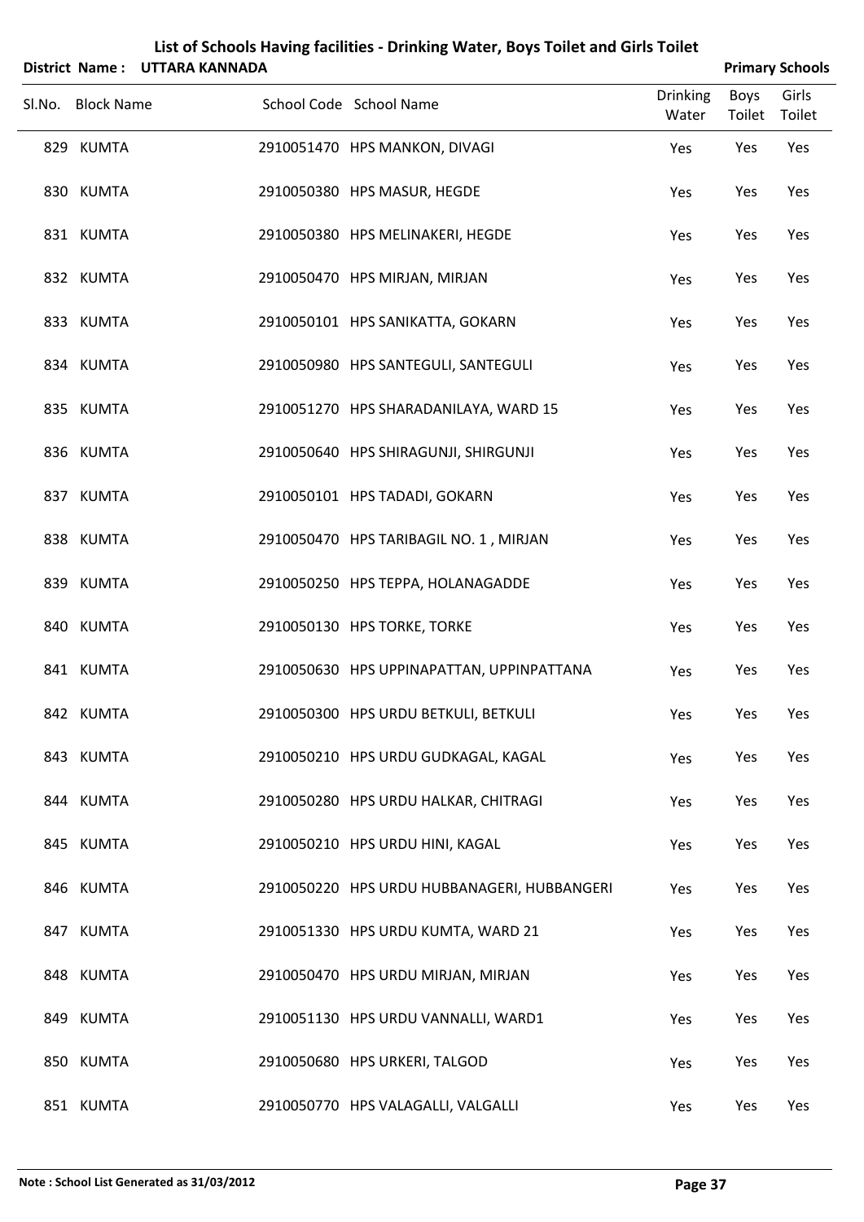# List of Schools Having facilities - Drinking Water, Boys Toilet and Girls Toilet

**District Name : UTTARA KANNADA** **Primary Schools**

| Sl.No. | Block Name | School Code | School Name | Drinking Water | Boys Toilet | Girls Toilet |
|---|---|---|---|---|---|---|
| 829 | KUMTA | 2910051470 | HPS MANKON, DIVAGI | Yes | Yes | Yes |
| 830 | KUMTA | 2910050380 | HPS MASUR, HEGDE | Yes | Yes | Yes |
| 831 | KUMTA | 2910050380 | HPS MELINAKERI, HEGDE | Yes | Yes | Yes |
| 832 | KUMTA | 2910050470 | HPS MIRJAN, MIRJAN | Yes | Yes | Yes |
| 833 | KUMTA | 2910050101 | HPS SANIKATTA, GOKARN | Yes | Yes | Yes |
| 834 | KUMTA | 2910050980 | HPS SANTEGULI, SANTEGULI | Yes | Yes | Yes |
| 835 | KUMTA | 2910051270 | HPS SHARADANILAYA, WARD 15 | Yes | Yes | Yes |
| 836 | KUMTA | 2910050640 | HPS SHIRAGUNJI, SHIRGUNJI | Yes | Yes | Yes |
| 837 | KUMTA | 2910050101 | HPS TADADI, GOKARN | Yes | Yes | Yes |
| 838 | KUMTA | 2910050470 | HPS TARIBAGIL NO. 1 , MIRJAN | Yes | Yes | Yes |
| 839 | KUMTA | 2910050250 | HPS TEPPA, HOLANAGADDE | Yes | Yes | Yes |
| 840 | KUMTA | 2910050130 | HPS TORKE, TORKE | Yes | Yes | Yes |
| 841 | KUMTA | 2910050630 | HPS UPPINAPATTAN, UPPINPATTANA | Yes | Yes | Yes |
| 842 | KUMTA | 2910050300 | HPS URDU BETKULI, BETKULI | Yes | Yes | Yes |
| 843 | KUMTA | 2910050210 | HPS URDU GUDKAGAL, KAGAL | Yes | Yes | Yes |
| 844 | KUMTA | 2910050280 | HPS URDU HALKAR, CHITRAGI | Yes | Yes | Yes |
| 845 | KUMTA | 2910050210 | HPS URDU HINI, KAGAL | Yes | Yes | Yes |
| 846 | KUMTA | 2910050220 | HPS URDU HUBBANAGERI, HUBBANGERI | Yes | Yes | Yes |
| 847 | KUMTA | 2910051330 | HPS URDU KUMTA, WARD 21 | Yes | Yes | Yes |
| 848 | KUMTA | 2910050470 | HPS URDU MIRJAN, MIRJAN | Yes | Yes | Yes |
| 849 | KUMTA | 2910051130 | HPS URDU VANNALLI, WARD1 | Yes | Yes | Yes |
| 850 | KUMTA | 2910050680 | HPS URKERI, TALGOD | Yes | Yes | Yes |
| 851 | KUMTA | 2910050770 | HPS VALAGALLI, VALGALLI | Yes | Yes | Yes |

**Note : School List Generated as 31/03/2012**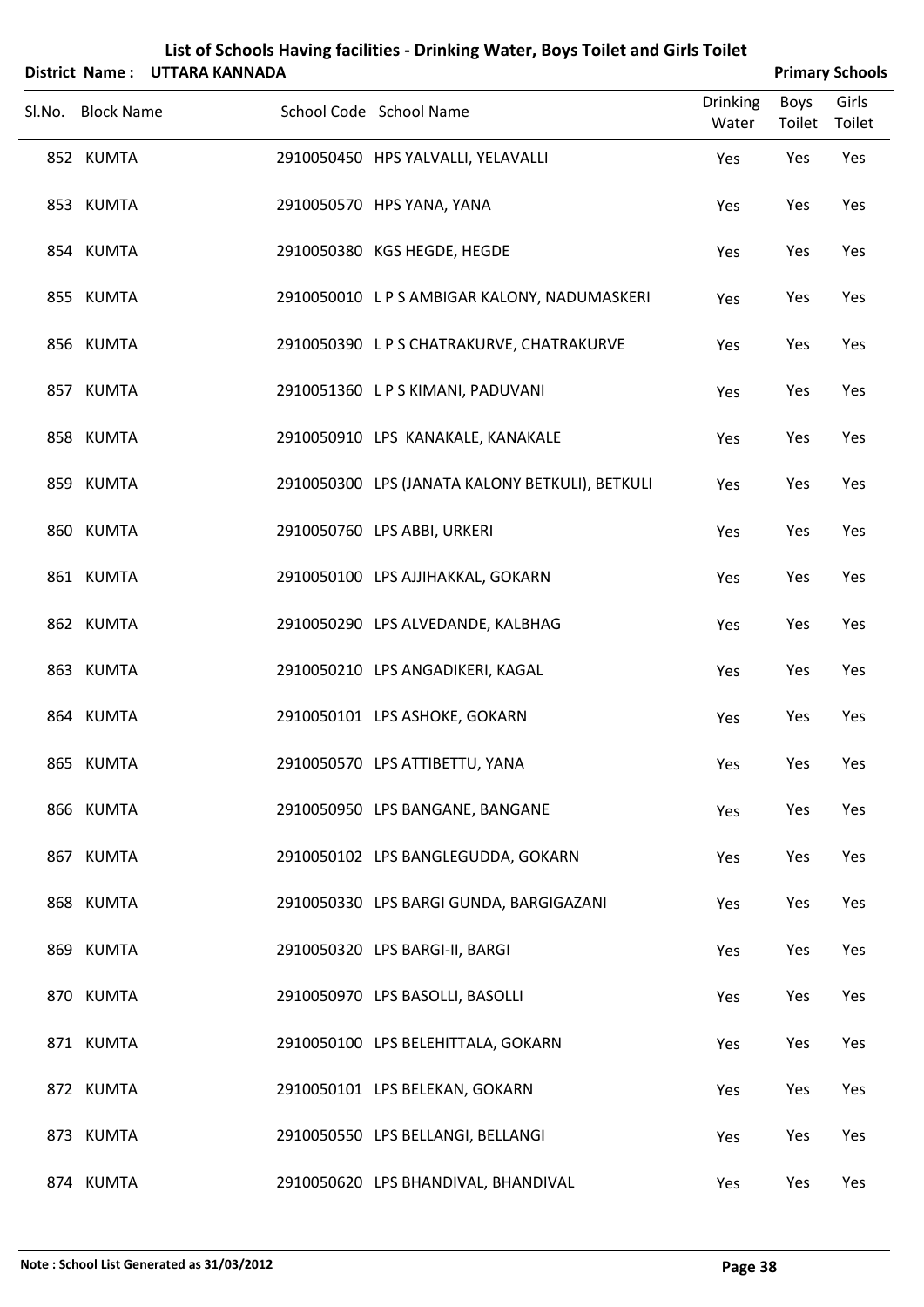# List of Schools Having facilities - Drinking Water, Boys Toilet and Girls Toilet

**District Name : UTTARA KANNADA** **Primary Schools**

| Sl.No. | Block Name | School Code | School Name | Drinking Water | Boys Toilet | Girls Toilet |
|---|---|---|---|---|---|---|
| 852 | KUMTA | 2910050450 | HPS YALVALLI, YELAVALLI | Yes | Yes | Yes |
| 853 | KUMTA | 2910050570 | HPS YANA, YANA | Yes | Yes | Yes |
| 854 | KUMTA | 2910050380 | KGS HEGDE, HEGDE | Yes | Yes | Yes |
| 855 | KUMTA | 2910050010 | L P S AMBIGAR KALONY, NADUMASKERI | Yes | Yes | Yes |
| 856 | KUMTA | 2910050390 | L P S CHATRAKURVE, CHATRAKURVE | Yes | Yes | Yes |
| 857 | KUMTA | 2910051360 | L P S KIMANI, PADUVANI | Yes | Yes | Yes |
| 858 | KUMTA | 2910050910 | LPS KANAKALE, KANAKALE | Yes | Yes | Yes |
| 859 | KUMTA | 2910050300 | LPS (JANATA KALONY BETKULI), BETKULI | Yes | Yes | Yes |
| 860 | KUMTA | 2910050760 | LPS ABBI, URKERI | Yes | Yes | Yes |
| 861 | KUMTA | 2910050100 | LPS AJJIHAKKAL, GOKARN | Yes | Yes | Yes |
| 862 | KUMTA | 2910050290 | LPS ALVEDANDE, KALBHAG | Yes | Yes | Yes |
| 863 | KUMTA | 2910050210 | LPS ANGADIKERI, KAGAL | Yes | Yes | Yes |
| 864 | KUMTA | 2910050101 | LPS ASHOKE, GOKARN | Yes | Yes | Yes |
| 865 | KUMTA | 2910050570 | LPS ATTIBETTU, YANA | Yes | Yes | Yes |
| 866 | KUMTA | 2910050950 | LPS BANGANE, BANGANE | Yes | Yes | Yes |
| 867 | KUMTA | 2910050102 | LPS BANGLEGUDDA, GOKARN | Yes | Yes | Yes |
| 868 | KUMTA | 2910050330 | LPS BARGI GUNDA, BARGIGAZANI | Yes | Yes | Yes |
| 869 | KUMTA | 2910050320 | LPS BARGI-II, BARGI | Yes | Yes | Yes |
| 870 | KUMTA | 2910050970 | LPS BASOLLI, BASOLLI | Yes | Yes | Yes |
| 871 | KUMTA | 2910050100 | LPS BELEHITTALA, GOKARN | Yes | Yes | Yes |
| 872 | KUMTA | 2910050101 | LPS BELEKAN, GOKARN | Yes | Yes | Yes |
| 873 | KUMTA | 2910050550 | LPS BELLANGI, BELLANGI | Yes | Yes | Yes |
| 874 | KUMTA | 2910050620 | LPS BHANDIVAL, BHANDIVAL | Yes | Yes | Yes |

**Note : School List Generated as 31/03/2012**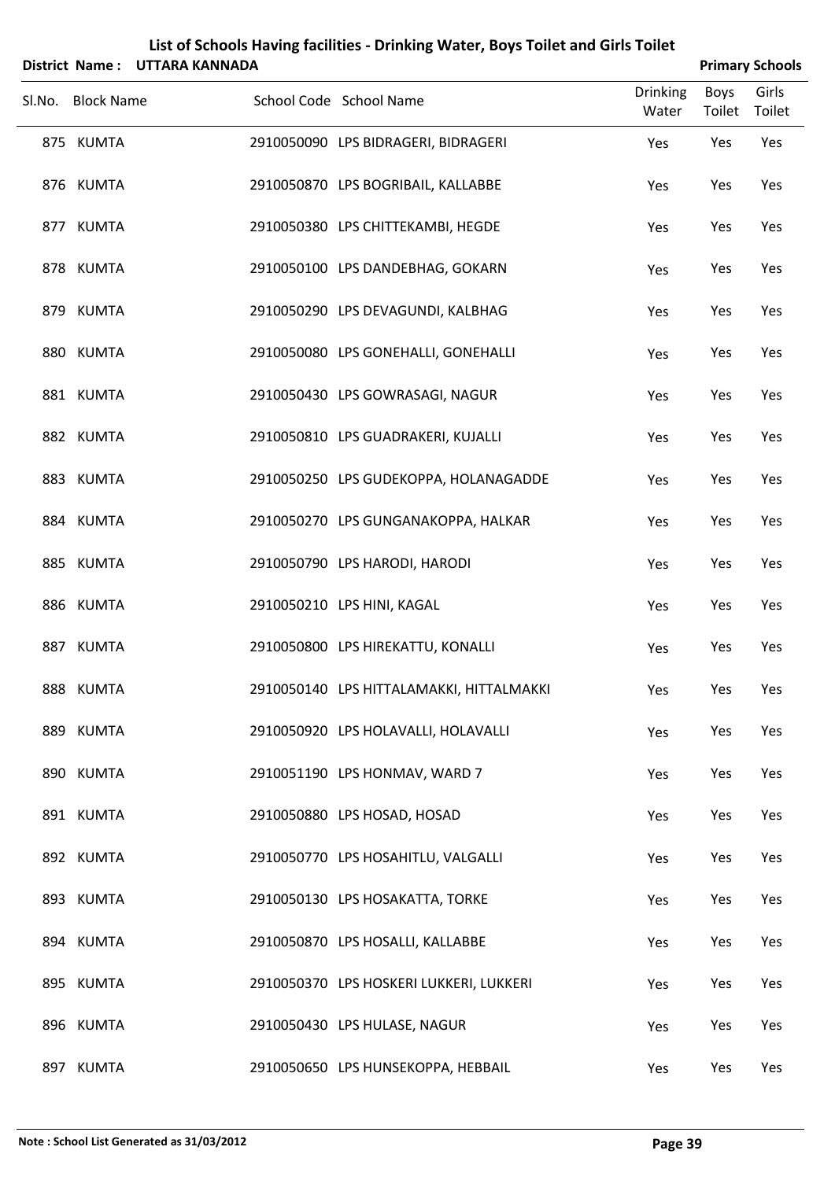# List of Schools Having facilities - Drinking Water, Boys Toilet and Girls Toilet

**District Name : UTTARA KANNADA** **Primary Schools**

| Sl.No. | Block Name | School Code | School Name | Drinking Water | Boys Toilet | Girls Toilet |
|---|---|---|---|---|---|---|
| 875 | KUMTA | 2910050090 | LPS BIDRAGERI, BIDRAGERI | Yes | Yes | Yes |
| 876 | KUMTA | 2910050870 | LPS BOGRIBAIL, KALLABBE | Yes | Yes | Yes |
| 877 | KUMTA | 2910050380 | LPS CHITTEKAMBI, HEGDE | Yes | Yes | Yes |
| 878 | KUMTA | 2910050100 | LPS DANDEBHAG, GOKARN | Yes | Yes | Yes |
| 879 | KUMTA | 2910050290 | LPS DEVAGUNDI, KALBHAG | Yes | Yes | Yes |
| 880 | KUMTA | 2910050080 | LPS GONEHALLI, GONEHALLI | Yes | Yes | Yes |
| 881 | KUMTA | 2910050430 | LPS GOWRASAGI, NAGUR | Yes | Yes | Yes |
| 882 | KUMTA | 2910050810 | LPS GUADRAKERI, KUJALLI | Yes | Yes | Yes |
| 883 | KUMTA | 2910050250 | LPS GUDEKOPPA, HOLANAGADDE | Yes | Yes | Yes |
| 884 | KUMTA | 2910050270 | LPS GUNGANAKOPPA, HALKAR | Yes | Yes | Yes |
| 885 | KUMTA | 2910050790 | LPS HARODI, HARODI | Yes | Yes | Yes |
| 886 | KUMTA | 2910050210 | LPS HINI, KAGAL | Yes | Yes | Yes |
| 887 | KUMTA | 2910050800 | LPS HIREKATTU, KONALLI | Yes | Yes | Yes |
| 888 | KUMTA | 2910050140 | LPS HITTALAMAKKI, HITTALMAKKI | Yes | Yes | Yes |
| 889 | KUMTA | 2910050920 | LPS HOLAVALLI, HOLAVALLI | Yes | Yes | Yes |
| 890 | KUMTA | 2910051190 | LPS HONMAV, WARD 7 | Yes | Yes | Yes |
| 891 | KUMTA | 2910050880 | LPS HOSAD, HOSAD | Yes | Yes | Yes |
| 892 | KUMTA | 2910050770 | LPS HOSAHITLU, VALGALLI | Yes | Yes | Yes |
| 893 | KUMTA | 2910050130 | LPS HOSAKATTA, TORKE | Yes | Yes | Yes |
| 894 | KUMTA | 2910050870 | LPS HOSALLI, KALLABBE | Yes | Yes | Yes |
| 895 | KUMTA | 2910050370 | LPS HOSKERI LUKKERI, LUKKERI | Yes | Yes | Yes |
| 896 | KUMTA | 2910050430 | LPS HULASE, NAGUR | Yes | Yes | Yes |
| 897 | KUMTA | 2910050650 | LPS HUNSEKOPPA, HEBBAIL | Yes | Yes | Yes |

**Note : School List Generated as 31/03/2012**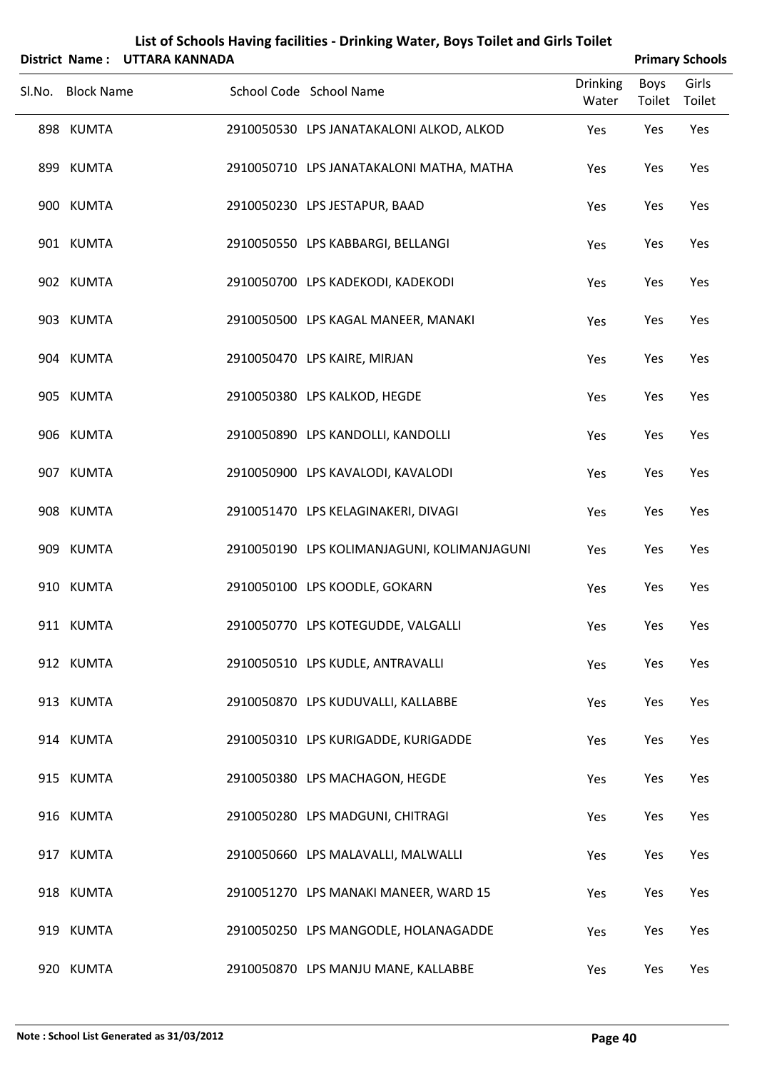# List of Schools Having facilities - Drinking Water, Boys Toilet and Girls Toilet

**District Name : UTTARA KANNADA** **Primary Schools**

| Sl.No. | Block Name | School Code | School Name | Drinking Water | Boys Toilet | Girls Toilet |
|---|---|---|---|---|---|---|
| 898 | KUMTA | 2910050530 | LPS JANATAKALONI ALKOD, ALKOD | Yes | Yes | Yes |
| 899 | KUMTA | 2910050710 | LPS JANATAKALONI MATHA, MATHA | Yes | Yes | Yes |
| 900 | KUMTA | 2910050230 | LPS JESTAPUR, BAAD | Yes | Yes | Yes |
| 901 | KUMTA | 2910050550 | LPS KABBARGI, BELLANGI | Yes | Yes | Yes |
| 902 | KUMTA | 2910050700 | LPS KADEKODI, KADEKODI | Yes | Yes | Yes |
| 903 | KUMTA | 2910050500 | LPS KAGAL MANEER, MANAKI | Yes | Yes | Yes |
| 904 | KUMTA | 2910050470 | LPS KAIRE, MIRJAN | Yes | Yes | Yes |
| 905 | KUMTA | 2910050380 | LPS KALKOD, HEGDE | Yes | Yes | Yes |
| 906 | KUMTA | 2910050890 | LPS KANDOLLI, KANDOLLI | Yes | Yes | Yes |
| 907 | KUMTA | 2910050900 | LPS KAVALODI, KAVALODI | Yes | Yes | Yes |
| 908 | KUMTA | 2910051470 | LPS KELAGINAKERI, DIVAGI | Yes | Yes | Yes |
| 909 | KUMTA | 2910050190 | LPS KOLIMANJAGUNI, KOLIMANJAGUNI | Yes | Yes | Yes |
| 910 | KUMTA | 2910050100 | LPS KOODLE, GOKARN | Yes | Yes | Yes |
| 911 | KUMTA | 2910050770 | LPS KOTEGUDDE, VALGALLI | Yes | Yes | Yes |
| 912 | KUMTA | 2910050510 | LPS KUDLE, ANTRAVALLI | Yes | Yes | Yes |
| 913 | KUMTA | 2910050870 | LPS KUDUVALLI, KALLABBE | Yes | Yes | Yes |
| 914 | KUMTA | 2910050310 | LPS KURIGADDE, KURIGADDE | Yes | Yes | Yes |
| 915 | KUMTA | 2910050380 | LPS MACHAGON, HEGDE | Yes | Yes | Yes |
| 916 | KUMTA | 2910050280 | LPS MADGUNI, CHITRAGI | Yes | Yes | Yes |
| 917 | KUMTA | 2910050660 | LPS MALAVALLI, MALWALLI | Yes | Yes | Yes |
| 918 | KUMTA | 2910051270 | LPS MANAKI MANEER, WARD 15 | Yes | Yes | Yes |
| 919 | KUMTA | 2910050250 | LPS MANGODLE, HOLANAGADDE | Yes | Yes | Yes |
| 920 | KUMTA | 2910050870 | LPS MANJU MANE, KALLABBE | Yes | Yes | Yes |

**Note : School List Generated as 31/03/2012**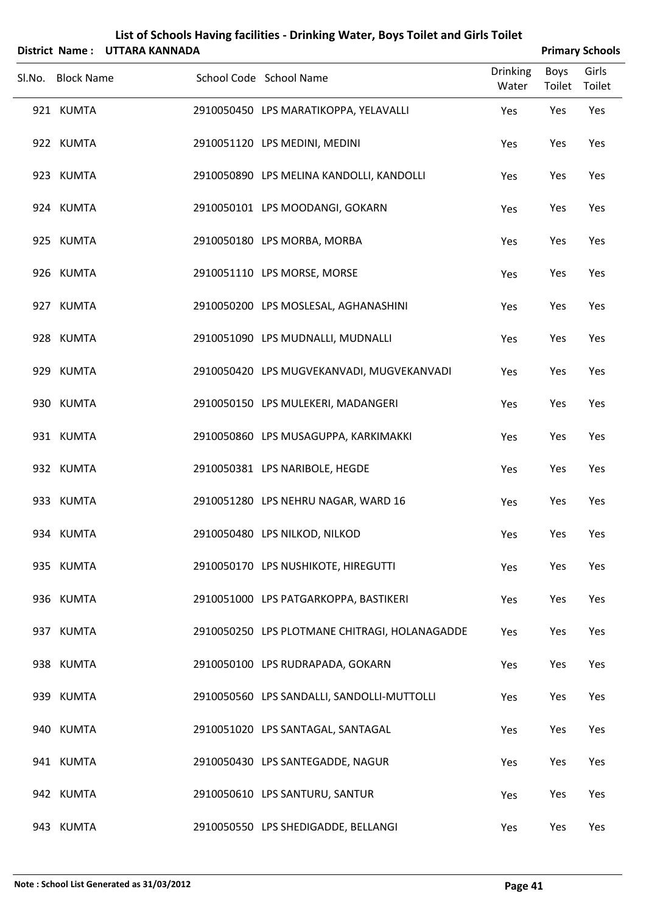# List of Schools Having facilities - Drinking Water, Boys Toilet and Girls Toilet

**District Name : UTTARA KANNADA** **Primary Schools**

| Sl.No. | Block Name | School Code | School Name | Drinking Water | Boys Toilet | Girls Toilet |
|---|---|---|---|---|---|---|
| 921 | KUMTA | 2910050450 | LPS MARATIKOPPA, YELAVALLI | Yes | Yes | Yes |
| 922 | KUMTA | 2910051120 | LPS MEDINI, MEDINI | Yes | Yes | Yes |
| 923 | KUMTA | 2910050890 | LPS MELINA KANDOLLI, KANDOLLI | Yes | Yes | Yes |
| 924 | KUMTA | 2910050101 | LPS MOODANGI, GOKARN | Yes | Yes | Yes |
| 925 | KUMTA | 2910050180 | LPS MORBA, MORBA | Yes | Yes | Yes |
| 926 | KUMTA | 2910051110 | LPS MORSE, MORSE | Yes | Yes | Yes |
| 927 | KUMTA | 2910050200 | LPS MOSLESAL, AGHANASHINI | Yes | Yes | Yes |
| 928 | KUMTA | 2910051090 | LPS MUDNALLI, MUDNALLI | Yes | Yes | Yes |
| 929 | KUMTA | 2910050420 | LPS MUGVEKANVADI, MUGVEKANVADI | Yes | Yes | Yes |
| 930 | KUMTA | 2910050150 | LPS MULEKERI, MADANGERI | Yes | Yes | Yes |
| 931 | KUMTA | 2910050860 | LPS MUSAGUPPA, KARKIMAKKI | Yes | Yes | Yes |
| 932 | KUMTA | 2910050381 | LPS NARIBOLE, HEGDE | Yes | Yes | Yes |
| 933 | KUMTA | 2910051280 | LPS NEHRU NAGAR, WARD 16 | Yes | Yes | Yes |
| 934 | KUMTA | 2910050480 | LPS NILKOD, NILKOD | Yes | Yes | Yes |
| 935 | KUMTA | 2910050170 | LPS NUSHIKOTE, HIREGUTTI | Yes | Yes | Yes |
| 936 | KUMTA | 2910051000 | LPS PATGARKOPPA, BASTIKERI | Yes | Yes | Yes |
| 937 | KUMTA | 2910050250 | LPS PLOTMANE CHITRAGI, HOLANAGADDE | Yes | Yes | Yes |
| 938 | KUMTA | 2910050100 | LPS RUDRAPADA, GOKARN | Yes | Yes | Yes |
| 939 | KUMTA | 2910050560 | LPS SANDALLI, SANDOLLI-MUTTOLLI | Yes | Yes | Yes |
| 940 | KUMTA | 2910051020 | LPS SANTAGAL, SANTAGAL | Yes | Yes | Yes |
| 941 | KUMTA | 2910050430 | LPS SANTEGADDE, NAGUR | Yes | Yes | Yes |
| 942 | KUMTA | 2910050610 | LPS SANTURU, SANTUR | Yes | Yes | Yes |
| 943 | KUMTA | 2910050550 | LPS SHEDIGADDE, BELLANGI | Yes | Yes | Yes |

**Note : School List Generated as 31/03/2012**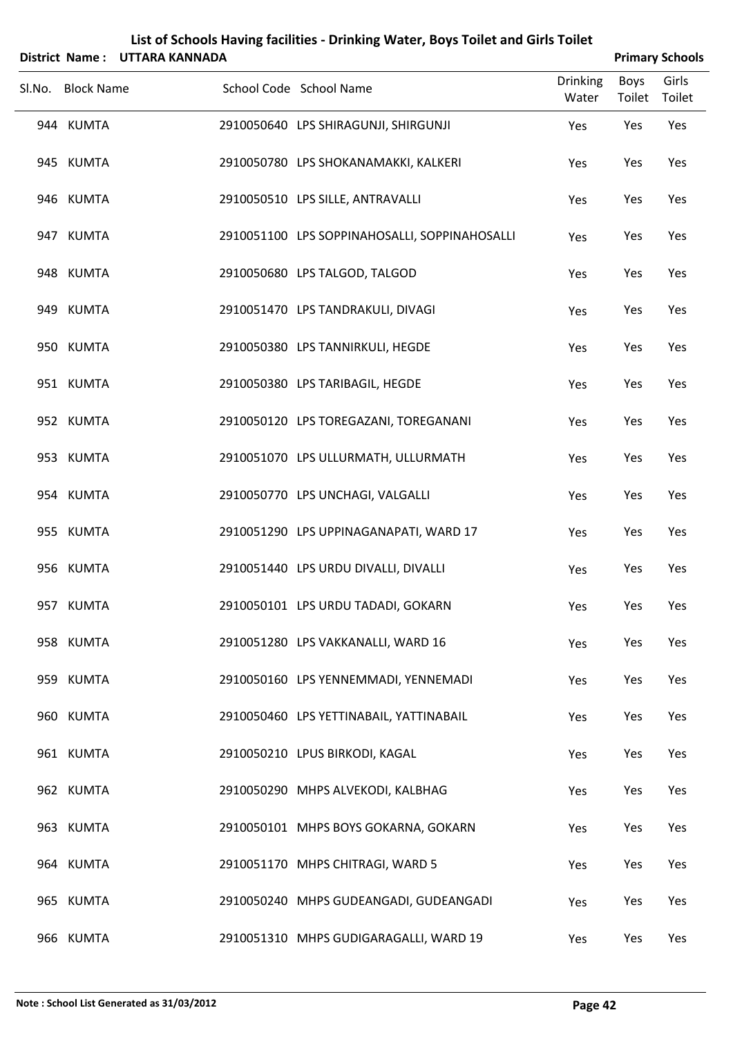# List of Schools Having facilities - Drinking Water, Boys Toilet and Girls Toilet

**District Name : UTTARA KANNADA** **Primary Schools**

| Sl.No. | Block Name | School Code | School Name | Drinking Water | Boys Toilet | Girls Toilet |
|---|---|---|---|---|---|---|
| 944 | KUMTA | 2910050640 | LPS SHIRAGUNJI, SHIRGUNJI | Yes | Yes | Yes |
| 945 | KUMTA | 2910050780 | LPS SHOKANAMAKKI, KALKERI | Yes | Yes | Yes |
| 946 | KUMTA | 2910050510 | LPS SILLE, ANTRAVALLI | Yes | Yes | Yes |
| 947 | KUMTA | 2910051100 | LPS SOPPINAHOSALLI, SOPPINAHOSALLI | Yes | Yes | Yes |
| 948 | KUMTA | 2910050680 | LPS TALGOD, TALGOD | Yes | Yes | Yes |
| 949 | KUMTA | 2910051470 | LPS TANDRAKULI, DIVAGI | Yes | Yes | Yes |
| 950 | KUMTA | 2910050380 | LPS TANNIRKULI, HEGDE | Yes | Yes | Yes |
| 951 | KUMTA | 2910050380 | LPS TARIBAGIL, HEGDE | Yes | Yes | Yes |
| 952 | KUMTA | 2910050120 | LPS TOREGAZANI, TOREGANANI | Yes | Yes | Yes |
| 953 | KUMTA | 2910051070 | LPS ULLURMATH, ULLURMATH | Yes | Yes | Yes |
| 954 | KUMTA | 2910050770 | LPS UNCHAGI, VALGALLI | Yes | Yes | Yes |
| 955 | KUMTA | 2910051290 | LPS UPPINAGANAPATI, WARD 17 | Yes | Yes | Yes |
| 956 | KUMTA | 2910051440 | LPS URDU DIVALLI, DIVALLI | Yes | Yes | Yes |
| 957 | KUMTA | 2910050101 | LPS URDU TADADI, GOKARN | Yes | Yes | Yes |
| 958 | KUMTA | 2910051280 | LPS VAKKANALLI, WARD 16 | Yes | Yes | Yes |
| 959 | KUMTA | 2910050160 | LPS YENNEMMADI, YENNEMADI | Yes | Yes | Yes |
| 960 | KUMTA | 2910050460 | LPS YETTINABAIL, YATTINABAIL | Yes | Yes | Yes |
| 961 | KUMTA | 2910050210 | LPUS BIRKODI, KAGAL | Yes | Yes | Yes |
| 962 | KUMTA | 2910050290 | MHPS ALVEKODI, KALBHAG | Yes | Yes | Yes |
| 963 | KUMTA | 2910050101 | MHPS BOYS GOKARNA, GOKARN | Yes | Yes | Yes |
| 964 | KUMTA | 2910051170 | MHPS CHITRAGI, WARD 5 | Yes | Yes | Yes |
| 965 | KUMTA | 2910050240 | MHPS GUDEANGADI, GUDEANGADI | Yes | Yes | Yes |
| 966 | KUMTA | 2910051310 | MHPS GUDIGARAGALLI, WARD 19 | Yes | Yes | Yes |

**Note : School List Generated as 31/03/2012**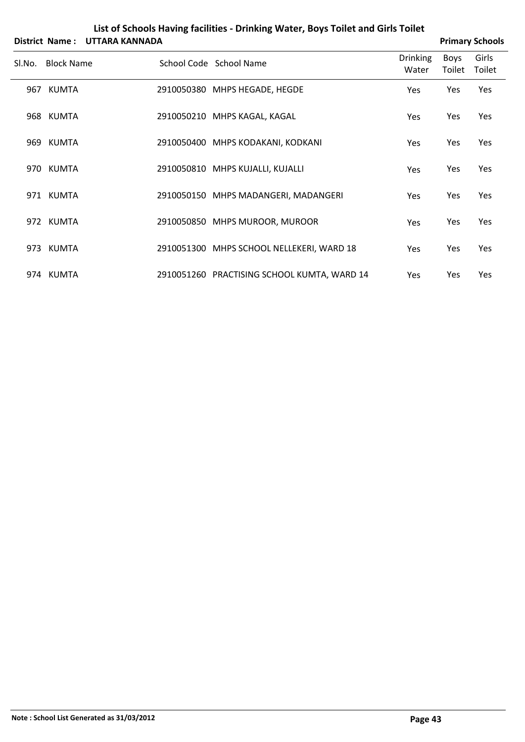# List of Schools Having facilities - Drinking Water, Boys Toilet and Girls Toilet

**District Name : UTTARA KANNADA** **Primary Schools**

| Sl.No. | Block Name | School Code | School Name | Drinking Water | Boys Toilet | Girls Toilet |
|---|---|---|---|---|---|---|
| 967 | KUMTA | 2910050380 | MHPS HEGADE, HEGDE | Yes | Yes | Yes |
| 968 | KUMTA | 2910050210 | MHPS KAGAL, KAGAL | Yes | Yes | Yes |
| 969 | KUMTA | 2910050400 | MHPS KODAKANI, KODKANI | Yes | Yes | Yes |
| 970 | KUMTA | 2910050810 | MHPS KUJALLI, KUJALLI | Yes | Yes | Yes |
| 971 | KUMTA | 2910050150 | MHPS MADANGERI, MADANGERI | Yes | Yes | Yes |
| 972 | KUMTA | 2910050850 | MHPS MUROOR, MUROOR | Yes | Yes | Yes |
| 973 | KUMTA | 2910051300 | MHPS SCHOOL NELLEKERI, WARD 18 | Yes | Yes | Yes |
| 974 | KUMTA | 2910051260 | PRACTISING SCHOOL KUMTA, WARD 14 | Yes | Yes | Yes |

**Note : School List Generated as 31/03/2012**